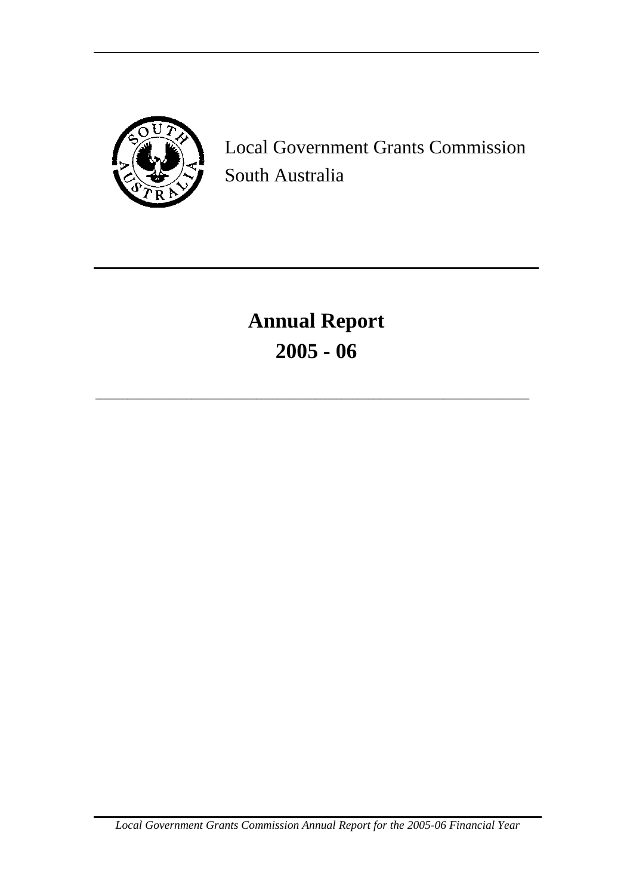Local Government Grants Commission
South Australia

# Annual Report
# 2005 - 06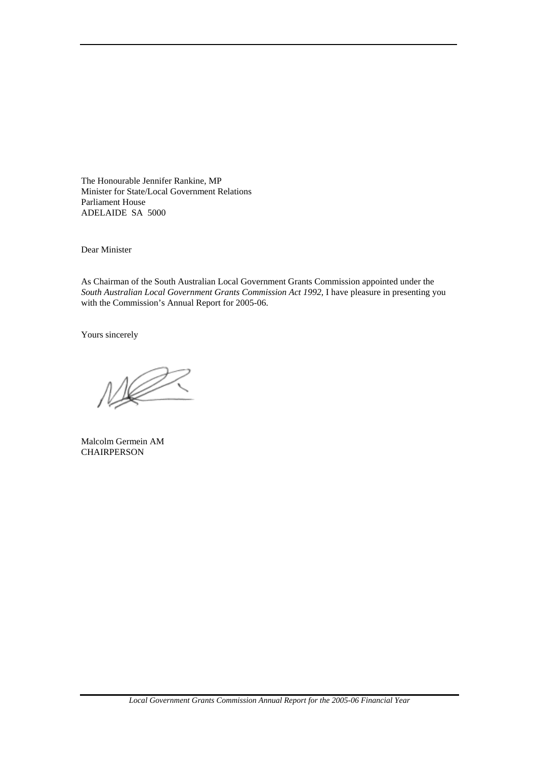The Honourable Jennifer Rankine, MP
Minister for State/Local Government Relations
Parliament House
ADELAIDE SA 5000

Dear Minister

As Chairman of the South Australian Local Government Grants Commission appointed under the *South Australian Local Government Grants Commission Act 1992*, I have pleasure in presenting you with the Commission's Annual Report for 2005-06.

Yours sincerely

Malcolm Germein AM
CHAIRPERSON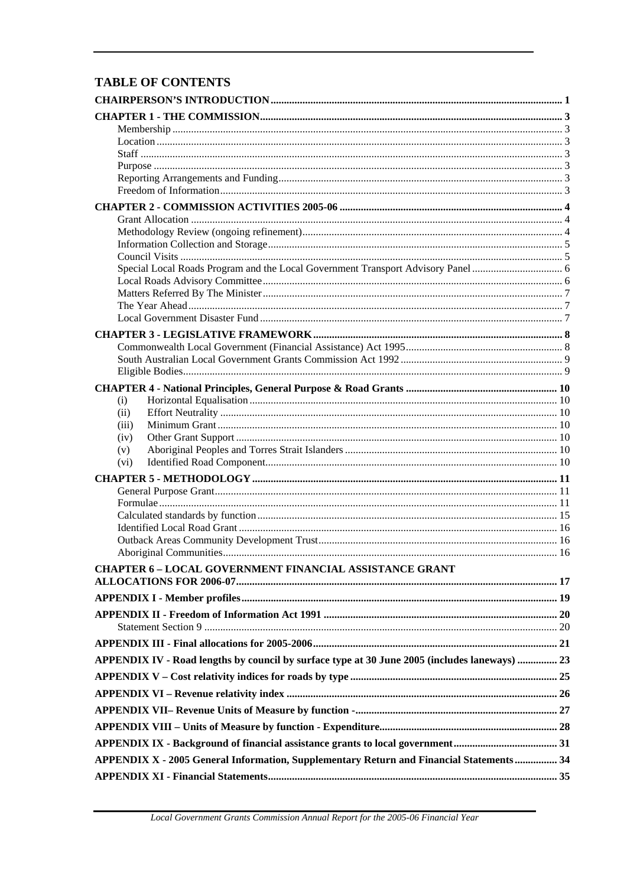## TABLE OF CONTENTS

**CHAIRPERSON'S INTRODUCTION** ........ 1

**CHAPTER 1 - THE COMMISSION** ........ 3
- Membership ........ 3
- Location ........ 3
- Staff ........ 3
- Purpose ........ 3
- Reporting Arrangements and Funding ........ 3
- Freedom of Information ........ 3

**CHAPTER 2 - COMMISSION ACTIVITIES 2005-06** ........ 4
- Grant Allocation ........ 4
- Methodology Review (ongoing refinement) ........ 4
- Information Collection and Storage ........ 5
- Council Visits ........ 5
- Special Local Roads Program and the Local Government Transport Advisory Panel ........ 6
- Local Roads Advisory Committee ........ 6
- Matters Referred By The Minister ........ 7
- The Year Ahead ........ 7
- Local Government Disaster Fund ........ 7

**CHAPTER 3 - LEGISLATIVE FRAMEWORK** ........ 8
- Commonwealth Local Government (Financial Assistance) Act 1995 ........ 8
- South Australian Local Government Grants Commission Act 1992 ........ 9
- Eligible Bodies ........ 9

**CHAPTER 4 - National Principles, General Purpose & Road Grants** ........ 10
- (i) Horizontal Equalisation ........ 10
- (ii) Effort Neutrality ........ 10
- (iii) Minimum Grant ........ 10
- (iv) Other Grant Support ........ 10
- (v) Aboriginal Peoples and Torres Strait Islanders ........ 10
- (vi) Identified Road Component ........ 10

**CHAPTER 5 - METHODOLOGY** ........ 11
- General Purpose Grant ........ 11
- Formulae ........ 11
- Calculated standards by function ........ 15
- Identified Local Road Grant ........ 16
- Outback Areas Community Development Trust ........ 16
- Aboriginal Communities ........ 16

**CHAPTER 6 – LOCAL GOVERNMENT FINANCIAL ASSISTANCE GRANT ALLOCATIONS FOR 2006-07** ........ 17

**APPENDIX I - Member profiles** ........ 19

**APPENDIX II - Freedom of Information Act 1991** ........ 20
- Statement Section 9 ........ 20

**APPENDIX III - Final allocations for 2005-2006** ........ 21

**APPENDIX IV - Road lengths by council by surface type at 30 June 2005 (includes laneways)** ........ 23

**APPENDIX V – Cost relativity indices for roads by type** ........ 25

**APPENDIX VI – Revenue relativity index** ........ 26

**APPENDIX VII– Revenue Units of Measure by function -** ........ 27

**APPENDIX VIII – Units of Measure by function - Expenditure** ........ 28

**APPENDIX IX - Background of financial assistance grants to local government** ........ 31

**APPENDIX X - 2005 General Information, Supplementary Return and Financial Statements** ........ 34

**APPENDIX XI - Financial Statements** ........ 35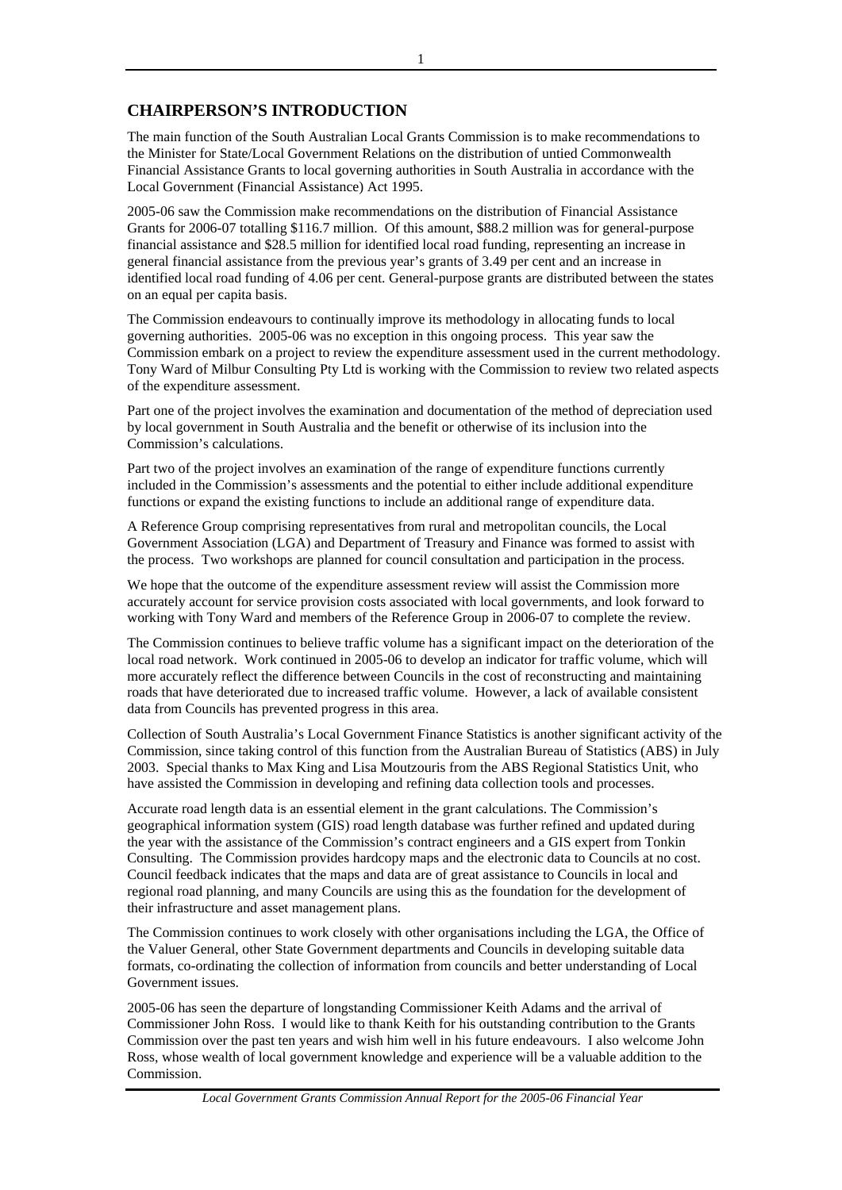## CHAIRPERSON'S INTRODUCTION

The main function of the South Australian Local Grants Commission is to make recommendations to the Minister for State/Local Government Relations on the distribution of untied Commonwealth Financial Assistance Grants to local governing authorities in South Australia in accordance with the Local Government (Financial Assistance) Act 1995.

2005-06 saw the Commission make recommendations on the distribution of Financial Assistance Grants for 2006-07 totalling $116.7 million. Of this amount, $88.2 million was for general-purpose financial assistance and $28.5 million for identified local road funding, representing an increase in general financial assistance from the previous year's grants of 3.49 per cent and an increase in identified local road funding of 4.06 per cent. General-purpose grants are distributed between the states on an equal per capita basis.

The Commission endeavours to continually improve its methodology in allocating funds to local governing authorities. 2005-06 was no exception in this ongoing process. This year saw the Commission embark on a project to review the expenditure assessment used in the current methodology. Tony Ward of Milbur Consulting Pty Ltd is working with the Commission to review two related aspects of the expenditure assessment.

Part one of the project involves the examination and documentation of the method of depreciation used by local government in South Australia and the benefit or otherwise of its inclusion into the Commission's calculations.

Part two of the project involves an examination of the range of expenditure functions currently included in the Commission's assessments and the potential to either include additional expenditure functions or expand the existing functions to include an additional range of expenditure data.

A Reference Group comprising representatives from rural and metropolitan councils, the Local Government Association (LGA) and Department of Treasury and Finance was formed to assist with the process. Two workshops are planned for council consultation and participation in the process.

We hope that the outcome of the expenditure assessment review will assist the Commission more accurately account for service provision costs associated with local governments, and look forward to working with Tony Ward and members of the Reference Group in 2006-07 to complete the review.

The Commission continues to believe traffic volume has a significant impact on the deterioration of the local road network. Work continued in 2005-06 to develop an indicator for traffic volume, which will more accurately reflect the difference between Councils in the cost of reconstructing and maintaining roads that have deteriorated due to increased traffic volume. However, a lack of available consistent data from Councils has prevented progress in this area.

Collection of South Australia's Local Government Finance Statistics is another significant activity of the Commission, since taking control of this function from the Australian Bureau of Statistics (ABS) in July 2003. Special thanks to Max King and Lisa Moutzouris from the ABS Regional Statistics Unit, who have assisted the Commission in developing and refining data collection tools and processes.

Accurate road length data is an essential element in the grant calculations. The Commission's geographical information system (GIS) road length database was further refined and updated during the year with the assistance of the Commission's contract engineers and a GIS expert from Tonkin Consulting. The Commission provides hardcopy maps and the electronic data to Councils at no cost. Council feedback indicates that the maps and data are of great assistance to Councils in local and regional road planning, and many Councils are using this as the foundation for the development of their infrastructure and asset management plans.

The Commission continues to work closely with other organisations including the LGA, the Office of the Valuer General, other State Government departments and Councils in developing suitable data formats, co-ordinating the collection of information from councils and better understanding of Local Government issues.

2005-06 has seen the departure of longstanding Commissioner Keith Adams and the arrival of Commissioner John Ross. I would like to thank Keith for his outstanding contribution to the Grants Commission over the past ten years and wish him well in his future endeavours. I also welcome John Ross, whose wealth of local government knowledge and experience will be a valuable addition to the Commission.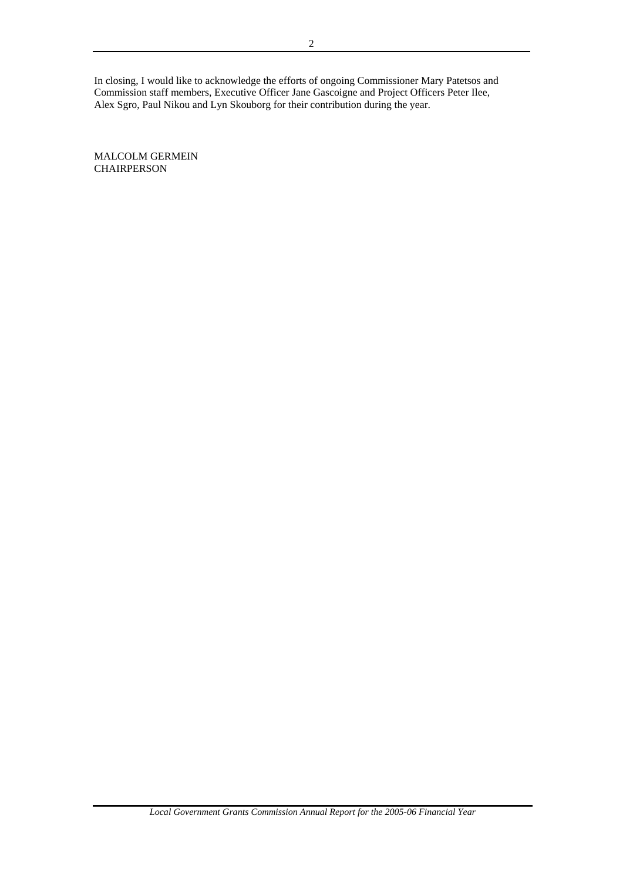In closing, I would like to acknowledge the efforts of ongoing Commissioner Mary Patetsos and Commission staff members, Executive Officer Jane Gascoigne and Project Officers Peter Ilee, Alex Sgro, Paul Nikou and Lyn Skouborg for their contribution during the year.

MALCOLM GERMEIN
CHAIRPERSON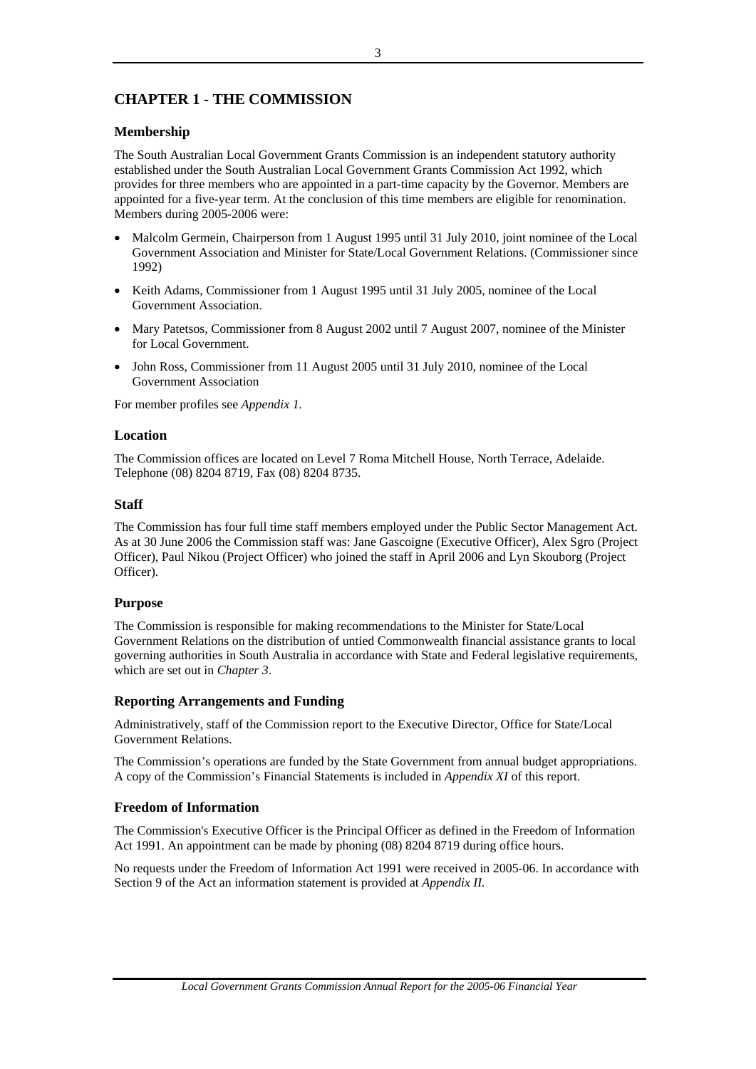# CHAPTER 1 - THE COMMISSION

## Membership

The South Australian Local Government Grants Commission is an independent statutory authority established under the South Australian Local Government Grants Commission Act 1992, which provides for three members who are appointed in a part-time capacity by the Governor. Members are appointed for a five-year term. At the conclusion of this time members are eligible for renomination. Members during 2005-2006 were:

- Malcolm Germein, Chairperson from 1 August 1995 until 31 July 2010, joint nominee of the Local Government Association and Minister for State/Local Government Relations. (Commissioner since 1992)
- Keith Adams, Commissioner from 1 August 1995 until 31 July 2005, nominee of the Local Government Association.
- Mary Patetsos, Commissioner from 8 August 2002 until 7 August 2007, nominee of the Minister for Local Government.
- John Ross, Commissioner from 11 August 2005 until 31 July 2010, nominee of the Local Government Association

For member profiles see *Appendix 1.*

## Location

The Commission offices are located on Level 7 Roma Mitchell House, North Terrace, Adelaide. Telephone (08) 8204 8719, Fax (08) 8204 8735.

## Staff

The Commission has four full time staff members employed under the Public Sector Management Act. As at 30 June 2006 the Commission staff was: Jane Gascoigne (Executive Officer), Alex Sgro (Project Officer), Paul Nikou (Project Officer) who joined the staff in April 2006 and Lyn Skouborg (Project Officer).

## Purpose

The Commission is responsible for making recommendations to the Minister for State/Local Government Relations on the distribution of untied Commonwealth financial assistance grants to local governing authorities in South Australia in accordance with State and Federal legislative requirements, which are set out in *Chapter 3*.

## Reporting Arrangements and Funding

Administratively, staff of the Commission report to the Executive Director, Office for State/Local Government Relations.

The Commission's operations are funded by the State Government from annual budget appropriations. A copy of the Commission's Financial Statements is included in *Appendix XI* of this report.

## Freedom of Information

The Commission's Executive Officer is the Principal Officer as defined in the Freedom of Information Act 1991. An appointment can be made by phoning (08) 8204 8719 during office hours.

No requests under the Freedom of Information Act 1991 were received in 2005-06. In accordance with Section 9 of the Act an information statement is provided at *Appendix II.*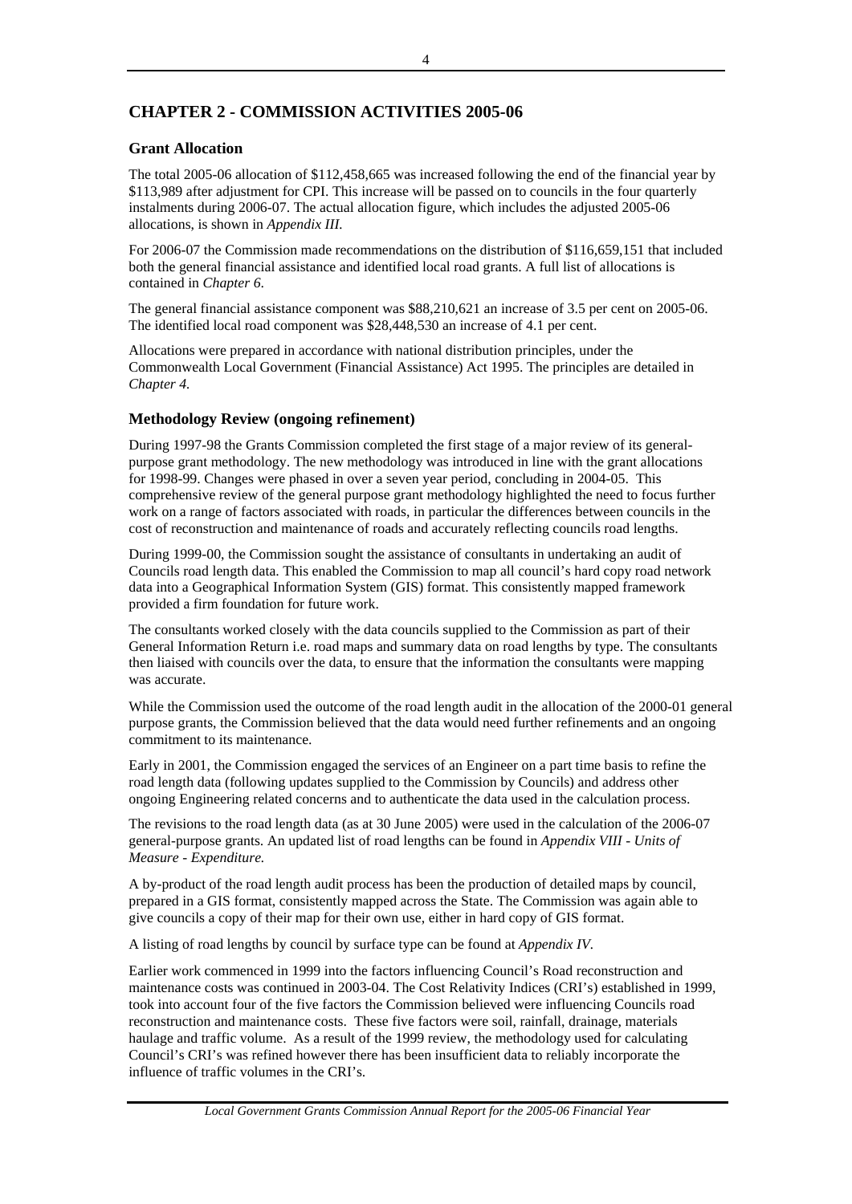## CHAPTER 2 - COMMISSION ACTIVITIES 2005-06

### Grant Allocation

The total 2005-06 allocation of $112,458,665 was increased following the end of the financial year by $113,989 after adjustment for CPI. This increase will be passed on to councils in the four quarterly instalments during 2006-07. The actual allocation figure, which includes the adjusted 2005-06 allocations, is shown in *Appendix III.*

For 2006-07 the Commission made recommendations on the distribution of $116,659,151 that included both the general financial assistance and identified local road grants. A full list of allocations is contained in *Chapter 6.*

The general financial assistance component was $88,210,621 an increase of 3.5 per cent on 2005-06. The identified local road component was $28,448,530 an increase of 4.1 per cent.

Allocations were prepared in accordance with national distribution principles, under the Commonwealth Local Government (Financial Assistance) Act 1995. The principles are detailed in *Chapter 4.*

### Methodology Review (ongoing refinement)

During 1997-98 the Grants Commission completed the first stage of a major review of its general-purpose grant methodology. The new methodology was introduced in line with the grant allocations for 1998-99. Changes were phased in over a seven year period, concluding in 2004-05. This comprehensive review of the general purpose grant methodology highlighted the need to focus further work on a range of factors associated with roads, in particular the differences between councils in the cost of reconstruction and maintenance of roads and accurately reflecting councils road lengths.

During 1999-00, the Commission sought the assistance of consultants in undertaking an audit of Councils road length data. This enabled the Commission to map all council's hard copy road network data into a Geographical Information System (GIS) format. This consistently mapped framework provided a firm foundation for future work.

The consultants worked closely with the data councils supplied to the Commission as part of their General Information Return i.e. road maps and summary data on road lengths by type. The consultants then liaised with councils over the data, to ensure that the information the consultants were mapping was accurate.

While the Commission used the outcome of the road length audit in the allocation of the 2000-01 general purpose grants, the Commission believed that the data would need further refinements and an ongoing commitment to its maintenance.

Early in 2001, the Commission engaged the services of an Engineer on a part time basis to refine the road length data (following updates supplied to the Commission by Councils) and address other ongoing Engineering related concerns and to authenticate the data used in the calculation process.

The revisions to the road length data (as at 30 June 2005) were used in the calculation of the 2006-07 general-purpose grants. An updated list of road lengths can be found in *Appendix VIII - Units of Measure - Expenditure.*

A by-product of the road length audit process has been the production of detailed maps by council, prepared in a GIS format, consistently mapped across the State. The Commission was again able to give councils a copy of their map for their own use, either in hard copy of GIS format.

A listing of road lengths by council by surface type can be found at *Appendix IV*.

Earlier work commenced in 1999 into the factors influencing Council's Road reconstruction and maintenance costs was continued in 2003-04. The Cost Relativity Indices (CRI's) established in 1999, took into account four of the five factors the Commission believed were influencing Councils road reconstruction and maintenance costs. These five factors were soil, rainfall, drainage, materials haulage and traffic volume. As a result of the 1999 review, the methodology used for calculating Council's CRI's was refined however there has been insufficient data to reliably incorporate the influence of traffic volumes in the CRI's.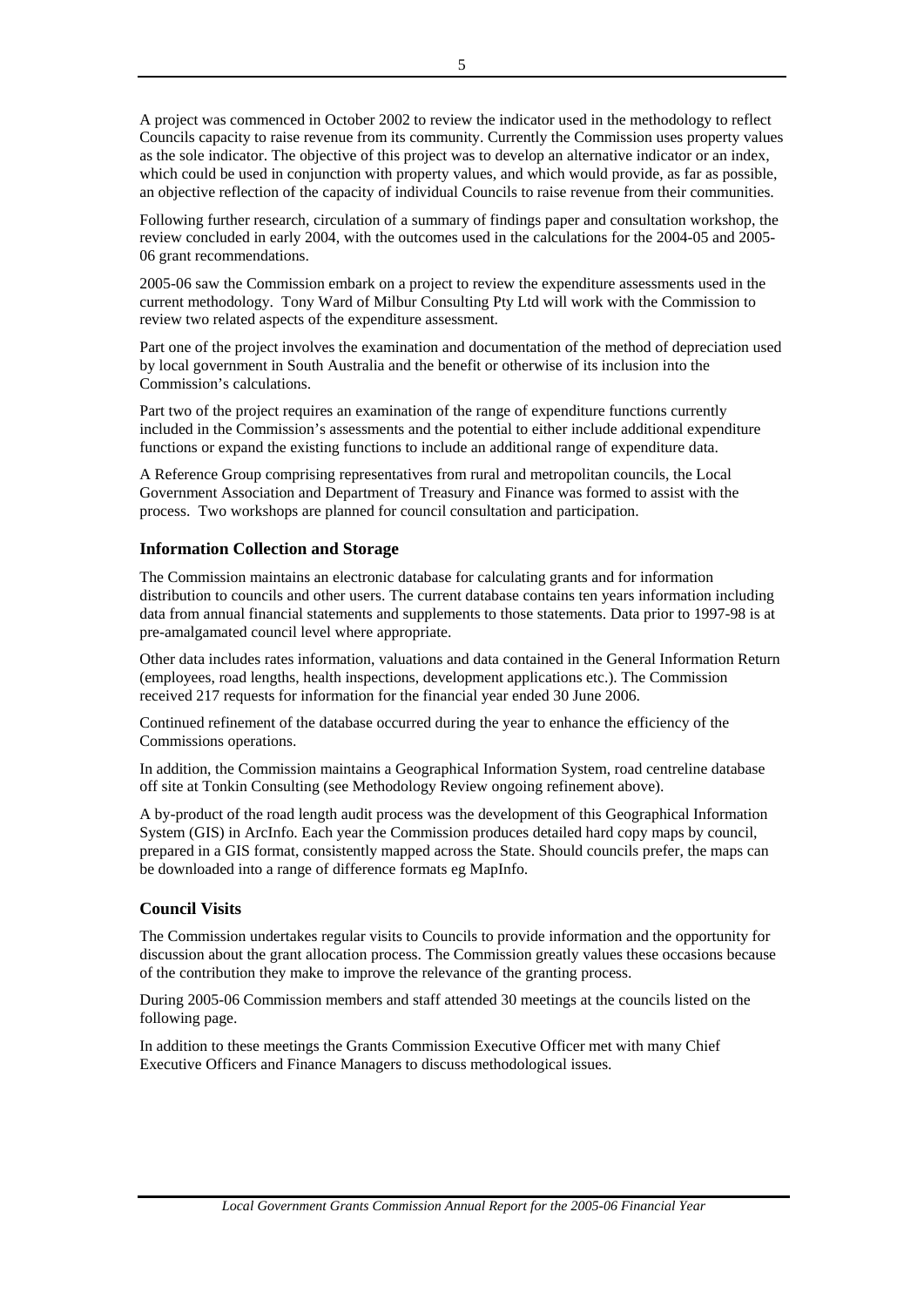A project was commenced in October 2002 to review the indicator used in the methodology to reflect Councils capacity to raise revenue from its community. Currently the Commission uses property values as the sole indicator. The objective of this project was to develop an alternative indicator or an index, which could be used in conjunction with property values, and which would provide, as far as possible, an objective reflection of the capacity of individual Councils to raise revenue from their communities.

Following further research, circulation of a summary of findings paper and consultation workshop, the review concluded in early 2004, with the outcomes used in the calculations for the 2004-05 and 2005-06 grant recommendations.

2005-06 saw the Commission embark on a project to review the expenditure assessments used in the current methodology. Tony Ward of Milbur Consulting Pty Ltd will work with the Commission to review two related aspects of the expenditure assessment.

Part one of the project involves the examination and documentation of the method of depreciation used by local government in South Australia and the benefit or otherwise of its inclusion into the Commission's calculations.

Part two of the project requires an examination of the range of expenditure functions currently included in the Commission's assessments and the potential to either include additional expenditure functions or expand the existing functions to include an additional range of expenditure data.

A Reference Group comprising representatives from rural and metropolitan councils, the Local Government Association and Department of Treasury and Finance was formed to assist with the process. Two workshops are planned for council consultation and participation.

### Information Collection and Storage

The Commission maintains an electronic database for calculating grants and for information distribution to councils and other users. The current database contains ten years information including data from annual financial statements and supplements to those statements. Data prior to 1997-98 is at pre-amalgamated council level where appropriate.

Other data includes rates information, valuations and data contained in the General Information Return (employees, road lengths, health inspections, development applications etc.). The Commission received 217 requests for information for the financial year ended 30 June 2006.

Continued refinement of the database occurred during the year to enhance the efficiency of the Commissions operations.

In addition, the Commission maintains a Geographical Information System, road centreline database off site at Tonkin Consulting (see Methodology Review ongoing refinement above).

A by-product of the road length audit process was the development of this Geographical Information System (GIS) in ArcInfo. Each year the Commission produces detailed hard copy maps by council, prepared in a GIS format, consistently mapped across the State. Should councils prefer, the maps can be downloaded into a range of difference formats eg MapInfo.

### Council Visits

The Commission undertakes regular visits to Councils to provide information and the opportunity for discussion about the grant allocation process. The Commission greatly values these occasions because of the contribution they make to improve the relevance of the granting process.

During 2005-06 Commission members and staff attended 30 meetings at the councils listed on the following page.

In addition to these meetings the Grants Commission Executive Officer met with many Chief Executive Officers and Finance Managers to discuss methodological issues.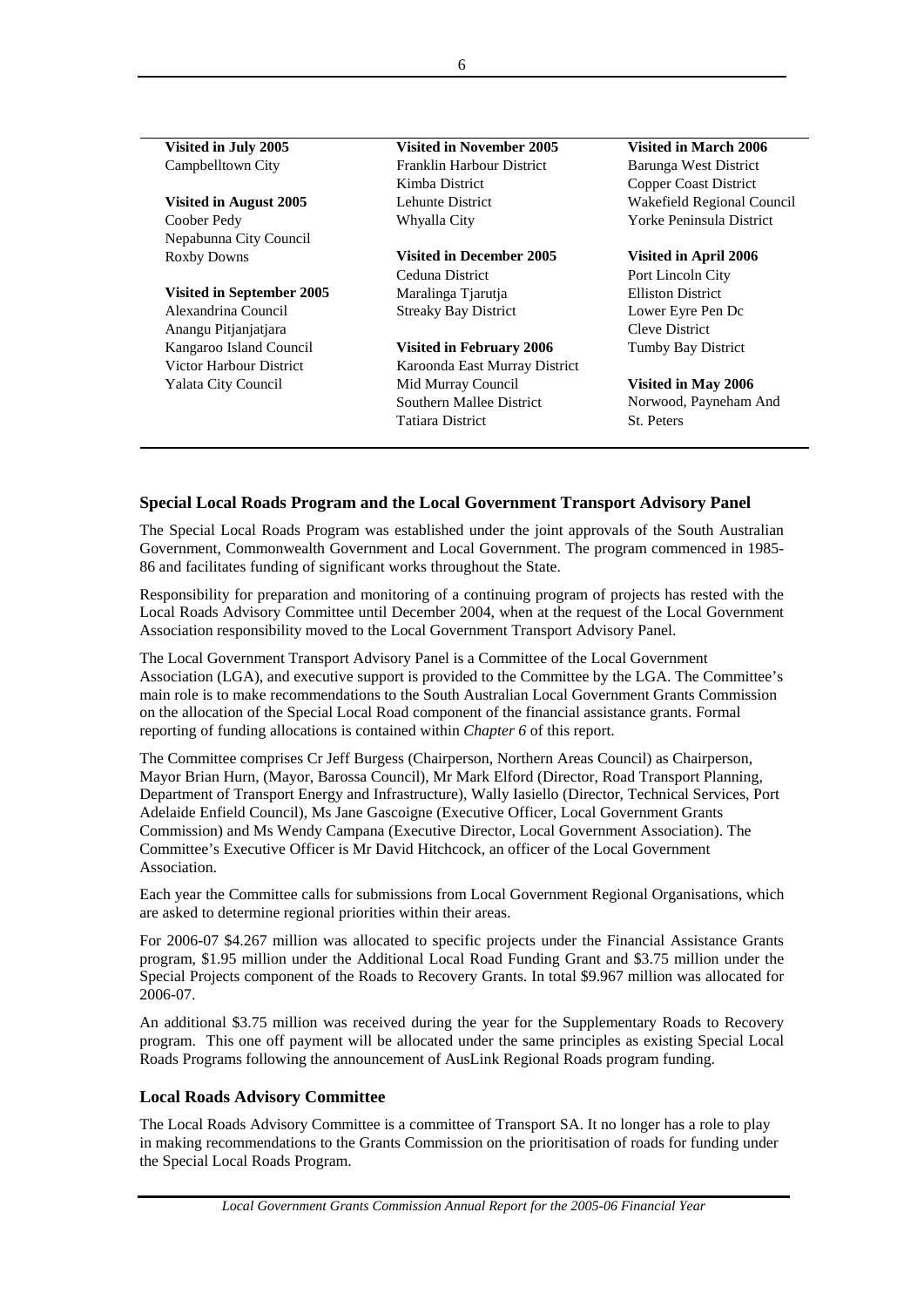**Visited in July 2005**
Campbelltown City

**Visited in August 2005**
Coober Pedy
Nepabunna City Council
Roxby Downs

**Visited in September 2005**
Alexandrina Council
Anangu Pitjanjatjara
Kangaroo Island Council
Victor Harbour District
Yalata City Council

**Visited in November 2005**
Franklin Harbour District
Kimba District
Lehunte District
Whyalla City

**Visited in December 2005**
Ceduna District
Maralinga Tjarutja
Streaky Bay District

**Visited in February 2006**
Karoonda East Murray District
Mid Murray Council
Southern Mallee District
Tatiara District

**Visited in March 2006**
Barunga West District
Copper Coast District
Wakefield Regional Council
Yorke Peninsula District

**Visited in April 2006**
Port Lincoln City
Elliston District
Lower Eyre Pen Dc
Cleve District
Tumby Bay District

**Visited in May 2006**
Norwood, Payneham And St. Peters

### Special Local Roads Program and the Local Government Transport Advisory Panel

The Special Local Roads Program was established under the joint approvals of the South Australian Government, Commonwealth Government and Local Government. The program commenced in 1985-86 and facilitates funding of significant works throughout the State.

Responsibility for preparation and monitoring of a continuing program of projects has rested with the Local Roads Advisory Committee until December 2004, when at the request of the Local Government Association responsibility moved to the Local Government Transport Advisory Panel.

The Local Government Transport Advisory Panel is a Committee of the Local Government Association (LGA), and executive support is provided to the Committee by the LGA. The Committee's main role is to make recommendations to the South Australian Local Government Grants Commission on the allocation of the Special Local Road component of the financial assistance grants. Formal reporting of funding allocations is contained within *Chapter 6* of this report.

The Committee comprises Cr Jeff Burgess (Chairperson, Northern Areas Council) as Chairperson, Mayor Brian Hurn, (Mayor, Barossa Council), Mr Mark Elford (Director, Road Transport Planning, Department of Transport Energy and Infrastructure), Wally Iasiello (Director, Technical Services, Port Adelaide Enfield Council), Ms Jane Gascoigne (Executive Officer, Local Government Grants Commission) and Ms Wendy Campana (Executive Director, Local Government Association). The Committee's Executive Officer is Mr David Hitchcock, an officer of the Local Government Association.

Each year the Committee calls for submissions from Local Government Regional Organisations, which are asked to determine regional priorities within their areas.

For 2006-07 $4.267 million was allocated to specific projects under the Financial Assistance Grants program, $1.95 million under the Additional Local Road Funding Grant and $3.75 million under the Special Projects component of the Roads to Recovery Grants. In total $9.967 million was allocated for 2006-07.

An additional $3.75 million was received during the year for the Supplementary Roads to Recovery program. This one off payment will be allocated under the same principles as existing Special Local Roads Programs following the announcement of AusLink Regional Roads program funding.

### Local Roads Advisory Committee

The Local Roads Advisory Committee is a committee of Transport SA. It no longer has a role to play in making recommendations to the Grants Commission on the prioritisation of roads for funding under the Special Local Roads Program.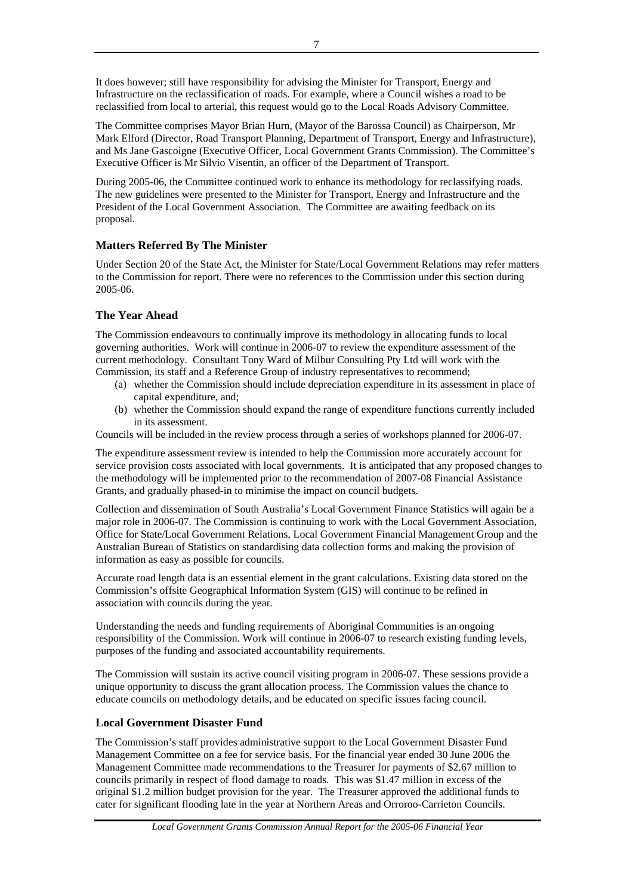It does however; still have responsibility for advising the Minister for Transport, Energy and Infrastructure on the reclassification of roads. For example, where a Council wishes a road to be reclassified from local to arterial, this request would go to the Local Roads Advisory Committee.

The Committee comprises Mayor Brian Hurn, (Mayor of the Barossa Council) as Chairperson, Mr Mark Elford (Director, Road Transport Planning, Department of Transport, Energy and Infrastructure), and Ms Jane Gascoigne (Executive Officer, Local Government Grants Commission). The Committee's Executive Officer is Mr Silvio Visentin, an officer of the Department of Transport.

During 2005-06, the Committee continued work to enhance its methodology for reclassifying roads. The new guidelines were presented to the Minister for Transport, Energy and Infrastructure and the President of the Local Government Association. The Committee are awaiting feedback on its proposal.

### Matters Referred By The Minister

Under Section 20 of the State Act, the Minister for State/Local Government Relations may refer matters to the Commission for report. There were no references to the Commission under this section during 2005-06.

### The Year Ahead

The Commission endeavours to continually improve its methodology in allocating funds to local governing authorities. Work will continue in 2006-07 to review the expenditure assessment of the current methodology. Consultant Tony Ward of Milbur Consulting Pty Ltd will work with the Commission, its staff and a Reference Group of industry representatives to recommend;

(a) whether the Commission should include depreciation expenditure in its assessment in place of capital expenditure, and;
(b) whether the Commission should expand the range of expenditure functions currently included in its assessment.

Councils will be included in the review process through a series of workshops planned for 2006-07.

The expenditure assessment review is intended to help the Commission more accurately account for service provision costs associated with local governments. It is anticipated that any proposed changes to the methodology will be implemented prior to the recommendation of 2007-08 Financial Assistance Grants, and gradually phased-in to minimise the impact on council budgets.

Collection and dissemination of South Australia's Local Government Finance Statistics will again be a major role in 2006-07. The Commission is continuing to work with the Local Government Association, Office for State/Local Government Relations, Local Government Financial Management Group and the Australian Bureau of Statistics on standardising data collection forms and making the provision of information as easy as possible for councils.

Accurate road length data is an essential element in the grant calculations. Existing data stored on the Commission's offsite Geographical Information System (GIS) will continue to be refined in association with councils during the year.

Understanding the needs and funding requirements of Aboriginal Communities is an ongoing responsibility of the Commission. Work will continue in 2006-07 to research existing funding levels, purposes of the funding and associated accountability requirements.

The Commission will sustain its active council visiting program in 2006-07. These sessions provide a unique opportunity to discuss the grant allocation process. The Commission values the chance to educate councils on methodology details, and be educated on specific issues facing council.

### Local Government Disaster Fund

The Commission's staff provides administrative support to the Local Government Disaster Fund Management Committee on a fee for service basis. For the financial year ended 30 June 2006 the Management Committee made recommendations to the Treasurer for payments of $2.67 million to councils primarily in respect of flood damage to roads. This was $1.47 million in excess of the original $1.2 million budget provision for the year. The Treasurer approved the additional funds to cater for significant flooding late in the year at Northern Areas and Orroroo-Carrieton Councils.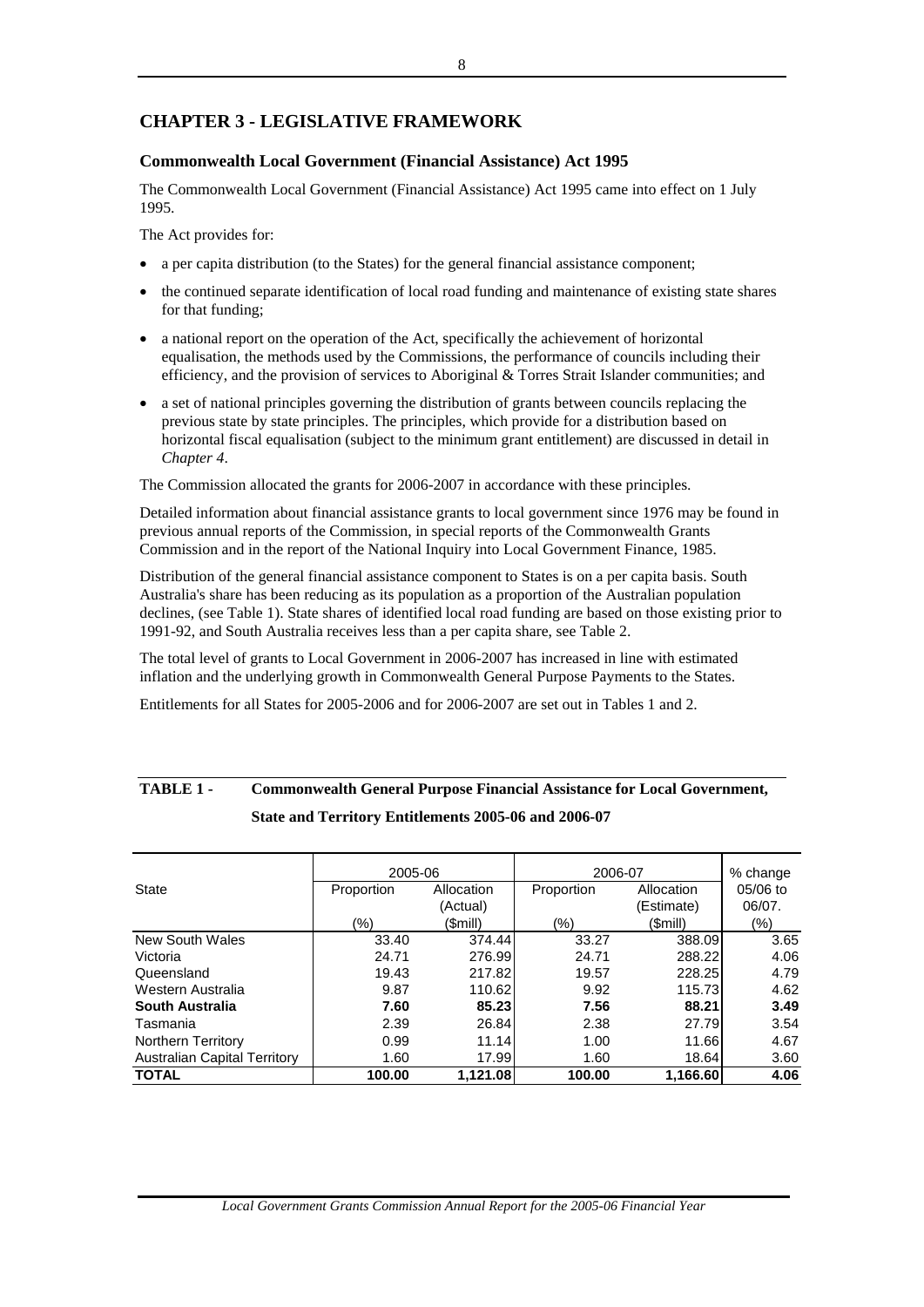# CHAPTER 3 - LEGISLATIVE FRAMEWORK

### Commonwealth Local Government (Financial Assistance) Act 1995

The Commonwealth Local Government (Financial Assistance) Act 1995 came into effect on 1 July 1995.

The Act provides for:

- a per capita distribution (to the States) for the general financial assistance component;
- the continued separate identification of local road funding and maintenance of existing state shares for that funding;
- a national report on the operation of the Act, specifically the achievement of horizontal equalisation, the methods used by the Commissions, the performance of councils including their efficiency, and the provision of services to Aboriginal & Torres Strait Islander communities; and
- a set of national principles governing the distribution of grants between councils replacing the previous state by state principles. The principles, which provide for a distribution based on horizontal fiscal equalisation (subject to the minimum grant entitlement) are discussed in detail in *Chapter 4*.

The Commission allocated the grants for 2006-2007 in accordance with these principles.

Detailed information about financial assistance grants to local government since 1976 may be found in previous annual reports of the Commission, in special reports of the Commonwealth Grants Commission and in the report of the National Inquiry into Local Government Finance, 1985.

Distribution of the general financial assistance component to States is on a per capita basis. South Australia's share has been reducing as its population as a proportion of the Australian population declines, (see Table 1). State shares of identified local road funding are based on those existing prior to 1991-92, and South Australia receives less than a per capita share, see Table 2.

The total level of grants to Local Government in 2006-2007 has increased in line with estimated inflation and the underlying growth in Commonwealth General Purpose Payments to the States.

Entitlements for all States for 2005-2006 and for 2006-2007 are set out in Tables 1 and 2.

**TABLE 1 - Commonwealth General Purpose Financial Assistance for Local Government, State and Territory Entitlements 2005-06 and 2006-07**

| State | 2005-06 | | 2006-07 | | % change |
|---|---|---|---|---|---|
| | Proportion (%) | Allocation (Actual) ($mill) | Proportion (%) | Allocation (Estimate) ($mill) | 05/06 to 06/07. (%) |
| New South Wales | 33.40 | 374.44 | 33.27 | 388.09 | 3.65 |
| Victoria | 24.71 | 276.99 | 24.71 | 288.22 | 4.06 |
| Queensland | 19.43 | 217.82 | 19.57 | 228.25 | 4.79 |
| Western Australia | 9.87 | 110.62 | 9.92 | 115.73 | 4.62 |
| **South Australia** | **7.60** | **85.23** | **7.56** | **88.21** | **3.49** |
| Tasmania | 2.39 | 26.84 | 2.38 | 27.79 | 3.54 |
| Northern Territory | 0.99 | 11.14 | 1.00 | 11.66 | 4.67 |
| Australian Capital Territory | 1.60 | 17.99 | 1.60 | 18.64 | 3.60 |
| **TOTAL** | **100.00** | **1,121.08** | **100.00** | **1,166.60** | **4.06** |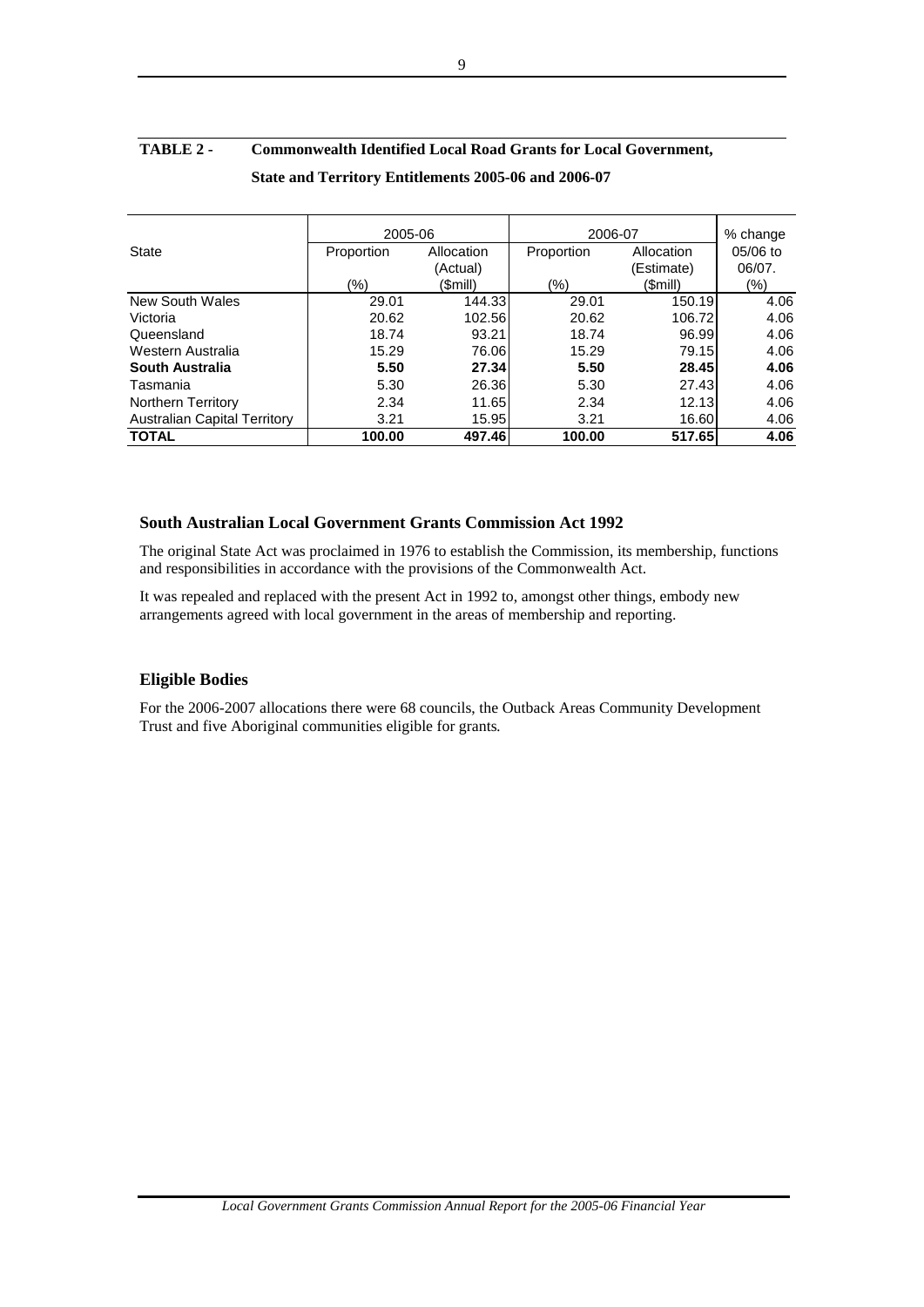**TABLE 2 - Commonwealth Identified Local Road Grants for Local Government, State and Territory Entitlements 2005-06 and 2006-07**

| State | 2005-06 | | 2006-07 | | % change |
|---|---|---|---|---|---|
| | Proportion (%) | Allocation (Actual) ($mill) | Proportion (%) | Allocation (Estimate) ($mill) | 05/06 to 06/07. (%) |
| New South Wales | 29.01 | 144.33 | 29.01 | 150.19 | 4.06 |
| Victoria | 20.62 | 102.56 | 20.62 | 106.72 | 4.06 |
| Queensland | 18.74 | 93.21 | 18.74 | 96.99 | 4.06 |
| Western Australia | 15.29 | 76.06 | 15.29 | 79.15 | 4.06 |
| **South Australia** | **5.50** | **27.34** | **5.50** | **28.45** | **4.06** |
| Tasmania | 5.30 | 26.36 | 5.30 | 27.43 | 4.06 |
| Northern Territory | 2.34 | 11.65 | 2.34 | 12.13 | 4.06 |
| Australian Capital Territory | 3.21 | 15.95 | 3.21 | 16.60 | 4.06 |
| **TOTAL** | **100.00** | **497.46** | **100.00** | **517.65** | **4.06** |

### South Australian Local Government Grants Commission Act 1992

The original State Act was proclaimed in 1976 to establish the Commission, its membership, functions and responsibilities in accordance with the provisions of the Commonwealth Act.

It was repealed and replaced with the present Act in 1992 to, amongst other things, embody new arrangements agreed with local government in the areas of membership and reporting.

### Eligible Bodies

For the 2006-2007 allocations there were 68 councils, the Outback Areas Community Development Trust and five Aboriginal communities eligible for grants.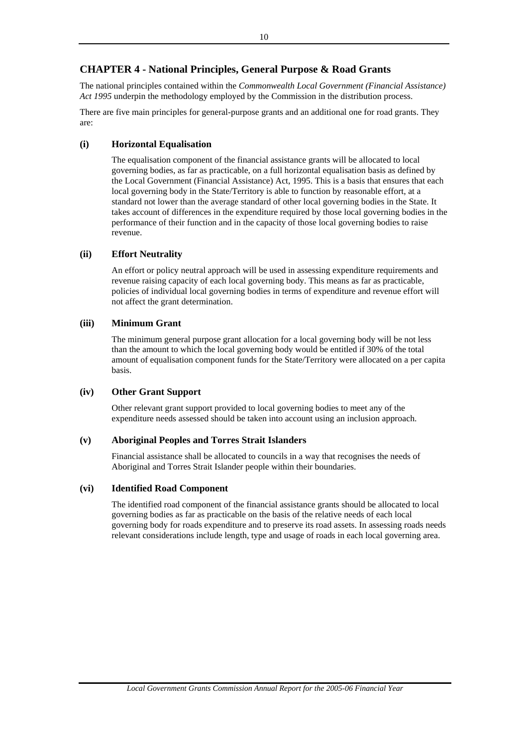## CHAPTER 4 - National Principles, General Purpose & Road Grants

The national principles contained within the *Commonwealth Local Government (Financial Assistance) Act 1995* underpin the methodology employed by the Commission in the distribution process.

There are five main principles for general-purpose grants and an additional one for road grants. They are:

### (i) Horizontal Equalisation

The equalisation component of the financial assistance grants will be allocated to local governing bodies, as far as practicable, on a full horizontal equalisation basis as defined by the Local Government (Financial Assistance) Act, 1995. This is a basis that ensures that each local governing body in the State/Territory is able to function by reasonable effort, at a standard not lower than the average standard of other local governing bodies in the State. It takes account of differences in the expenditure required by those local governing bodies in the performance of their function and in the capacity of those local governing bodies to raise revenue.

### (ii) Effort Neutrality

An effort or policy neutral approach will be used in assessing expenditure requirements and revenue raising capacity of each local governing body. This means as far as practicable, policies of individual local governing bodies in terms of expenditure and revenue effort will not affect the grant determination.

### (iii) Minimum Grant

The minimum general purpose grant allocation for a local governing body will be not less than the amount to which the local governing body would be entitled if 30% of the total amount of equalisation component funds for the State/Territory were allocated on a per capita basis.

### (iv) Other Grant Support

Other relevant grant support provided to local governing bodies to meet any of the expenditure needs assessed should be taken into account using an inclusion approach.

### (v) Aboriginal Peoples and Torres Strait Islanders

Financial assistance shall be allocated to councils in a way that recognises the needs of Aboriginal and Torres Strait Islander people within their boundaries.

### (vi) Identified Road Component

The identified road component of the financial assistance grants should be allocated to local governing bodies as far as practicable on the basis of the relative needs of each local governing body for roads expenditure and to preserve its road assets. In assessing roads needs relevant considerations include length, type and usage of roads in each local governing area.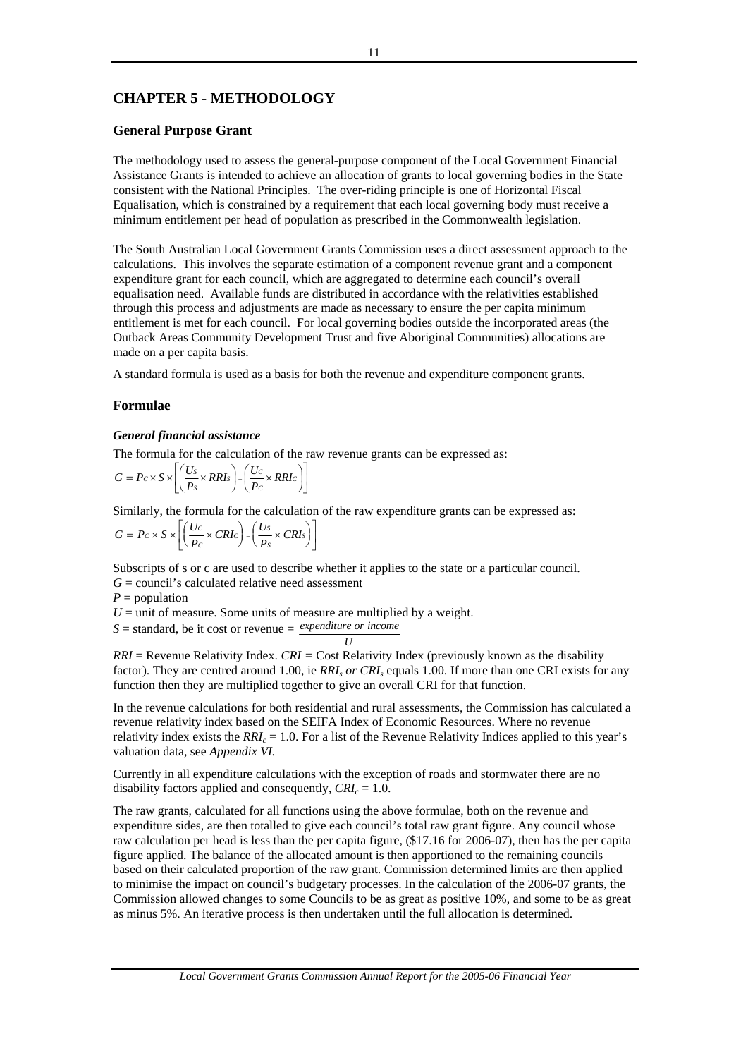# CHAPTER 5 - METHODOLOGY

## General Purpose Grant

The methodology used to assess the general-purpose component of the Local Government Financial Assistance Grants is intended to achieve an allocation of grants to local governing bodies in the State consistent with the National Principles. The over-riding principle is one of Horizontal Fiscal Equalisation, which is constrained by a requirement that each local governing body must receive a minimum entitlement per head of population as prescribed in the Commonwealth legislation.

The South Australian Local Government Grants Commission uses a direct assessment approach to the calculations. This involves the separate estimation of a component revenue grant and a component expenditure grant for each council, which are aggregated to determine each council's overall equalisation need. Available funds are distributed in accordance with the relativities established through this process and adjustments are made as necessary to ensure the per capita minimum entitlement is met for each council. For local governing bodies outside the incorporated areas (the Outback Areas Community Development Trust and five Aboriginal Communities) allocations are made on a per capita basis.

A standard formula is used as a basis for both the revenue and expenditure component grants.

## Formulae

### *General financial assistance*

The formula for the calculation of the raw revenue grants can be expressed as:

$$G = P_C \times S \times \left[ \left( \frac{U_S}{P_S} \times RRI_S \right) - \left( \frac{U_C}{P_C} \times RRI_C \right) \right]$$

Similarly, the formula for the calculation of the raw expenditure grants can be expressed as:

$$G = P_C \times S \times \left[ \left( \frac{U_C}{P_C} \times CRI_C \right) - \left( \frac{U_S}{P_S} \times CRI_S \right) \right]$$

Subscripts of s or c are used to describe whether it applies to the state or a particular council.
$G$ = council's calculated relative need assessment
$P$ = population
$U$ = unit of measure. Some units of measure are multiplied by a weight.
$S$ = standard, be it cost or revenue = $\frac{\text{expenditure or income}}{U}$

*RRI* = Revenue Relativity Index. *CRI* = Cost Relativity Index (previously known as the disability factor). They are centred around 1.00, ie $RRI_s$ *or* $CRI_s$ equals 1.00. If more than one CRI exists for any function then they are multiplied together to give an overall CRI for that function.

In the revenue calculations for both residential and rural assessments, the Commission has calculated a revenue relativity index based on the SEIFA Index of Economic Resources. Where no revenue relativity index exists the $RRI_c = 1.0$. For a list of the Revenue Relativity Indices applied to this year's valuation data, see *Appendix VI.*

Currently in all expenditure calculations with the exception of roads and stormwater there are no disability factors applied and consequently, $CRI_c = 1.0$.

The raw grants, calculated for all functions using the above formulae, both on the revenue and expenditure sides, are then totalled to give each council's total raw grant figure. Any council whose raw calculation per head is less than the per capita figure, ($17.16 for 2006-07), then has the per capita figure applied. The balance of the allocated amount is then apportioned to the remaining councils based on their calculated proportion of the raw grant. Commission determined limits are then applied to minimise the impact on council's budgetary processes. In the calculation of the 2006-07 grants, the Commission allowed changes to some Councils to be as great as positive 10%, and some to be as great as minus 5%. An iterative process is then undertaken until the full allocation is determined.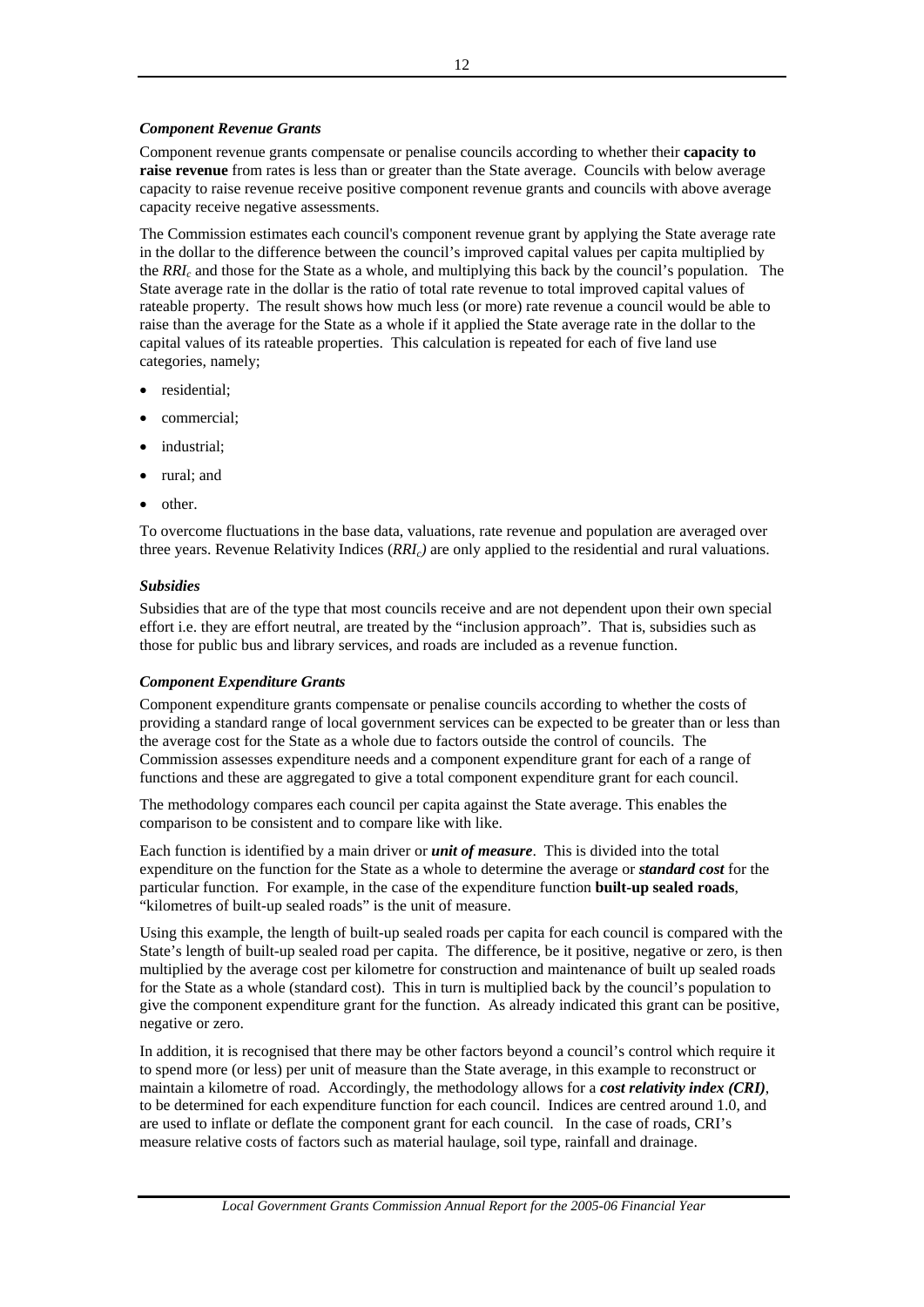### *Component Revenue Grants*

Component revenue grants compensate or penalise councils according to whether their **capacity to raise revenue** from rates is less than or greater than the State average. Councils with below average capacity to raise revenue receive positive component revenue grants and councils with above average capacity receive negative assessments.

The Commission estimates each council's component revenue grant by applying the State average rate in the dollar to the difference between the council's improved capital values per capita multiplied by the $RRI_c$ and those for the State as a whole, and multiplying this back by the council's population. The State average rate in the dollar is the ratio of total rate revenue to total improved capital values of rateable property. The result shows how much less (or more) rate revenue a council would be able to raise than the average for the State as a whole if it applied the State average rate in the dollar to the capital values of its rateable properties. This calculation is repeated for each of five land use categories, namely;

- residential;
- commercial;
- industrial;
- rural; and
- other.

To overcome fluctuations in the base data, valuations, rate revenue and population are averaged over three years. Revenue Relativity Indices ($RRI_c$) are only applied to the residential and rural valuations.

### *Subsidies*

Subsidies that are of the type that most councils receive and are not dependent upon their own special effort i.e. they are effort neutral, are treated by the "inclusion approach". That is, subsidies such as those for public bus and library services, and roads are included as a revenue function.

### *Component Expenditure Grants*

Component expenditure grants compensate or penalise councils according to whether the costs of providing a standard range of local government services can be expected to be greater than or less than the average cost for the State as a whole due to factors outside the control of councils. The Commission assesses expenditure needs and a component expenditure grant for each of a range of functions and these are aggregated to give a total component expenditure grant for each council.

The methodology compares each council per capita against the State average. This enables the comparison to be consistent and to compare like with like.

Each function is identified by a main driver or ***unit of measure***. This is divided into the total expenditure on the function for the State as a whole to determine the average or ***standard cost*** for the particular function. For example, in the case of the expenditure function **built-up sealed roads**, "kilometres of built-up sealed roads" is the unit of measure.

Using this example, the length of built-up sealed roads per capita for each council is compared with the State's length of built-up sealed road per capita. The difference, be it positive, negative or zero, is then multiplied by the average cost per kilometre for construction and maintenance of built up sealed roads for the State as a whole (standard cost). This in turn is multiplied back by the council's population to give the component expenditure grant for the function. As already indicated this grant can be positive, negative or zero.

In addition, it is recognised that there may be other factors beyond a council's control which require it to spend more (or less) per unit of measure than the State average, in this example to reconstruct or maintain a kilometre of road. Accordingly, the methodology allows for a ***cost relativity index (CRI)***, to be determined for each expenditure function for each council. Indices are centred around 1.0, and are used to inflate or deflate the component grant for each council. In the case of roads, CRI's measure relative costs of factors such as material haulage, soil type, rainfall and drainage.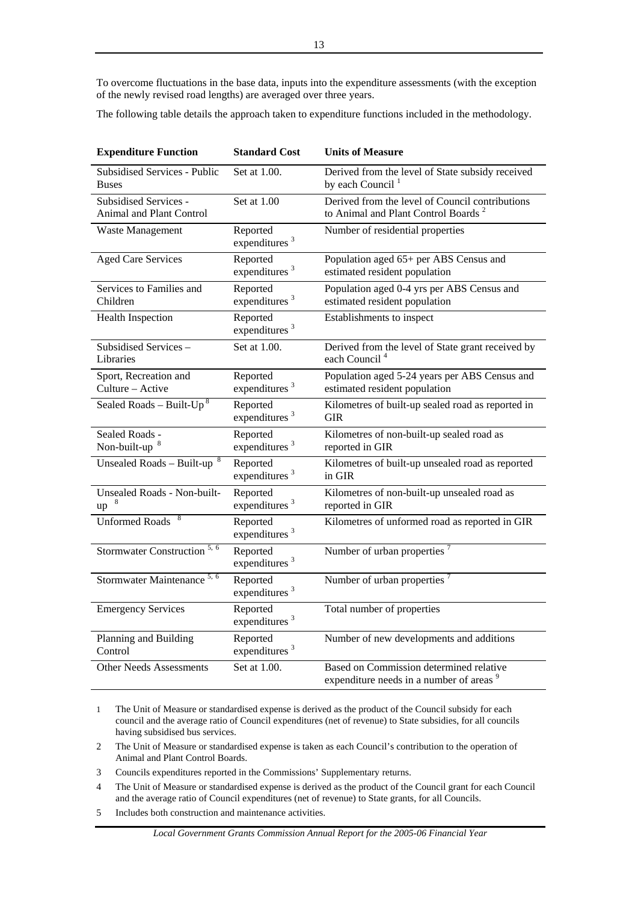To overcome fluctuations in the base data, inputs into the expenditure assessments (with the exception of the newly revised road lengths) are averaged over three years.

The following table details the approach taken to expenditure functions included in the methodology.

| Expenditure Function | Standard Cost | Units of Measure |
|---|---|---|
| Subsidised Services - Public Buses | Set at 1.00. | Derived from the level of State subsidy received by each Council [1] |
| Subsidised Services - Animal and Plant Control | Set at 1.00 | Derived from the level of Council contributions to Animal and Plant Control Boards [2] |
| Waste Management | Reported expenditures [3] | Number of residential properties |
| Aged Care Services | Reported expenditures [3] | Population aged 65+ per ABS Census and estimated resident population |
| Services to Families and Children | Reported expenditures [3] | Population aged 0-4 yrs per ABS Census and estimated resident population |
| Health Inspection | Reported expenditures [3] | Establishments to inspect |
| Subsidised Services – Libraries | Set at 1.00. | Derived from the level of State grant received by each Council [4] |
| Sport, Recreation and Culture – Active | Reported expenditures [3] | Population aged 5-24 years per ABS Census and estimated resident population |
| Sealed Roads – Built-Up [8] | Reported expenditures [3] | Kilometres of built-up sealed road as reported in GIR |
| Sealed Roads - Non-built-up [8] | Reported expenditures [3] | Kilometres of non-built-up sealed road as reported in GIR |
| Unsealed Roads – Built-up [8] | Reported expenditures [3] | Kilometres of built-up unsealed road as reported in GIR |
| Unsealed Roads - Non-built-up [8] | Reported expenditures [3] | Kilometres of non-built-up unsealed road as reported in GIR |
| Unformed Roads [8] | Reported expenditures [3] | Kilometres of unformed road as reported in GIR |
| Stormwater Construction [5, 6] | Reported expenditures [3] | Number of urban properties [7] |
| Stormwater Maintenance [5, 6] | Reported expenditures [3] | Number of urban properties [7] |
| Emergency Services | Reported expenditures [3] | Total number of properties |
| Planning and Building Control | Reported expenditures [3] | Number of new developments and additions |
| Other Needs Assessments | Set at 1.00. | Based on Commission determined relative expenditure needs in a number of areas [9] |

1 The Unit of Measure or standardised expense is derived as the product of the Council subsidy for each council and the average ratio of Council expenditures (net of revenue) to State subsidies, for all councils having subsidised bus services.

2 The Unit of Measure or standardised expense is taken as each Council's contribution to the operation of Animal and Plant Control Boards.

3 Councils expenditures reported in the Commissions' Supplementary returns.

4 The Unit of Measure or standardised expense is derived as the product of the Council grant for each Council and the average ratio of Council expenditures (net of revenue) to State grants, for all Councils.

5 Includes both construction and maintenance activities.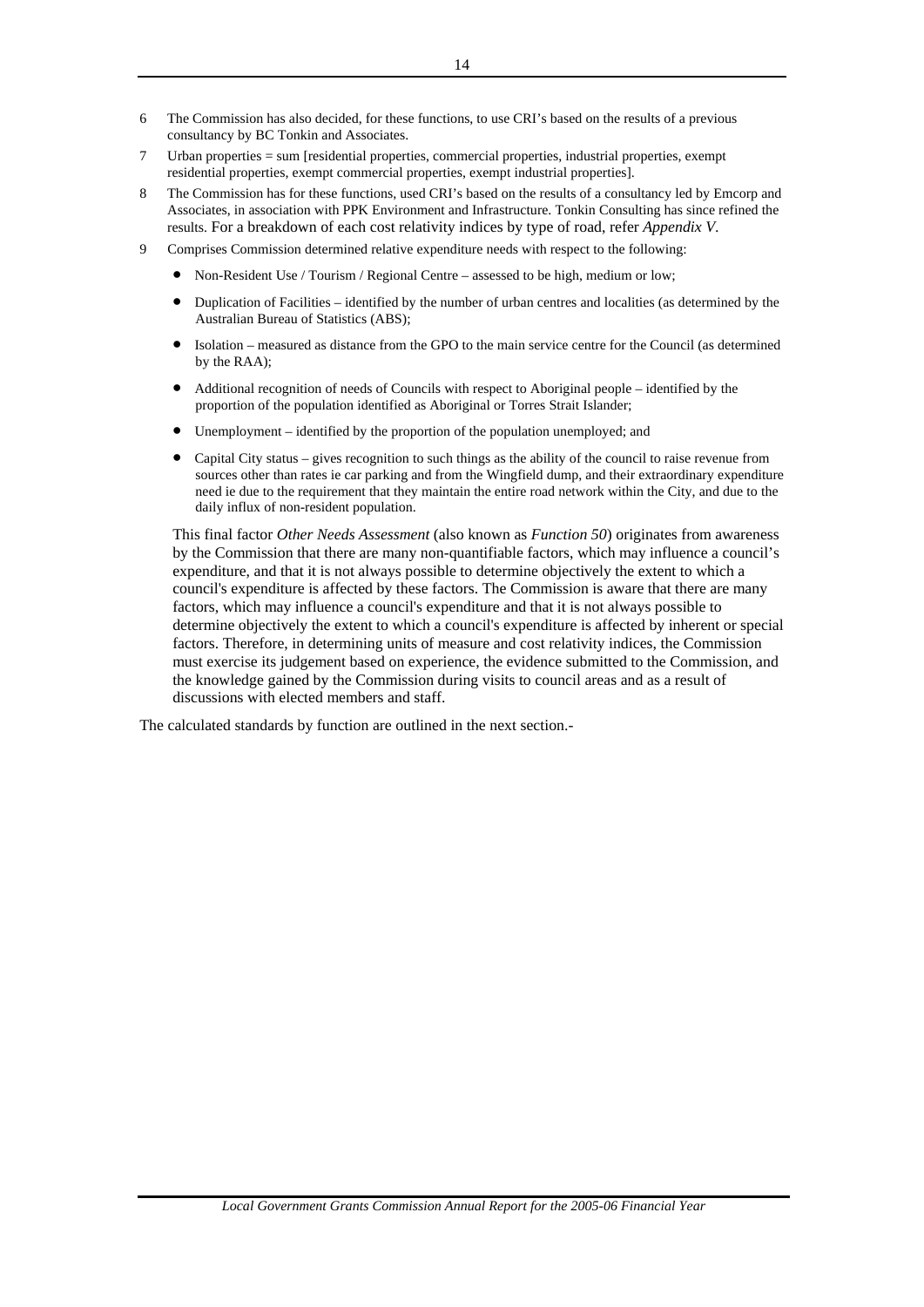6 The Commission has also decided, for these functions, to use CRI's based on the results of a previous consultancy by BC Tonkin and Associates.

7 Urban properties = sum [residential properties, commercial properties, industrial properties, exempt residential properties, exempt commercial properties, exempt industrial properties].

8 The Commission has for these functions, used CRI's based on the results of a consultancy led by Emcorp and Associates, in association with PPK Environment and Infrastructure. Tonkin Consulting has since refined the results. For a breakdown of each cost relativity indices by type of road, refer *Appendix V*.

9 Comprises Commission determined relative expenditure needs with respect to the following:

- Non-Resident Use / Tourism / Regional Centre – assessed to be high, medium or low;
- Duplication of Facilities – identified by the number of urban centres and localities (as determined by the Australian Bureau of Statistics (ABS);
- Isolation – measured as distance from the GPO to the main service centre for the Council (as determined by the RAA);
- Additional recognition of needs of Councils with respect to Aboriginal people – identified by the proportion of the population identified as Aboriginal or Torres Strait Islander;
- Unemployment – identified by the proportion of the population unemployed; and
- Capital City status – gives recognition to such things as the ability of the council to raise revenue from sources other than rates ie car parking and from the Wingfield dump, and their extraordinary expenditure need ie due to the requirement that they maintain the entire road network within the City, and due to the daily influx of non-resident population.

This final factor *Other Needs Assessment* (also known as *Function 50*) originates from awareness by the Commission that there are many non-quantifiable factors, which may influence a council's expenditure, and that it is not always possible to determine objectively the extent to which a council's expenditure is affected by these factors. The Commission is aware that there are many factors, which may influence a council's expenditure and that it is not always possible to determine objectively the extent to which a council's expenditure is affected by inherent or special factors. Therefore, in determining units of measure and cost relativity indices, the Commission must exercise its judgement based on experience, the evidence submitted to the Commission, and the knowledge gained by the Commission during visits to council areas and as a result of discussions with elected members and staff.

The calculated standards by function are outlined in the next section.-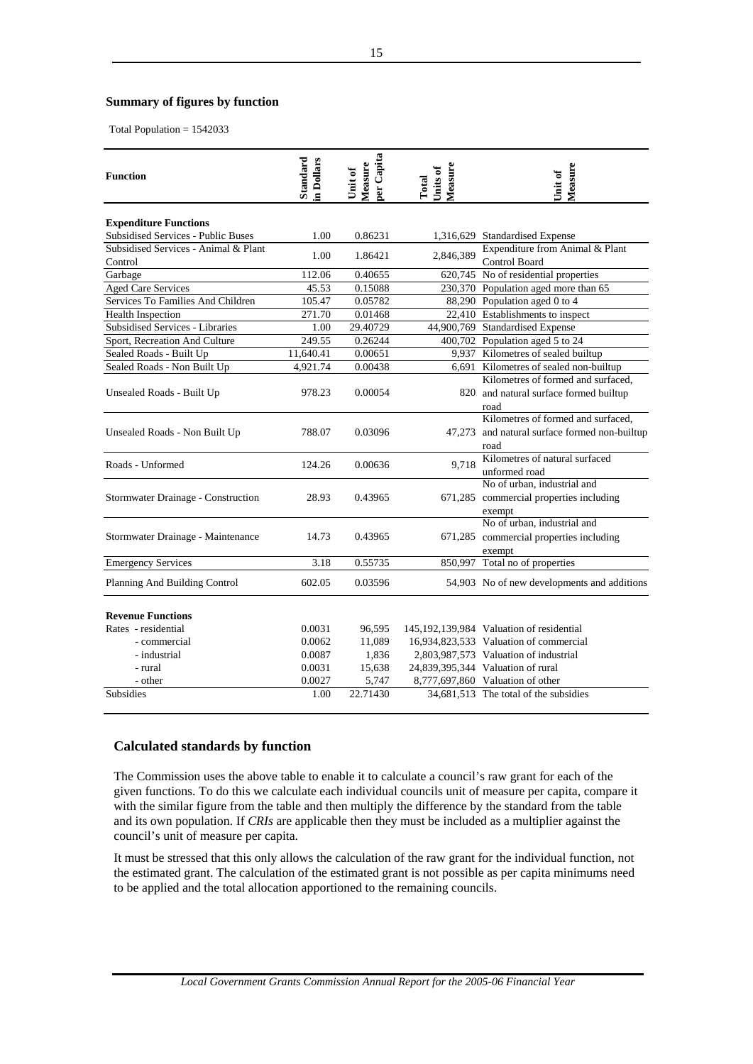### Summary of figures by function

Total Population = 1542033

| Function | Standard in Dollars | Unit of Measure per Capita | Total Units of Measure | Unit of Measure |
|---|---|---|---|---|
| **Expenditure Functions** | | | | |
| Subsidised Services - Public Buses | 1.00 | 0.86231 | 1,316,629 | Standardised Expense |
| Subsidised Services - Animal & Plant Control | 1.00 | 1.86421 | 2,846,389 | Expenditure from Animal & Plant Control Board |
| Garbage | 112.06 | 0.40655 | 620,745 | No of residential properties |
| Aged Care Services | 45.53 | 0.15088 | 230,370 | Population aged more than 65 |
| Services To Families And Children | 105.47 | 0.05782 | 88,290 | Population aged 0 to 4 |
| Health Inspection | 271.70 | 0.01468 | 22,410 | Establishments to inspect |
| Subsidised Services - Libraries | 1.00 | 29.40729 | 44,900,769 | Standardised Expense |
| Sport, Recreation And Culture | 249.55 | 0.26244 | 400,702 | Population aged 5 to 24 |
| Sealed Roads - Built Up | 11,640.41 | 0.00651 | 9,937 | Kilometres of sealed builtup |
| Sealed Roads - Non Built Up | 4,921.74 | 0.00438 | 6,691 | Kilometres of sealed non-builtup |
| Unsealed Roads - Built Up | 978.23 | 0.00054 | 820 | Kilometres of formed and surfaced, and natural surface formed builtup road |
| Unsealed Roads - Non Built Up | 788.07 | 0.03096 | 47,273 | Kilometres of formed and surfaced, and natural surface formed non-builtup road |
| Roads - Unformed | 124.26 | 0.00636 | 9,718 | Kilometres of natural surfaced unformed road |
| Stormwater Drainage - Construction | 28.93 | 0.43965 | 671,285 | No of urban, industrial and commercial properties including exempt |
| Stormwater Drainage - Maintenance | 14.73 | 0.43965 | 671,285 | No of urban, industrial and commercial properties including exempt |
| Emergency Services | 3.18 | 0.55735 | 850,997 | Total no of properties |
| Planning And Building Control | 602.05 | 0.03596 | 54,903 | No of new developments and additions |
| **Revenue Functions** | | | | |
| Rates - residential | 0.0031 | 96,595 | 145,192,139,984 | Valuation of residential |
| - commercial | 0.0062 | 11,089 | 16,934,823,533 | Valuation of commercial |
| - industrial | 0.0087 | 1,836 | 2,803,987,573 | Valuation of industrial |
| - rural | 0.0031 | 15,638 | 24,839,395,344 | Valuation of rural |
| - other | 0.0027 | 5,747 | 8,777,697,860 | Valuation of other |
| Subsidies | 1.00 | 22.71430 | 34,681,513 | The total of the subsidies |

### Calculated standards by function

The Commission uses the above table to enable it to calculate a council's raw grant for each of the given functions. To do this we calculate each individual councils unit of measure per capita, compare it with the similar figure from the table and then multiply the difference by the standard from the table and its own population. If *CRIs* are applicable then they must be included as a multiplier against the council's unit of measure per capita.

It must be stressed that this only allows the calculation of the raw grant for the individual function, not the estimated grant. The calculation of the estimated grant is not possible as per capita minimums need to be applied and the total allocation apportioned to the remaining councils.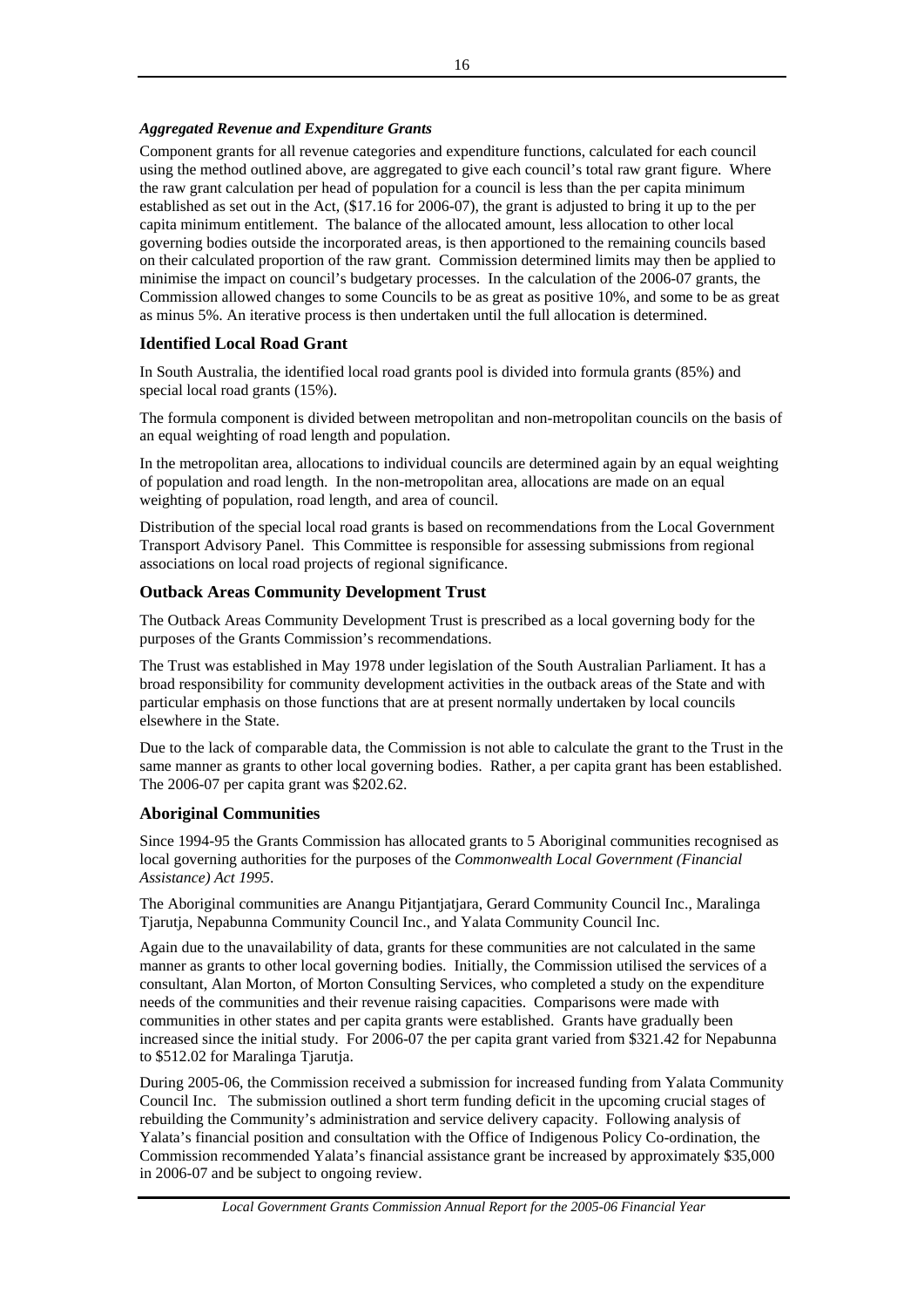### *Aggregated Revenue and Expenditure Grants*

Component grants for all revenue categories and expenditure functions, calculated for each council using the method outlined above, are aggregated to give each council's total raw grant figure. Where the raw grant calculation per head of population for a council is less than the per capita minimum established as set out in the Act, ($17.16 for 2006-07), the grant is adjusted to bring it up to the per capita minimum entitlement. The balance of the allocated amount, less allocation to other local governing bodies outside the incorporated areas, is then apportioned to the remaining councils based on their calculated proportion of the raw grant. Commission determined limits may then be applied to minimise the impact on council's budgetary processes. In the calculation of the 2006-07 grants, the Commission allowed changes to some Councils to be as great as positive 10%, and some to be as great as minus 5%. An iterative process is then undertaken until the full allocation is determined.

## Identified Local Road Grant

In South Australia, the identified local road grants pool is divided into formula grants (85%) and special local road grants (15%).

The formula component is divided between metropolitan and non-metropolitan councils on the basis of an equal weighting of road length and population.

In the metropolitan area, allocations to individual councils are determined again by an equal weighting of population and road length. In the non-metropolitan area, allocations are made on an equal weighting of population, road length, and area of council.

Distribution of the special local road grants is based on recommendations from the Local Government Transport Advisory Panel. This Committee is responsible for assessing submissions from regional associations on local road projects of regional significance.

## Outback Areas Community Development Trust

The Outback Areas Community Development Trust is prescribed as a local governing body for the purposes of the Grants Commission's recommendations.

The Trust was established in May 1978 under legislation of the South Australian Parliament. It has a broad responsibility for community development activities in the outback areas of the State and with particular emphasis on those functions that are at present normally undertaken by local councils elsewhere in the State.

Due to the lack of comparable data, the Commission is not able to calculate the grant to the Trust in the same manner as grants to other local governing bodies. Rather, a per capita grant has been established. The 2006-07 per capita grant was $202.62.

## Aboriginal Communities

Since 1994-95 the Grants Commission has allocated grants to 5 Aboriginal communities recognised as local governing authorities for the purposes of the *Commonwealth Local Government (Financial Assistance) Act 1995*.

The Aboriginal communities are Anangu Pitjantjatjara, Gerard Community Council Inc., Maralinga Tjarutja, Nepabunna Community Council Inc., and Yalata Community Council Inc.

Again due to the unavailability of data, grants for these communities are not calculated in the same manner as grants to other local governing bodies. Initially, the Commission utilised the services of a consultant, Alan Morton, of Morton Consulting Services, who completed a study on the expenditure needs of the communities and their revenue raising capacities. Comparisons were made with communities in other states and per capita grants were established. Grants have gradually been increased since the initial study. For 2006-07 the per capita grant varied from $321.42 for Nepabunna to $512.02 for Maralinga Tjarutja.

During 2005-06, the Commission received a submission for increased funding from Yalata Community Council Inc. The submission outlined a short term funding deficit in the upcoming crucial stages of rebuilding the Community's administration and service delivery capacity. Following analysis of Yalata's financial position and consultation with the Office of Indigenous Policy Co-ordination, the Commission recommended Yalata's financial assistance grant be increased by approximately $35,000 in 2006-07 and be subject to ongoing review.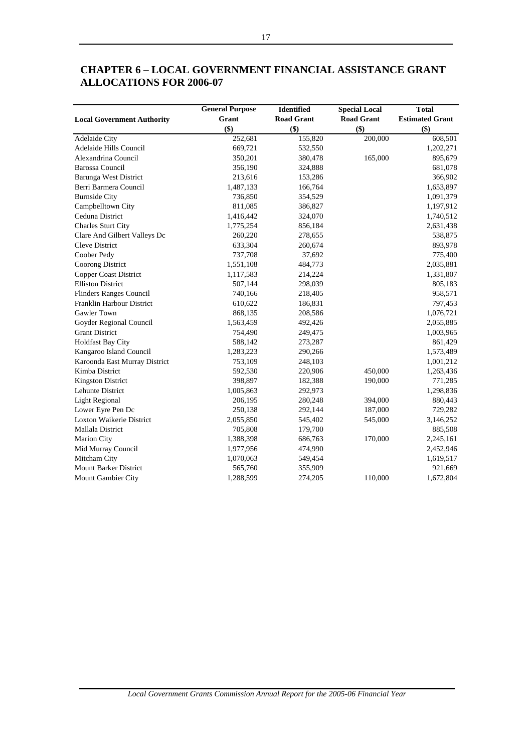# CHAPTER 6 – LOCAL GOVERNMENT FINANCIAL ASSISTANCE GRANT ALLOCATIONS FOR 2006-07

| Local Government Authority | General Purpose Grant ($) | Identified Road Grant ($) | Special Local Road Grant ($) | Total Estimated Grant ($) |
|---|---|---|---|---|
| Adelaide City | 252,681 | 155,820 | 200,000 | 608,501 |
| Adelaide Hills Council | 669,721 | 532,550 | | 1,202,271 |
| Alexandrina Council | 350,201 | 380,478 | 165,000 | 895,679 |
| Barossa Council | 356,190 | 324,888 | | 681,078 |
| Barunga West District | 213,616 | 153,286 | | 366,902 |
| Berri Barmera Council | 1,487,133 | 166,764 | | 1,653,897 |
| Burnside City | 736,850 | 354,529 | | 1,091,379 |
| Campbelltown City | 811,085 | 386,827 | | 1,197,912 |
| Ceduna District | 1,416,442 | 324,070 | | 1,740,512 |
| Charles Sturt City | 1,775,254 | 856,184 | | 2,631,438 |
| Clare And Gilbert Valleys Dc | 260,220 | 278,655 | | 538,875 |
| Cleve District | 633,304 | 260,674 | | 893,978 |
| Coober Pedy | 737,708 | 37,692 | | 775,400 |
| Coorong District | 1,551,108 | 484,773 | | 2,035,881 |
| Copper Coast District | 1,117,583 | 214,224 | | 1,331,807 |
| Elliston District | 507,144 | 298,039 | | 805,183 |
| Flinders Ranges Council | 740,166 | 218,405 | | 958,571 |
| Franklin Harbour District | 610,622 | 186,831 | | 797,453 |
| Gawler Town | 868,135 | 208,586 | | 1,076,721 |
| Goyder Regional Council | 1,563,459 | 492,426 | | 2,055,885 |
| Grant District | 754,490 | 249,475 | | 1,003,965 |
| Holdfast Bay City | 588,142 | 273,287 | | 861,429 |
| Kangaroo Island Council | 1,283,223 | 290,266 | | 1,573,489 |
| Karoonda East Murray District | 753,109 | 248,103 | | 1,001,212 |
| Kimba District | 592,530 | 220,906 | 450,000 | 1,263,436 |
| Kingston District | 398,897 | 182,388 | 190,000 | 771,285 |
| Lehunte District | 1,005,863 | 292,973 | | 1,298,836 |
| Light Regional | 206,195 | 280,248 | 394,000 | 880,443 |
| Lower Eyre Pen Dc | 250,138 | 292,144 | 187,000 | 729,282 |
| Loxton Waikerie District | 2,055,850 | 545,402 | 545,000 | 3,146,252 |
| Mallala District | 705,808 | 179,700 | | 885,508 |
| Marion City | 1,388,398 | 686,763 | 170,000 | 2,245,161 |
| Mid Murray Council | 1,977,956 | 474,990 | | 2,452,946 |
| Mitcham City | 1,070,063 | 549,454 | | 1,619,517 |
| Mount Barker District | 565,760 | 355,909 | | 921,669 |
| Mount Gambier City | 1,288,599 | 274,205 | 110,000 | 1,672,804 |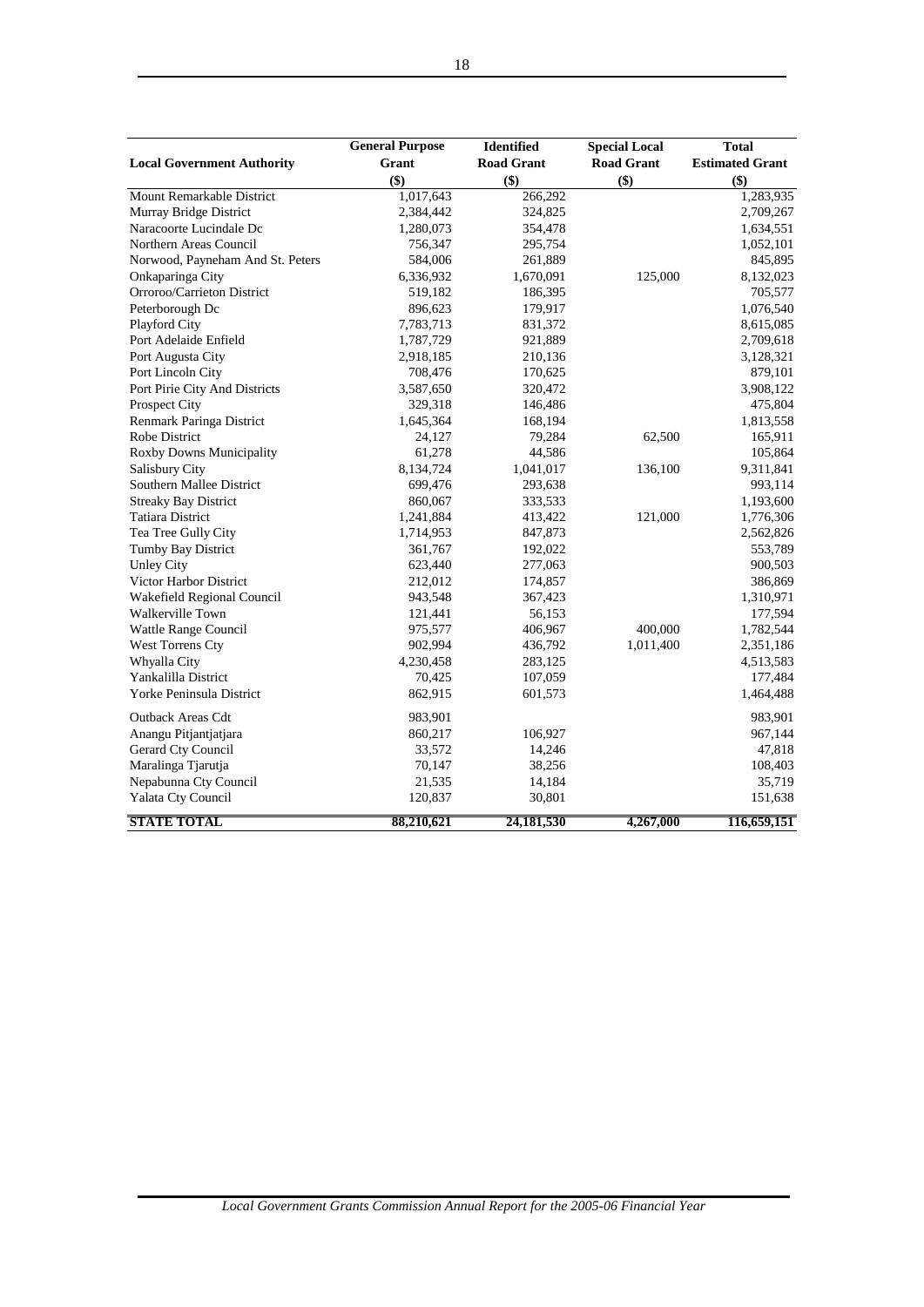| Local Government Authority | General Purpose Grant ($) | Identified Road Grant ($) | Special Local Road Grant ($) | Total Estimated Grant ($) |
|---|---|---|---|---|
| Mount Remarkable District | 1,017,643 | 266,292 | | 1,283,935 |
| Murray Bridge District | 2,384,442 | 324,825 | | 2,709,267 |
| Naracoorte Lucindale Dc | 1,280,073 | 354,478 | | 1,634,551 |
| Northern Areas Council | 756,347 | 295,754 | | 1,052,101 |
| Norwood, Payneham And St. Peters | 584,006 | 261,889 | | 845,895 |
| Onkaparinga City | 6,336,932 | 1,670,091 | 125,000 | 8,132,023 |
| Orroroo/Carrieton District | 519,182 | 186,395 | | 705,577 |
| Peterborough Dc | 896,623 | 179,917 | | 1,076,540 |
| Playford City | 7,783,713 | 831,372 | | 8,615,085 |
| Port Adelaide Enfield | 1,787,729 | 921,889 | | 2,709,618 |
| Port Augusta City | 2,918,185 | 210,136 | | 3,128,321 |
| Port Lincoln City | 708,476 | 170,625 | | 879,101 |
| Port Pirie City And Districts | 3,587,650 | 320,472 | | 3,908,122 |
| Prospect City | 329,318 | 146,486 | | 475,804 |
| Renmark Paringa District | 1,645,364 | 168,194 | | 1,813,558 |
| Robe District | 24,127 | 79,284 | 62,500 | 165,911 |
| Roxby Downs Municipality | 61,278 | 44,586 | | 105,864 |
| Salisbury City | 8,134,724 | 1,041,017 | 136,100 | 9,311,841 |
| Southern Mallee District | 699,476 | 293,638 | | 993,114 |
| Streaky Bay District | 860,067 | 333,533 | | 1,193,600 |
| Tatiara District | 1,241,884 | 413,422 | 121,000 | 1,776,306 |
| Tea Tree Gully City | 1,714,953 | 847,873 | | 2,562,826 |
| Tumby Bay District | 361,767 | 192,022 | | 553,789 |
| Unley City | 623,440 | 277,063 | | 900,503 |
| Victor Harbor District | 212,012 | 174,857 | | 386,869 |
| Wakefield Regional Council | 943,548 | 367,423 | | 1,310,971 |
| Walkerville Town | 121,441 | 56,153 | | 177,594 |
| Wattle Range Council | 975,577 | 406,967 | 400,000 | 1,782,544 |
| West Torrens Cty | 902,994 | 436,792 | 1,011,400 | 2,351,186 |
| Whyalla City | 4,230,458 | 283,125 | | 4,513,583 |
| Yankalilla District | 70,425 | 107,059 | | 177,484 |
| Yorke Peninsula District | 862,915 | 601,573 | | 1,464,488 |
| Outback Areas Cdt | 983,901 | | | 983,901 |
| Anangu Pitjantjatjara | 860,217 | 106,927 | | 967,144 |
| Gerard Cty Council | 33,572 | 14,246 | | 47,818 |
| Maralinga Tjarutja | 70,147 | 38,256 | | 108,403 |
| Nepabunna Cty Council | 21,535 | 14,184 | | 35,719 |
| Yalata Cty Council | 120,837 | 30,801 | | 151,638 |
| **STATE TOTAL** | **88,210,621** | **24,181,530** | **4,267,000** | **116,659,151** |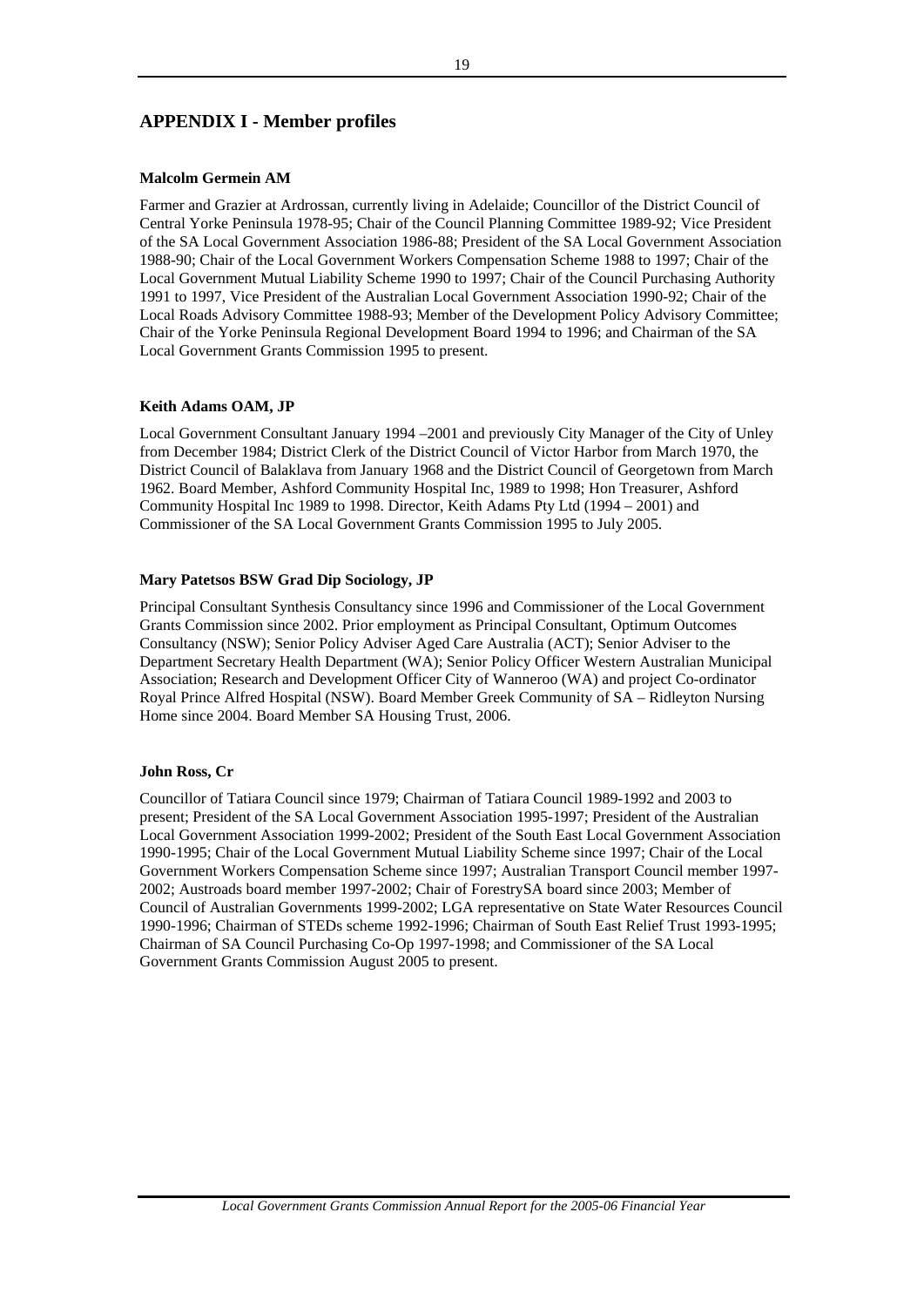## APPENDIX I - Member profiles

**Malcolm Germein AM**

Farmer and Grazier at Ardrossan, currently living in Adelaide; Councillor of the District Council of Central Yorke Peninsula 1978-95; Chair of the Council Planning Committee 1989-92; Vice President of the SA Local Government Association 1986-88; President of the SA Local Government Association 1988-90; Chair of the Local Government Workers Compensation Scheme 1988 to 1997; Chair of the Local Government Mutual Liability Scheme 1990 to 1997; Chair of the Council Purchasing Authority 1991 to 1997, Vice President of the Australian Local Government Association 1990-92; Chair of the Local Roads Advisory Committee 1988-93; Member of the Development Policy Advisory Committee; Chair of the Yorke Peninsula Regional Development Board 1994 to 1996; and Chairman of the SA Local Government Grants Commission 1995 to present.

**Keith Adams OAM, JP**

Local Government Consultant January 1994 –2001 and previously City Manager of the City of Unley from December 1984; District Clerk of the District Council of Victor Harbor from March 1970, the District Council of Balaklava from January 1968 and the District Council of Georgetown from March 1962. Board Member, Ashford Community Hospital Inc, 1989 to 1998; Hon Treasurer, Ashford Community Hospital Inc 1989 to 1998. Director, Keith Adams Pty Ltd (1994 – 2001) and Commissioner of the SA Local Government Grants Commission 1995 to July 2005.

**Mary Patetsos BSW Grad Dip Sociology, JP**

Principal Consultant Synthesis Consultancy since 1996 and Commissioner of the Local Government Grants Commission since 2002. Prior employment as Principal Consultant, Optimum Outcomes Consultancy (NSW); Senior Policy Adviser Aged Care Australia (ACT); Senior Adviser to the Department Secretary Health Department (WA); Senior Policy Officer Western Australian Municipal Association; Research and Development Officer City of Wanneroo (WA) and project Co-ordinator Royal Prince Alfred Hospital (NSW). Board Member Greek Community of SA – Ridleyton Nursing Home since 2004. Board Member SA Housing Trust, 2006.

**John Ross, Cr**

Councillor of Tatiara Council since 1979; Chairman of Tatiara Council 1989-1992 and 2003 to present; President of the SA Local Government Association 1995-1997; President of the Australian Local Government Association 1999-2002; President of the South East Local Government Association 1990-1995; Chair of the Local Government Mutual Liability Scheme since 1997; Chair of the Local Government Workers Compensation Scheme since 1997; Australian Transport Council member 1997-2002; Austroads board member 1997-2002; Chair of ForestrySA board since 2003; Member of Council of Australian Governments 1999-2002; LGA representative on State Water Resources Council 1990-1996; Chairman of STEDs scheme 1992-1996; Chairman of South East Relief Trust 1993-1995; Chairman of SA Council Purchasing Co-Op 1997-1998; and Commissioner of the SA Local Government Grants Commission August 2005 to present.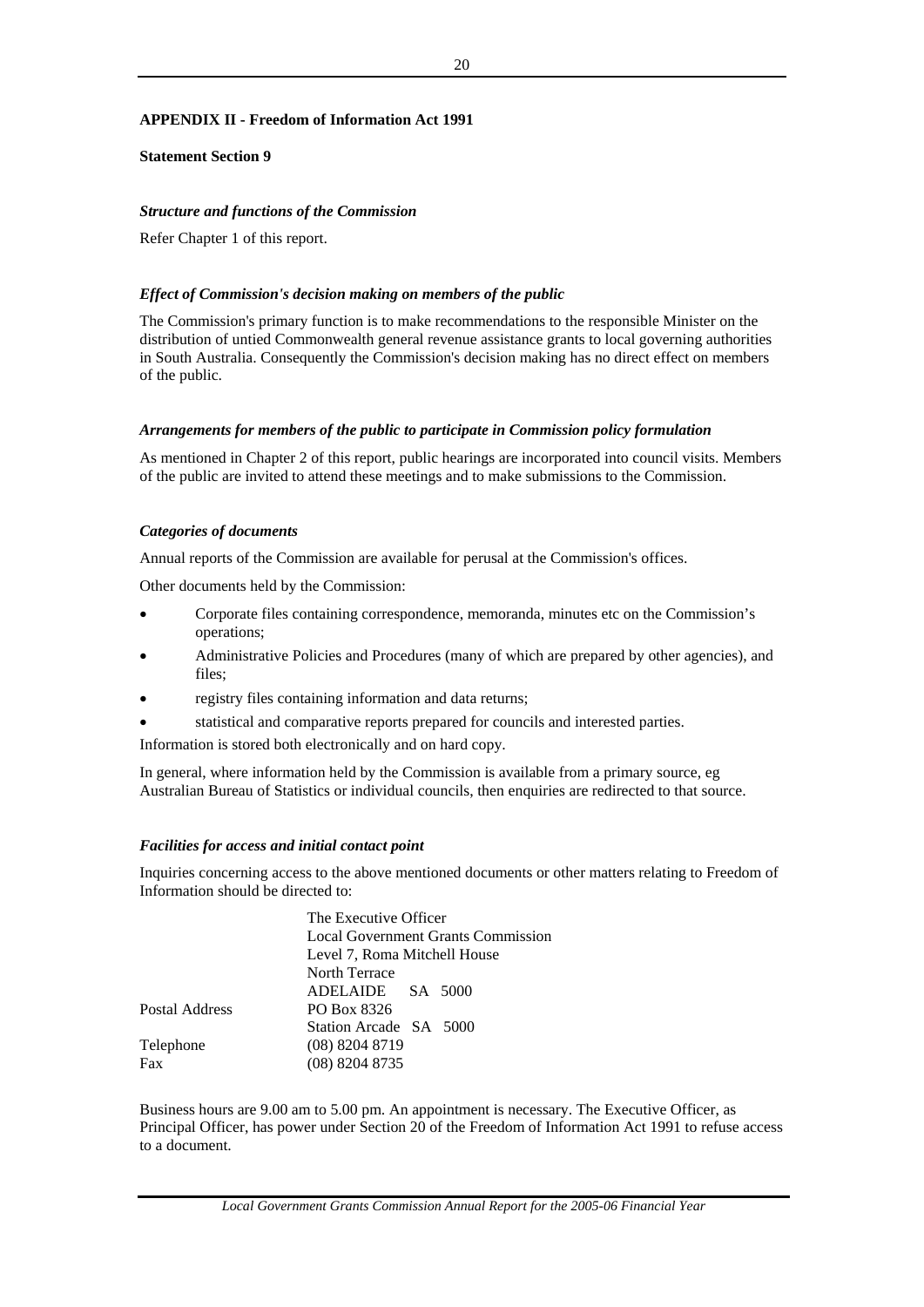**APPENDIX II - Freedom of Information Act 1991**

**Statement Section 9**

***Structure and functions of the Commission***

Refer Chapter 1 of this report.

***Effect of Commission's decision making on members of the public***

The Commission's primary function is to make recommendations to the responsible Minister on the distribution of untied Commonwealth general revenue assistance grants to local governing authorities in South Australia. Consequently the Commission's decision making has no direct effect on members of the public.

***Arrangements for members of the public to participate in Commission policy formulation***

As mentioned in Chapter 2 of this report, public hearings are incorporated into council visits. Members of the public are invited to attend these meetings and to make submissions to the Commission.

***Categories of documents***

Annual reports of the Commission are available for perusal at the Commission's offices.

Other documents held by the Commission:

- Corporate files containing correspondence, memoranda, minutes etc on the Commission's operations;
- Administrative Policies and Procedures (many of which are prepared by other agencies), and files;
- registry files containing information and data returns;
- statistical and comparative reports prepared for councils and interested parties.

Information is stored both electronically and on hard copy.

In general, where information held by the Commission is available from a primary source, eg Australian Bureau of Statistics or individual councils, then enquiries are redirected to that source.

***Facilities for access and initial contact point***

Inquiries concerning access to the above mentioned documents or other matters relating to Freedom of Information should be directed to:

| | |
|---|---|
| | The Executive Officer |
| | Local Government Grants Commission |
| | Level 7, Roma Mitchell House |
| | North Terrace |
| | ADELAIDE SA 5000 |
| Postal Address | PO Box 8326 |
| | Station Arcade SA 5000 |
| Telephone | (08) 8204 8719 |
| Fax | (08) 8204 8735 |

Business hours are 9.00 am to 5.00 pm. An appointment is necessary. The Executive Officer, as Principal Officer, has power under Section 20 of the Freedom of Information Act 1991 to refuse access to a document.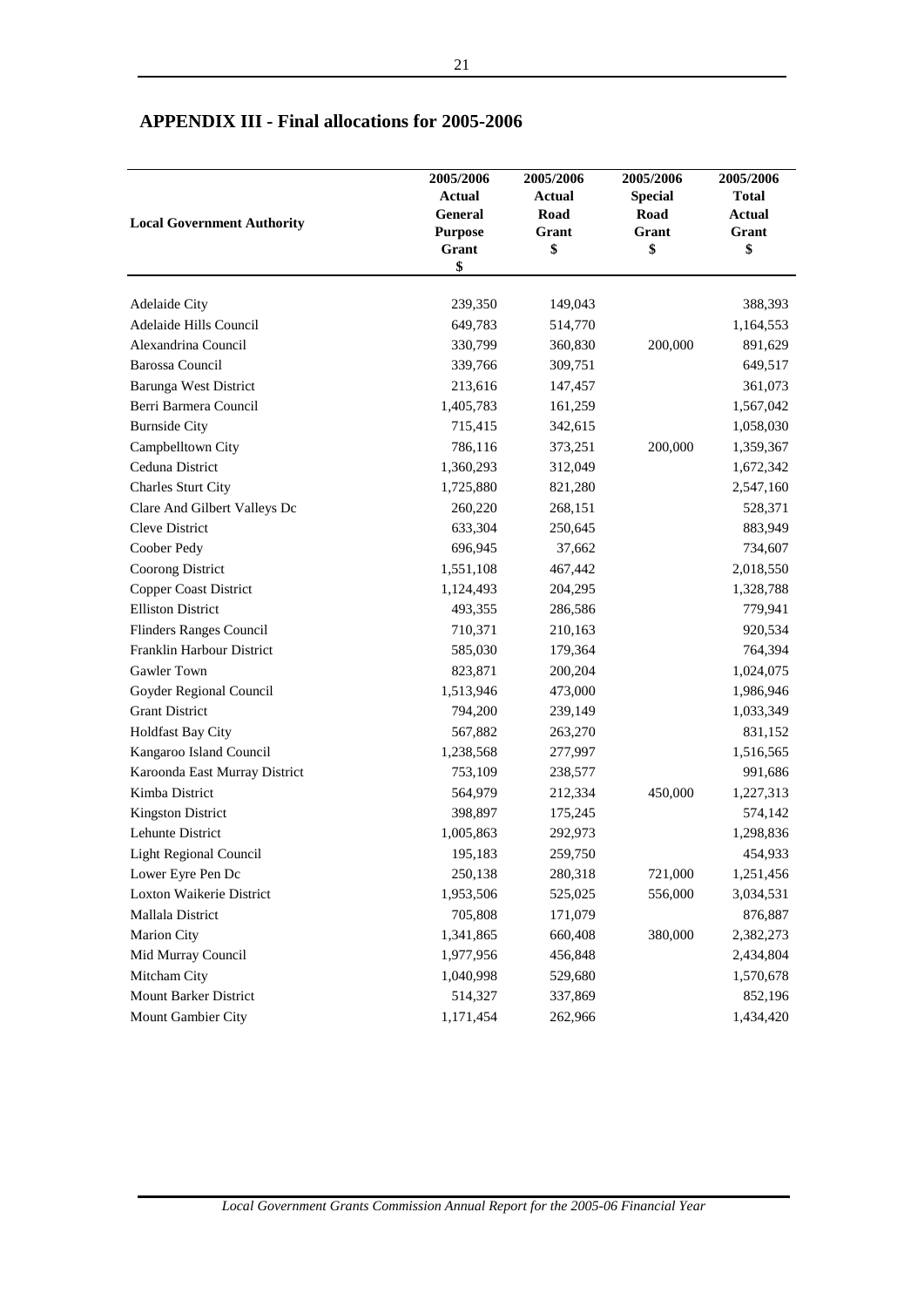## APPENDIX III - Final allocations for 2005-2006

| Local Government Authority | 2005/2006 Actual General Purpose Grant $ | 2005/2006 Actual Road Grant $ | 2005/2006 Special Road Grant $ | 2005/2006 Total Actual Grant $ |
|---|---|---|---|---|
| Adelaide City | 239,350 | 149,043 | | 388,393 |
| Adelaide Hills Council | 649,783 | 514,770 | | 1,164,553 |
| Alexandrina Council | 330,799 | 360,830 | 200,000 | 891,629 |
| Barossa Council | 339,766 | 309,751 | | 649,517 |
| Barunga West District | 213,616 | 147,457 | | 361,073 |
| Berri Barmera Council | 1,405,783 | 161,259 | | 1,567,042 |
| Burnside City | 715,415 | 342,615 | | 1,058,030 |
| Campbelltown City | 786,116 | 373,251 | 200,000 | 1,359,367 |
| Ceduna District | 1,360,293 | 312,049 | | 1,672,342 |
| Charles Sturt City | 1,725,880 | 821,280 | | 2,547,160 |
| Clare And Gilbert Valleys Dc | 260,220 | 268,151 | | 528,371 |
| Cleve District | 633,304 | 250,645 | | 883,949 |
| Coober Pedy | 696,945 | 37,662 | | 734,607 |
| Coorong District | 1,551,108 | 467,442 | | 2,018,550 |
| Copper Coast District | 1,124,493 | 204,295 | | 1,328,788 |
| Elliston District | 493,355 | 286,586 | | 779,941 |
| Flinders Ranges Council | 710,371 | 210,163 | | 920,534 |
| Franklin Harbour District | 585,030 | 179,364 | | 764,394 |
| Gawler Town | 823,871 | 200,204 | | 1,024,075 |
| Goyder Regional Council | 1,513,946 | 473,000 | | 1,986,946 |
| Grant District | 794,200 | 239,149 | | 1,033,349 |
| Holdfast Bay City | 567,882 | 263,270 | | 831,152 |
| Kangaroo Island Council | 1,238,568 | 277,997 | | 1,516,565 |
| Karoonda East Murray District | 753,109 | 238,577 | | 991,686 |
| Kimba District | 564,979 | 212,334 | 450,000 | 1,227,313 |
| Kingston District | 398,897 | 175,245 | | 574,142 |
| Lehunte District | 1,005,863 | 292,973 | | 1,298,836 |
| Light Regional Council | 195,183 | 259,750 | | 454,933 |
| Lower Eyre Pen Dc | 250,138 | 280,318 | 721,000 | 1,251,456 |
| Loxton Waikerie District | 1,953,506 | 525,025 | 556,000 | 3,034,531 |
| Mallala District | 705,808 | 171,079 | | 876,887 |
| Marion City | 1,341,865 | 660,408 | 380,000 | 2,382,273 |
| Mid Murray Council | 1,977,956 | 456,848 | | 2,434,804 |
| Mitcham City | 1,040,998 | 529,680 | | 1,570,678 |
| Mount Barker District | 514,327 | 337,869 | | 852,196 |
| Mount Gambier City | 1,171,454 | 262,966 | | 1,434,420 |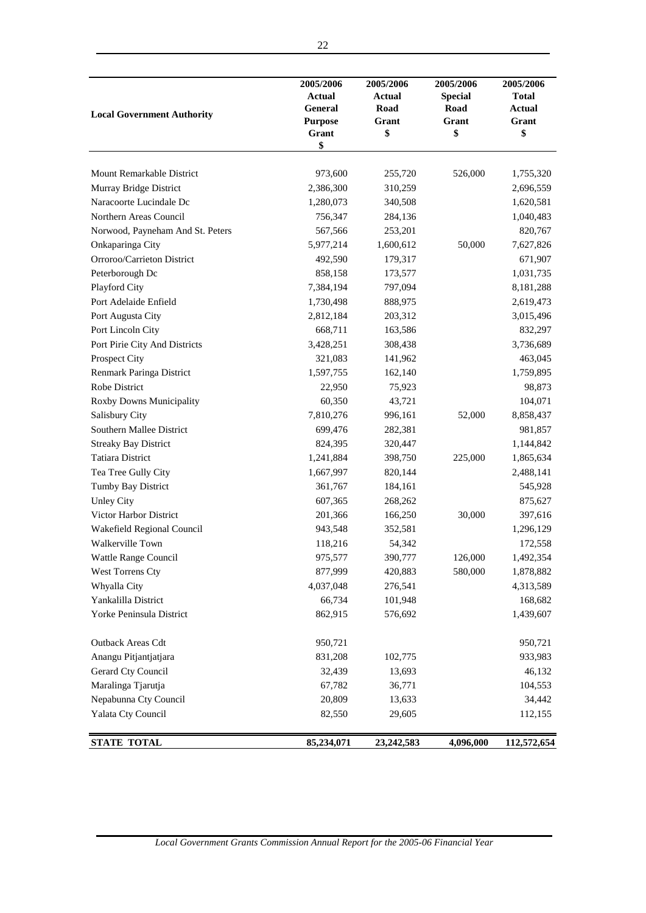| Local Government Authority | 2005/2006 Actual General Purpose Grant $ | 2005/2006 Actual Road Grant $ | 2005/2006 Special Road Grant $ | 2005/2006 Total Actual Grant $ |
|---|---|---|---|---|
| Mount Remarkable District | 973,600 | 255,720 | 526,000 | 1,755,320 |
| Murray Bridge District | 2,386,300 | 310,259 | | 2,696,559 |
| Naracoorte Lucindale Dc | 1,280,073 | 340,508 | | 1,620,581 |
| Northern Areas Council | 756,347 | 284,136 | | 1,040,483 |
| Norwood, Payneham And St. Peters | 567,566 | 253,201 | | 820,767 |
| Onkaparinga City | 5,977,214 | 1,600,612 | 50,000 | 7,627,826 |
| Orroroo/Carrieton District | 492,590 | 179,317 | | 671,907 |
| Peterborough Dc | 858,158 | 173,577 | | 1,031,735 |
| Playford City | 7,384,194 | 797,094 | | 8,181,288 |
| Port Adelaide Enfield | 1,730,498 | 888,975 | | 2,619,473 |
| Port Augusta City | 2,812,184 | 203,312 | | 3,015,496 |
| Port Lincoln City | 668,711 | 163,586 | | 832,297 |
| Port Pirie City And Districts | 3,428,251 | 308,438 | | 3,736,689 |
| Prospect City | 321,083 | 141,962 | | 463,045 |
| Renmark Paringa District | 1,597,755 | 162,140 | | 1,759,895 |
| Robe District | 22,950 | 75,923 | | 98,873 |
| Roxby Downs Municipality | 60,350 | 43,721 | | 104,071 |
| Salisbury City | 7,810,276 | 996,161 | 52,000 | 8,858,437 |
| Southern Mallee District | 699,476 | 282,381 | | 981,857 |
| Streaky Bay District | 824,395 | 320,447 | | 1,144,842 |
| Tatiara District | 1,241,884 | 398,750 | 225,000 | 1,865,634 |
| Tea Tree Gully City | 1,667,997 | 820,144 | | 2,488,141 |
| Tumby Bay District | 361,767 | 184,161 | | 545,928 |
| Unley City | 607,365 | 268,262 | | 875,627 |
| Victor Harbor District | 201,366 | 166,250 | 30,000 | 397,616 |
| Wakefield Regional Council | 943,548 | 352,581 | | 1,296,129 |
| Walkerville Town | 118,216 | 54,342 | | 172,558 |
| Wattle Range Council | 975,577 | 390,777 | 126,000 | 1,492,354 |
| West Torrens Cty | 877,999 | 420,883 | 580,000 | 1,878,882 |
| Whyalla City | 4,037,048 | 276,541 | | 4,313,589 |
| Yankalilla District | 66,734 | 101,948 | | 168,682 |
| Yorke Peninsula District | 862,915 | 576,692 | | 1,439,607 |
| Outback Areas Cdt | 950,721 | | | 950,721 |
| Anangu Pitjantjatjara | 831,208 | 102,775 | | 933,983 |
| Gerard Cty Council | 32,439 | 13,693 | | 46,132 |
| Maralinga Tjarutja | 67,782 | 36,771 | | 104,553 |
| Nepabunna Cty Council | 20,809 | 13,633 | | 34,442 |
| Yalata Cty Council | 82,550 | 29,605 | | 112,155 |
| **STATE TOTAL** | **85,234,071** | **23,242,583** | **4,096,000** | **112,572,654** |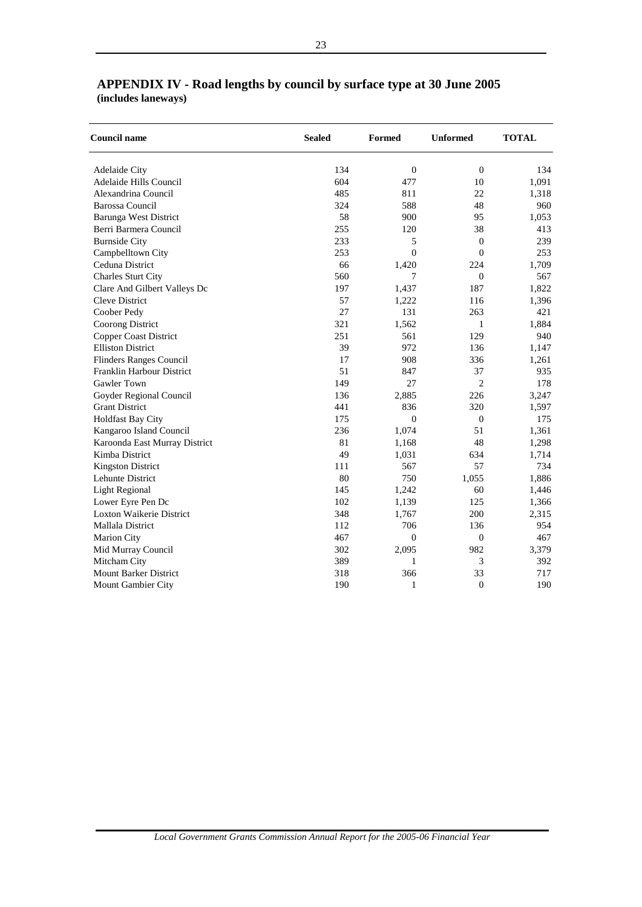## APPENDIX IV - Road lengths by council by surface type at 30 June 2005

**(includes laneways)**

| Council name | Sealed | Formed | Unformed | TOTAL |
|---|---|---|---|---|
| Adelaide City | 134 | 0 | 0 | 134 |
| Adelaide Hills Council | 604 | 477 | 10 | 1,091 |
| Alexandrina Council | 485 | 811 | 22 | 1,318 |
| Barossa Council | 324 | 588 | 48 | 960 |
| Barunga West District | 58 | 900 | 95 | 1,053 |
| Berri Barmera Council | 255 | 120 | 38 | 413 |
| Burnside City | 233 | 5 | 0 | 239 |
| Campbelltown City | 253 | 0 | 0 | 253 |
| Ceduna District | 66 | 1,420 | 224 | 1,709 |
| Charles Sturt City | 560 | 7 | 0 | 567 |
| Clare And Gilbert Valleys Dc | 197 | 1,437 | 187 | 1,822 |
| Cleve District | 57 | 1,222 | 116 | 1,396 |
| Coober Pedy | 27 | 131 | 263 | 421 |
| Coorong District | 321 | 1,562 | 1 | 1,884 |
| Copper Coast District | 251 | 561 | 129 | 940 |
| Elliston District | 39 | 972 | 136 | 1,147 |
| Flinders Ranges Council | 17 | 908 | 336 | 1,261 |
| Franklin Harbour District | 51 | 847 | 37 | 935 |
| Gawler Town | 149 | 27 | 2 | 178 |
| Goyder Regional Council | 136 | 2,885 | 226 | 3,247 |
| Grant District | 441 | 836 | 320 | 1,597 |
| Holdfast Bay City | 175 | 0 | 0 | 175 |
| Kangaroo Island Council | 236 | 1,074 | 51 | 1,361 |
| Karoonda East Murray District | 81 | 1,168 | 48 | 1,298 |
| Kimba District | 49 | 1,031 | 634 | 1,714 |
| Kingston District | 111 | 567 | 57 | 734 |
| Lehunte District | 80 | 750 | 1,055 | 1,886 |
| Light Regional | 145 | 1,242 | 60 | 1,446 |
| Lower Eyre Pen Dc | 102 | 1,139 | 125 | 1,366 |
| Loxton Waikerie District | 348 | 1,767 | 200 | 2,315 |
| Mallala District | 112 | 706 | 136 | 954 |
| Marion City | 467 | 0 | 0 | 467 |
| Mid Murray Council | 302 | 2,095 | 982 | 3,379 |
| Mitcham City | 389 | 1 | 3 | 392 |
| Mount Barker District | 318 | 366 | 33 | 717 |
| Mount Gambier City | 190 | 1 | 0 | 190 |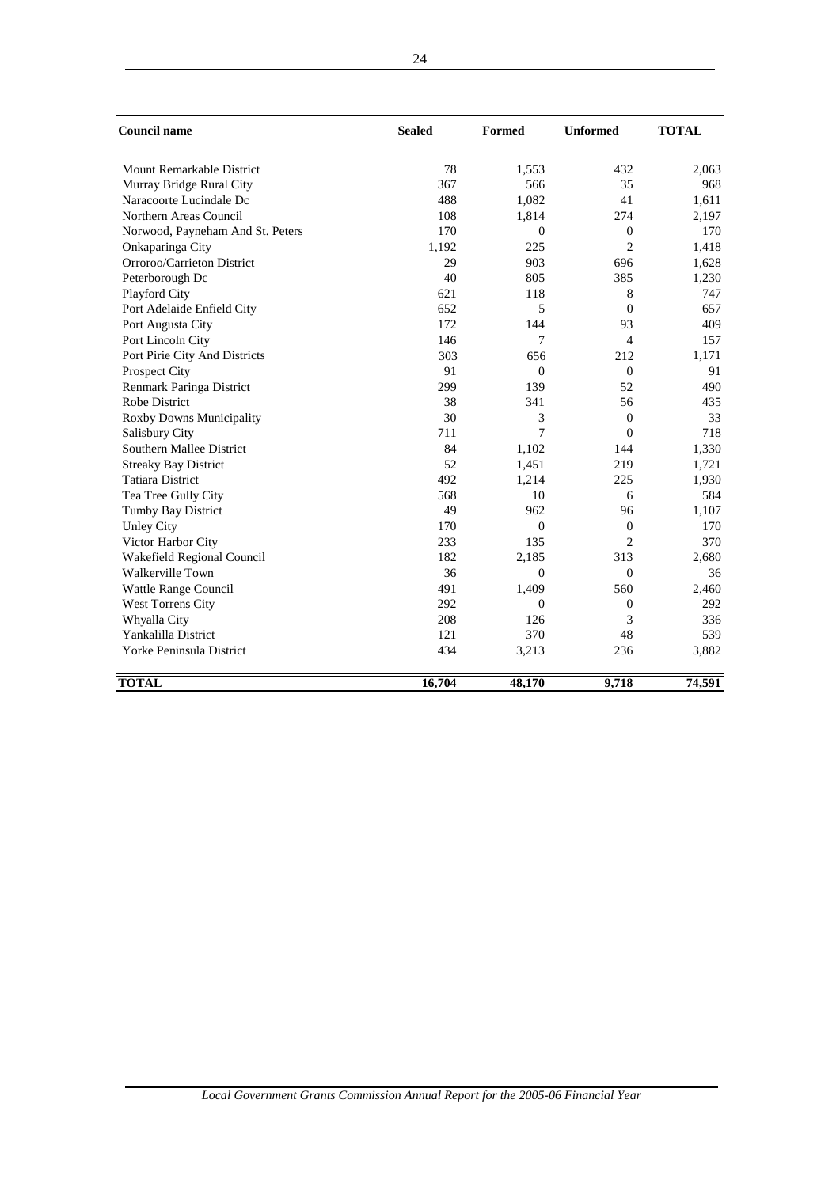| Council name | Sealed | Formed | Unformed | TOTAL |
|---|---|---|---|---|
| Mount Remarkable District | 78 | 1,553 | 432 | 2,063 |
| Murray Bridge Rural City | 367 | 566 | 35 | 968 |
| Naracoorte Lucindale Dc | 488 | 1,082 | 41 | 1,611 |
| Northern Areas Council | 108 | 1,814 | 274 | 2,197 |
| Norwood, Payneham And St. Peters | 170 | 0 | 0 | 170 |
| Onkaparinga City | 1,192 | 225 | 2 | 1,418 |
| Orroroo/Carrieton District | 29 | 903 | 696 | 1,628 |
| Peterborough Dc | 40 | 805 | 385 | 1,230 |
| Playford City | 621 | 118 | 8 | 747 |
| Port Adelaide Enfield City | 652 | 5 | 0 | 657 |
| Port Augusta City | 172 | 144 | 93 | 409 |
| Port Lincoln City | 146 | 7 | 4 | 157 |
| Port Pirie City And Districts | 303 | 656 | 212 | 1,171 |
| Prospect City | 91 | 0 | 0 | 91 |
| Renmark Paringa District | 299 | 139 | 52 | 490 |
| Robe District | 38 | 341 | 56 | 435 |
| Roxby Downs Municipality | 30 | 3 | 0 | 33 |
| Salisbury City | 711 | 7 | 0 | 718 |
| Southern Mallee District | 84 | 1,102 | 144 | 1,330 |
| Streaky Bay District | 52 | 1,451 | 219 | 1,721 |
| Tatiara District | 492 | 1,214 | 225 | 1,930 |
| Tea Tree Gully City | 568 | 10 | 6 | 584 |
| Tumby Bay District | 49 | 962 | 96 | 1,107 |
| Unley City | 170 | 0 | 0 | 170 |
| Victor Harbor City | 233 | 135 | 2 | 370 |
| Wakefield Regional Council | 182 | 2,185 | 313 | 2,680 |
| Walkerville Town | 36 | 0 | 0 | 36 |
| Wattle Range Council | 491 | 1,409 | 560 | 2,460 |
| West Torrens City | 292 | 0 | 0 | 292 |
| Whyalla City | 208 | 126 | 3 | 336 |
| Yankalilla District | 121 | 370 | 48 | 539 |
| Yorke Peninsula District | 434 | 3,213 | 236 | 3,882 |
| **TOTAL** | **16,704** | **48,170** | **9,718** | **74,591** |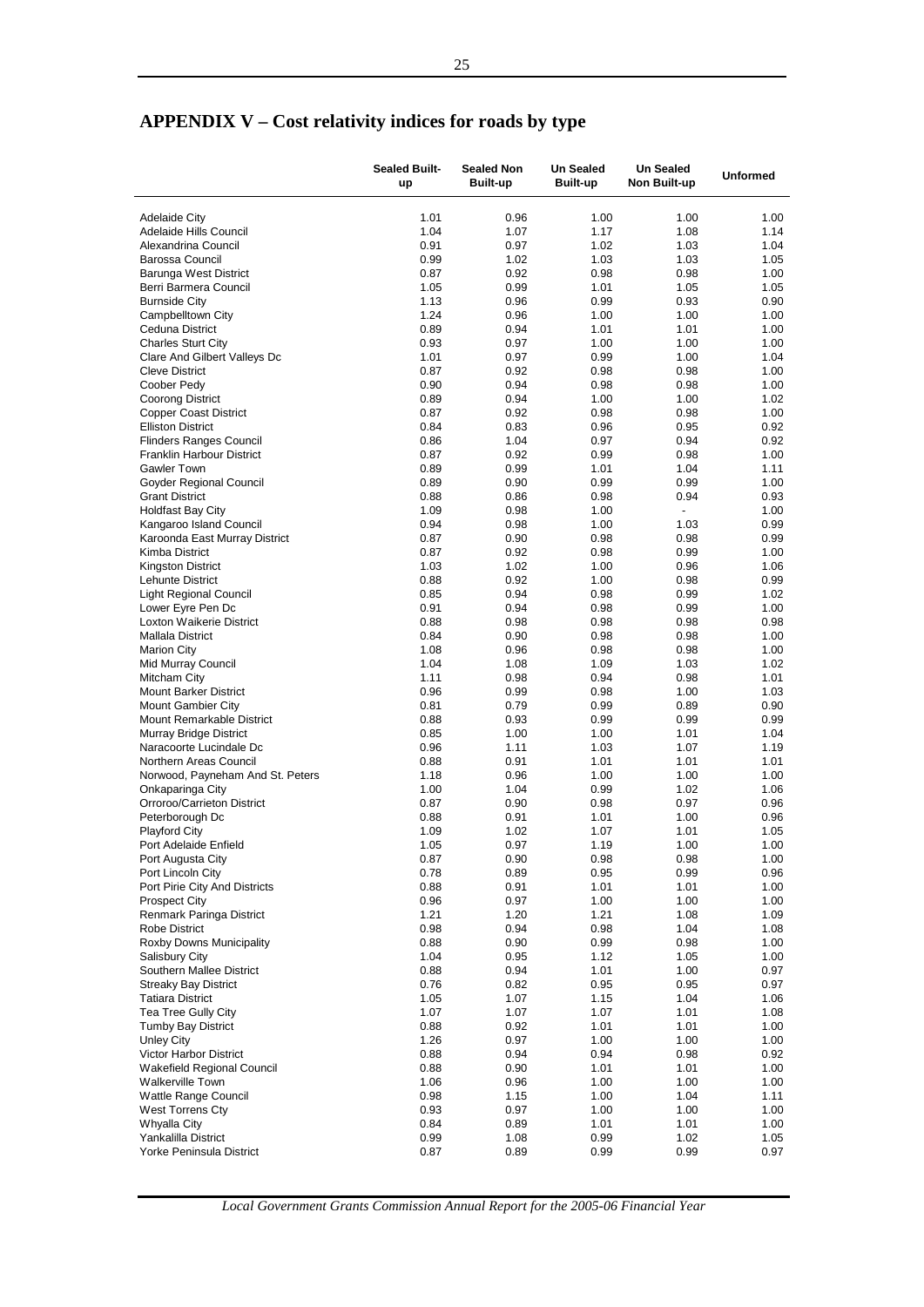## APPENDIX V – Cost relativity indices for roads by type

| | Sealed Built-up | Sealed Non Built-up | Un Sealed Built-up | Un Sealed Non Built-up | Unformed |
|---|---|---|---|---|---|
| Adelaide City | 1.01 | 0.96 | 1.00 | 1.00 | 1.00 |
| Adelaide Hills Council | 1.04 | 1.07 | 1.17 | 1.08 | 1.14 |
| Alexandrina Council | 0.91 | 0.97 | 1.02 | 1.03 | 1.04 |
| Barossa Council | 0.99 | 1.02 | 1.03 | 1.03 | 1.05 |
| Barunga West District | 0.87 | 0.92 | 0.98 | 0.98 | 1.00 |
| Berri Barmera Council | 1.05 | 0.99 | 1.01 | 1.05 | 1.05 |
| Burnside City | 1.13 | 0.96 | 0.99 | 0.93 | 0.90 |
| Campbelltown City | 1.24 | 0.96 | 1.00 | 1.00 | 1.00 |
| Ceduna District | 0.89 | 0.94 | 1.01 | 1.01 | 1.00 |
| Charles Sturt City | 0.93 | 0.97 | 1.00 | 1.00 | 1.00 |
| Clare And Gilbert Valleys Dc | 1.01 | 0.97 | 0.99 | 1.00 | 1.04 |
| Cleve District | 0.87 | 0.92 | 0.98 | 0.98 | 1.00 |
| Coober Pedy | 0.90 | 0.94 | 0.98 | 0.98 | 1.00 |
| Coorong District | 0.89 | 0.94 | 1.00 | 1.00 | 1.02 |
| Copper Coast District | 0.87 | 0.92 | 0.98 | 0.98 | 1.00 |
| Elliston District | 0.84 | 0.83 | 0.96 | 0.95 | 0.92 |
| Flinders Ranges Council | 0.86 | 1.04 | 0.97 | 0.94 | 0.92 |
| Franklin Harbour District | 0.87 | 0.92 | 0.99 | 0.98 | 1.00 |
| Gawler Town | 0.89 | 0.99 | 1.01 | 1.04 | 1.11 |
| Goyder Regional Council | 0.89 | 0.90 | 0.99 | 0.99 | 1.00 |
| Grant District | 0.88 | 0.86 | 0.98 | 0.94 | 0.93 |
| Holdfast Bay City | 1.09 | 0.98 | 1.00 | - | 1.00 |
| Kangaroo Island Council | 0.94 | 0.98 | 1.00 | 1.03 | 0.99 |
| Karoonda East Murray District | 0.87 | 0.90 | 0.98 | 0.98 | 0.99 |
| Kimba District | 0.87 | 0.92 | 0.98 | 0.99 | 1.00 |
| Kingston District | 1.03 | 1.02 | 1.00 | 0.96 | 1.06 |
| Lehunte District | 0.88 | 0.92 | 1.00 | 0.98 | 0.99 |
| Light Regional Council | 0.85 | 0.94 | 0.98 | 0.99 | 1.02 |
| Lower Eyre Pen Dc | 0.91 | 0.94 | 0.98 | 0.99 | 1.00 |
| Loxton Waikerie District | 0.88 | 0.98 | 0.98 | 0.98 | 0.98 |
| Mallala District | 0.84 | 0.90 | 0.98 | 0.98 | 1.00 |
| Marion City | 1.08 | 0.96 | 0.98 | 0.98 | 1.00 |
| Mid Murray Council | 1.04 | 1.08 | 1.09 | 1.03 | 1.02 |
| Mitcham City | 1.11 | 0.98 | 0.94 | 0.98 | 1.01 |
| Mount Barker District | 0.96 | 0.99 | 0.98 | 1.00 | 1.03 |
| Mount Gambier City | 0.81 | 0.79 | 0.99 | 0.89 | 0.90 |
| Mount Remarkable District | 0.88 | 0.93 | 0.99 | 0.99 | 0.99 |
| Murray Bridge District | 0.85 | 1.00 | 1.00 | 1.01 | 1.04 |
| Naracoorte Lucindale Dc | 0.96 | 1.11 | 1.03 | 1.07 | 1.19 |
| Northern Areas Council | 0.88 | 0.91 | 1.01 | 1.01 | 1.01 |
| Norwood, Payneham And St. Peters | 1.18 | 0.96 | 1.00 | 1.00 | 1.00 |
| Onkaparinga City | 1.00 | 1.04 | 0.99 | 1.02 | 1.06 |
| Orroroo/Carrieton District | 0.87 | 0.90 | 0.98 | 0.97 | 0.96 |
| Peterborough Dc | 0.88 | 0.91 | 1.01 | 1.00 | 0.96 |
| Playford City | 1.09 | 1.02 | 1.07 | 1.01 | 1.05 |
| Port Adelaide Enfield | 1.05 | 0.97 | 1.19 | 1.00 | 1.00 |
| Port Augusta City | 0.87 | 0.90 | 0.98 | 0.98 | 1.00 |
| Port Lincoln City | 0.78 | 0.89 | 0.95 | 0.99 | 0.96 |
| Port Pirie City And Districts | 0.88 | 0.91 | 1.01 | 1.01 | 1.00 |
| Prospect City | 0.96 | 0.97 | 1.00 | 1.00 | 1.00 |
| Renmark Paringa District | 1.21 | 1.20 | 1.21 | 1.08 | 1.09 |
| Robe District | 0.98 | 0.94 | 0.98 | 1.04 | 1.08 |
| Roxby Downs Municipality | 0.88 | 0.90 | 0.99 | 0.98 | 1.00 |
| Salisbury City | 1.04 | 0.95 | 1.12 | 1.05 | 1.00 |
| Southern Mallee District | 0.88 | 0.94 | 1.01 | 1.00 | 0.97 |
| Streaky Bay District | 0.76 | 0.82 | 0.95 | 0.95 | 0.97 |
| Tatiara District | 1.05 | 1.07 | 1.15 | 1.04 | 1.06 |
| Tea Tree Gully City | 1.07 | 1.07 | 1.07 | 1.01 | 1.08 |
| Tumby Bay District | 0.88 | 0.92 | 1.01 | 1.01 | 1.00 |
| Unley City | 1.26 | 0.97 | 1.00 | 1.00 | 1.00 |
| Victor Harbor District | 0.88 | 0.94 | 0.94 | 0.98 | 0.92 |
| Wakefield Regional Council | 0.88 | 0.90 | 1.01 | 1.01 | 1.00 |
| Walkerville Town | 1.06 | 0.96 | 1.00 | 1.00 | 1.00 |
| Wattle Range Council | 0.98 | 1.15 | 1.00 | 1.04 | 1.11 |
| West Torrens Cty | 0.93 | 0.97 | 1.00 | 1.00 | 1.00 |
| Whyalla City | 0.84 | 0.89 | 1.01 | 1.01 | 1.00 |
| Yankalilla District | 0.99 | 1.08 | 0.99 | 1.02 | 1.05 |
| Yorke Peninsula District | 0.87 | 0.89 | 0.99 | 0.99 | 0.97 |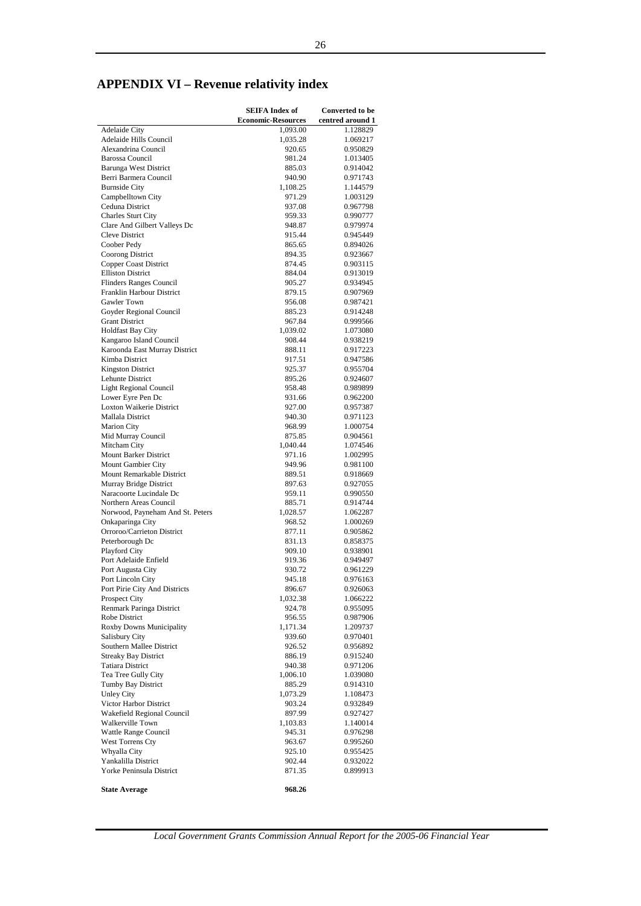# APPENDIX VI – Revenue relativity index

| | SEIFA Index of Economic-Resources | Converted to be centred around 1 |
|---|---|---|
| Adelaide City | 1,093.00 | 1.128829 |
| Adelaide Hills Council | 1,035.28 | 1.069217 |
| Alexandrina Council | 920.65 | 0.950829 |
| Barossa Council | 981.24 | 1.013405 |
| Barunga West District | 885.03 | 0.914042 |
| Berri Barmera Council | 940.90 | 0.971743 |
| Burnside City | 1,108.25 | 1.144579 |
| Campbelltown City | 971.29 | 1.003129 |
| Ceduna District | 937.08 | 0.967798 |
| Charles Sturt City | 959.33 | 0.990777 |
| Clare And Gilbert Valleys Dc | 948.87 | 0.979974 |
| Cleve District | 915.44 | 0.945449 |
| Coober Pedy | 865.65 | 0.894026 |
| Coorong District | 894.35 | 0.923667 |
| Copper Coast District | 874.45 | 0.903115 |
| Elliston District | 884.04 | 0.913019 |
| Flinders Ranges Council | 905.27 | 0.934945 |
| Franklin Harbour District | 879.15 | 0.907969 |
| Gawler Town | 956.08 | 0.987421 |
| Goyder Regional Council | 885.23 | 0.914248 |
| Grant District | 967.84 | 0.999566 |
| Holdfast Bay City | 1,039.02 | 1.073080 |
| Kangaroo Island Council | 908.44 | 0.938219 |
| Karoonda East Murray District | 888.11 | 0.917223 |
| Kimba District | 917.51 | 0.947586 |
| Kingston District | 925.37 | 0.955704 |
| Lehunte District | 895.26 | 0.924607 |
| Light Regional Council | 958.48 | 0.989899 |
| Lower Eyre Pen Dc | 931.66 | 0.962200 |
| Loxton Waikerie District | 927.00 | 0.957387 |
| Mallala District | 940.30 | 0.971123 |
| Marion City | 968.99 | 1.000754 |
| Mid Murray Council | 875.85 | 0.904561 |
| Mitcham City | 1,040.44 | 1.074546 |
| Mount Barker District | 971.16 | 1.002995 |
| Mount Gambier City | 949.96 | 0.981100 |
| Mount Remarkable District | 889.51 | 0.918669 |
| Murray Bridge District | 897.63 | 0.927055 |
| Naracoorte Lucindale Dc | 959.11 | 0.990550 |
| Northern Areas Council | 885.71 | 0.914744 |
| Norwood, Payneham And St. Peters | 1,028.57 | 1.062287 |
| Onkaparinga City | 968.52 | 1.000269 |
| Orroroo/Carrieton District | 877.11 | 0.905862 |
| Peterborough Dc | 831.13 | 0.858375 |
| Playford City | 909.10 | 0.938901 |
| Port Adelaide Enfield | 919.36 | 0.949497 |
| Port Augusta City | 930.72 | 0.961229 |
| Port Lincoln City | 945.18 | 0.976163 |
| Port Pirie City And Districts | 896.67 | 0.926063 |
| Prospect City | 1,032.38 | 1.066222 |
| Renmark Paringa District | 924.78 | 0.955095 |
| Robe District | 956.55 | 0.987906 |
| Roxby Downs Municipality | 1,171.34 | 1.209737 |
| Salisbury City | 939.60 | 0.970401 |
| Southern Mallee District | 926.52 | 0.956892 |
| Streaky Bay District | 886.19 | 0.915240 |
| Tatiara District | 940.38 | 0.971206 |
| Tea Tree Gully City | 1,006.10 | 1.039080 |
| Tumby Bay District | 885.29 | 0.914310 |
| Unley City | 1,073.29 | 1.108473 |
| Victor Harbor District | 903.24 | 0.932849 |
| Wakefield Regional Council | 897.99 | 0.927427 |
| Walkerville Town | 1,103.83 | 1.140014 |
| Wattle Range Council | 945.31 | 0.976298 |
| West Torrens Cty | 963.67 | 0.995260 |
| Whyalla City | 925.10 | 0.955425 |
| Yankalilla District | 902.44 | 0.932022 |
| Yorke Peninsula District | 871.35 | 0.899913 |
| **State Average** | **968.26** | |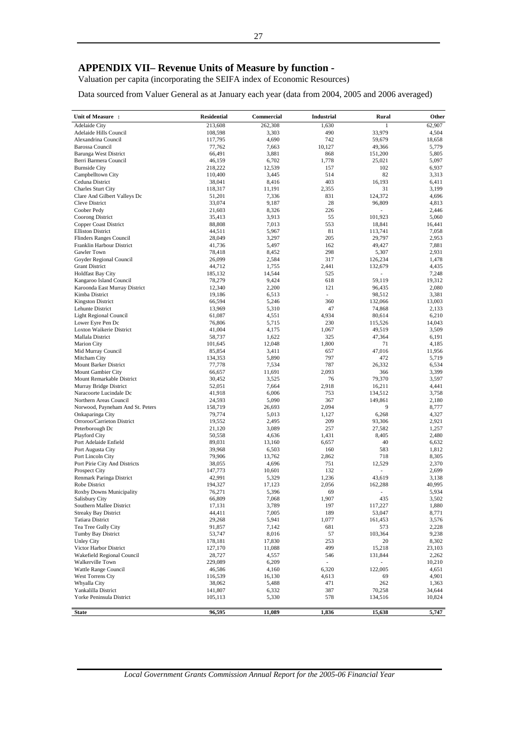# APPENDIX VII– Revenue Units of Measure by function -

Valuation per capita (incorporating the SEIFA index of Economic Resources)

Data sourced from Valuer General as at January each year (data from 2004, 2005 and 2006 averaged)

| Unit of Measure : | Residential | Commercial | Industrial | Rural | Other |
|---|---|---|---|---|---|
| Adelaide City | 213,608 | 262,308 | 1,630 | 1 | 62,907 |
| Adelaide Hills Council | 108,598 | 3,303 | 490 | 33,979 | 4,504 |
| Alexandrina Council | 117,795 | 4,690 | 742 | 59,679 | 18,658 |
| Barossa Council | 77,762 | 7,663 | 10,127 | 49,366 | 5,779 |
| Barunga West District | 66,491 | 3,881 | 868 | 151,200 | 5,805 |
| Berri Barmera Council | 46,159 | 6,702 | 1,778 | 25,021 | 5,097 |
| Burnside City | 218,222 | 12,539 | 157 | 102 | 6,937 |
| Campbelltown City | 110,400 | 3,445 | 514 | 82 | 3,313 |
| Ceduna District | 38,041 | 8,416 | 403 | 16,193 | 6,411 |
| Charles Sturt City | 118,317 | 11,191 | 2,355 | 31 | 3,199 |
| Clare And Gilbert Valleys Dc | 51,201 | 7,336 | 831 | 124,372 | 4,696 |
| Cleve District | 33,074 | 9,187 | 28 | 96,809 | 4,813 |
| Coober Pedy | 21,603 | 8,326 | 226 | - | 2,446 |
| Coorong District | 35,413 | 3,913 | 55 | 101,923 | 5,060 |
| Copper Coast District | 88,808 | 7,013 | 553 | 18,841 | 16,441 |
| Elliston District | 44,511 | 5,967 | 81 | 113,741 | 7,058 |
| Flinders Ranges Council | 28,049 | 3,297 | 205 | 29,797 | 2,953 |
| Franklin Harbour District | 41,736 | 5,497 | 162 | 49,427 | 7,881 |
| Gawler Town | 78,418 | 8,452 | 298 | 5,307 | 2,931 |
| Goyder Regional Council | 26,099 | 2,584 | 317 | 126,234 | 1,478 |
| Grant District | 44,712 | 1,755 | 2,441 | 132,679 | 4,435 |
| Holdfast Bay City | 185,132 | 14,544 | 525 | - | 7,248 |
| Kangaroo Island Council | 78,279 | 9,424 | 618 | 59,119 | 19,312 |
| Karoonda East Murray District | 12,340 | 2,200 | 121 | 96,435 | 2,080 |
| Kimba District | 19,186 | 6,513 | - | 98,512 | 3,381 |
| Kingston District | 66,594 | 5,246 | 360 | 132,066 | 13,003 |
| Lehunte District | 13,969 | 5,310 | 47 | 74,868 | 2,133 |
| Light Regional Council | 61,087 | 4,551 | 4,934 | 80,614 | 6,210 |
| Lower Eyre Pen Dc | 76,806 | 5,715 | 230 | 115,526 | 14,043 |
| Loxton Waikerie District | 41,004 | 4,175 | 1,067 | 49,519 | 3,509 |
| Mallala District | 58,737 | 1,622 | 325 | 47,364 | 6,191 |
| Marion City | 101,645 | 12,048 | 1,800 | 71 | 4,185 |
| Mid Murray Council | 85,854 | 3,411 | 657 | 47,016 | 11,956 |
| Mitcham City | 134,353 | 5,890 | 797 | 472 | 5,719 |
| Mount Barker District | 77,778 | 7,534 | 787 | 26,332 | 6,534 |
| Mount Gambier City | 66,657 | 11,691 | 2,093 | 366 | 3,399 |
| Mount Remarkable District | 30,452 | 3,525 | 76 | 79,370 | 3,597 |
| Murray Bridge District | 52,051 | 7,664 | 2,918 | 16,211 | 4,441 |
| Naracoorte Lucindale Dc | 41,918 | 6,006 | 753 | 134,512 | 3,758 |
| Northern Areas Council | 24,593 | 5,090 | 367 | 149,861 | 2,180 |
| Norwood, Payneham And St. Peters | 158,719 | 26,693 | 2,094 | 9 | 8,777 |
| Onkaparinga City | 79,774 | 5,013 | 1,127 | 6,268 | 4,327 |
| Orroroo/Carrieton District | 19,552 | 2,495 | 209 | 93,306 | 2,921 |
| Peterborough Dc | 21,120 | 3,089 | 257 | 27,582 | 1,257 |
| Playford City | 50,558 | 4,636 | 1,431 | 8,405 | 2,480 |
| Port Adelaide Enfield | 89,031 | 13,160 | 6,657 | 40 | 6,632 |
| Port Augusta City | 39,968 | 6,503 | 160 | 583 | 1,812 |
| Port Lincoln City | 79,906 | 13,762 | 2,862 | 718 | 8,305 |
| Port Pirie City And Districts | 38,055 | 4,696 | 751 | 12,529 | 2,370 |
| Prospect City | 147,773 | 10,601 | 132 | - | 2,699 |
| Renmark Paringa District | 42,991 | 5,329 | 1,236 | 43,619 | 3,138 |
| Robe District | 194,327 | 17,123 | 2,056 | 162,288 | 40,995 |
| Roxby Downs Municipality | 76,271 | 5,396 | 69 | - | 5,934 |
| Salisbury City | 66,809 | 7,068 | 1,907 | 435 | 3,502 |
| Southern Mallee District | 17,131 | 3,789 | 197 | 117,227 | 1,880 |
| Streaky Bay District | 44,411 | 7,005 | 189 | 53,047 | 8,771 |
| Tatiara District | 29,268 | 5,941 | 1,077 | 161,453 | 3,576 |
| Tea Tree Gully City | 91,857 | 7,142 | 681 | 573 | 2,228 |
| Tumby Bay District | 53,747 | 8,016 | 57 | 103,364 | 9,238 |
| Unley City | 178,181 | 17,830 | 253 | 20 | 8,302 |
| Victor Harbor District | 127,170 | 11,088 | 499 | 15,218 | 23,103 |
| Wakefield Regional Council | 28,727 | 4,557 | 546 | 131,844 | 2,262 |
| Walkerville Town | 229,089 | 6,209 | - | - | 10,210 |
| Wattle Range Council | 46,586 | 4,160 | 6,320 | 122,005 | 4,651 |
| West Torrens Cty | 116,539 | 16,130 | 4,613 | 69 | 4,901 |
| Whyalla City | 38,062 | 5,488 | 471 | 262 | 1,363 |
| Yankalilla District | 141,807 | 6,332 | 387 | 70,258 | 34,644 |
| Yorke Peninsula District | 105,113 | 5,330 | 578 | 134,516 | 10,824 |
| **State** | **96,595** | **11,089** | **1,836** | **15,638** | **5,747** |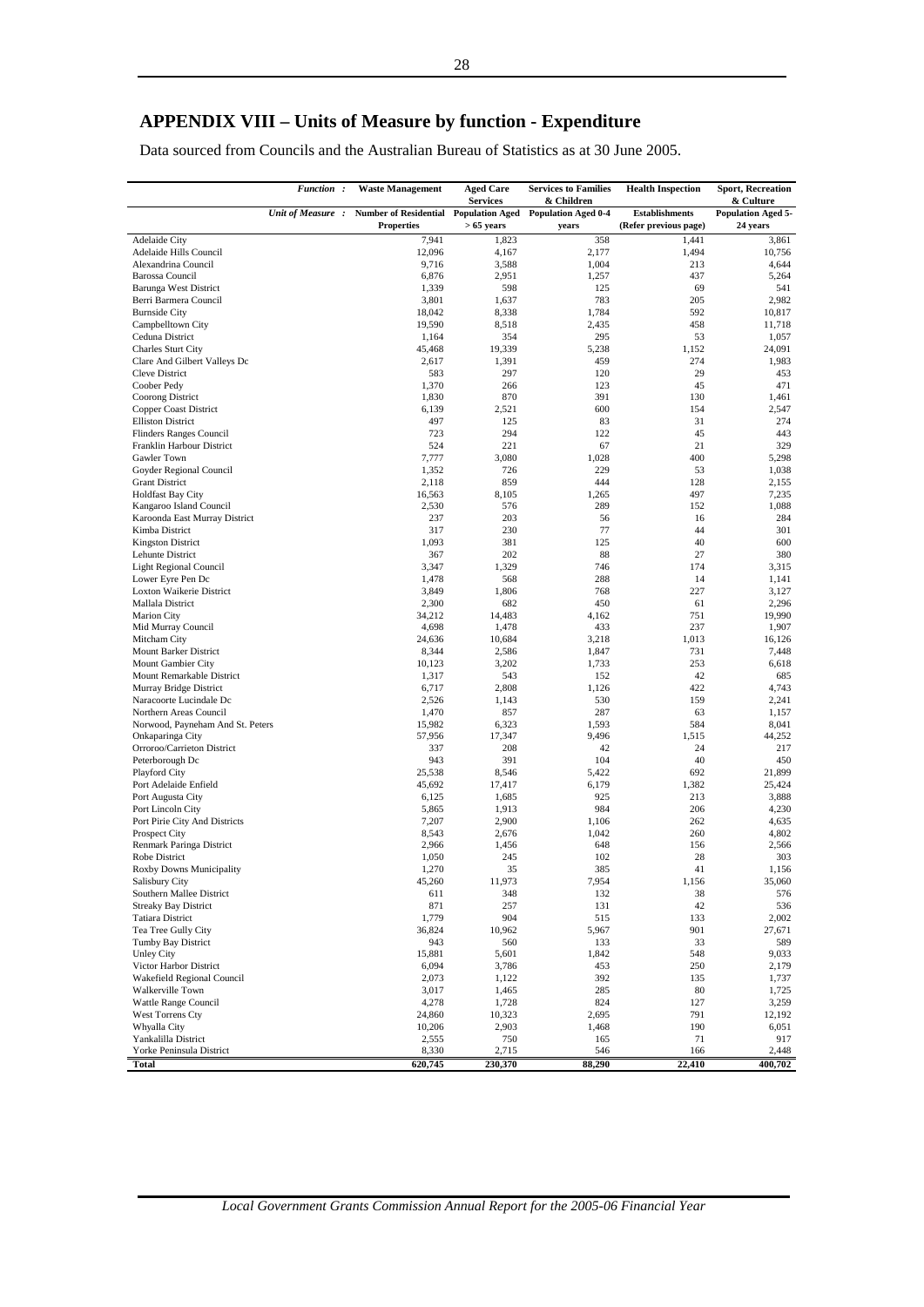# APPENDIX VIII – Units of Measure by function - Expenditure

Data sourced from Councils and the Australian Bureau of Statistics as at 30 June 2005.

| *Function :* | Waste Management | Aged Care Services | Services to Families & Children | Health Inspection | Sport, Recreation & Culture |
|---|---|---|---|---|---|
| *Unit of Measure :* | Number of Residential Properties | Population Aged > 65 years | Population Aged 0-4 years | Establishments (Refer previous page) | Population Aged 5-24 years |
| Adelaide City | 7,941 | 1,823 | 358 | 1,441 | 3,861 |
| Adelaide Hills Council | 12,096 | 4,167 | 2,177 | 1,494 | 10,756 |
| Alexandrina Council | 9,716 | 3,588 | 1,004 | 213 | 4,644 |
| Barossa Council | 6,876 | 2,951 | 1,257 | 437 | 5,264 |
| Barunga West District | 1,339 | 598 | 125 | 69 | 541 |
| Berri Barmera Council | 3,801 | 1,637 | 783 | 205 | 2,982 |
| Burnside City | 18,042 | 8,338 | 1,784 | 592 | 10,817 |
| Campbelltown City | 19,590 | 8,518 | 2,435 | 458 | 11,718 |
| Ceduna District | 1,164 | 354 | 295 | 53 | 1,057 |
| Charles Sturt City | 45,468 | 19,339 | 5,238 | 1,152 | 24,091 |
| Clare And Gilbert Valleys Dc | 2,617 | 1,391 | 459 | 274 | 1,983 |
| Cleve District | 583 | 297 | 120 | 29 | 453 |
| Coober Pedy | 1,370 | 266 | 123 | 45 | 471 |
| Coorong District | 1,830 | 870 | 391 | 130 | 1,461 |
| Copper Coast District | 6,139 | 2,521 | 600 | 154 | 2,547 |
| Elliston District | 497 | 125 | 83 | 31 | 274 |
| Flinders Ranges Council | 723 | 294 | 122 | 45 | 443 |
| Franklin Harbour District | 524 | 221 | 67 | 21 | 329 |
| Gawler Town | 7,777 | 3,080 | 1,028 | 400 | 5,298 |
| Goyder Regional Council | 1,352 | 726 | 229 | 53 | 1,038 |
| Grant District | 2,118 | 859 | 444 | 128 | 2,155 |
| Holdfast Bay City | 16,563 | 8,105 | 1,265 | 497 | 7,235 |
| Kangaroo Island Council | 2,530 | 576 | 289 | 152 | 1,088 |
| Karoonda East Murray District | 237 | 203 | 56 | 16 | 284 |
| Kimba District | 317 | 230 | 77 | 44 | 301 |
| Kingston District | 1,093 | 381 | 125 | 40 | 600 |
| Lehunte District | 367 | 202 | 88 | 27 | 380 |
| Light Regional Council | 3,347 | 1,329 | 746 | 174 | 3,315 |
| Lower Eyre Pen Dc | 1,478 | 568 | 288 | 14 | 1,141 |
| Loxton Waikerie District | 3,849 | 1,806 | 768 | 227 | 3,127 |
| Mallala District | 2,300 | 682 | 450 | 61 | 2,296 |
| Marion City | 34,212 | 14,483 | 4,162 | 751 | 19,990 |
| Mid Murray Council | 4,698 | 1,478 | 433 | 237 | 1,907 |
| Mitcham City | 24,636 | 10,684 | 3,218 | 1,013 | 16,126 |
| Mount Barker District | 8,344 | 2,586 | 1,847 | 731 | 7,448 |
| Mount Gambier City | 10,123 | 3,202 | 1,733 | 253 | 6,618 |
| Mount Remarkable District | 1,317 | 543 | 152 | 42 | 685 |
| Murray Bridge District | 6,717 | 2,808 | 1,126 | 422 | 4,743 |
| Naracoorte Lucindale Dc | 2,526 | 1,143 | 530 | 159 | 2,241 |
| Northern Areas Council | 1,470 | 857 | 287 | 63 | 1,157 |
| Norwood, Payneham And St. Peters | 15,982 | 6,323 | 1,593 | 584 | 8,041 |
| Onkaparinga City | 57,956 | 17,347 | 9,496 | 1,515 | 44,252 |
| Orroroo/Carrieton District | 337 | 208 | 42 | 24 | 217 |
| Peterborough Dc | 943 | 391 | 104 | 40 | 450 |
| Playford City | 25,538 | 8,546 | 5,422 | 692 | 21,899 |
| Port Adelaide Enfield | 45,692 | 17,417 | 6,179 | 1,382 | 25,424 |
| Port Augusta City | 6,125 | 1,685 | 925 | 213 | 3,888 |
| Port Lincoln City | 5,865 | 1,913 | 984 | 206 | 4,230 |
| Port Pirie City And Districts | 7,207 | 2,900 | 1,106 | 262 | 4,635 |
| Prospect City | 8,543 | 2,676 | 1,042 | 260 | 4,802 |
| Renmark Paringa District | 2,966 | 1,456 | 648 | 156 | 2,566 |
| Robe District | 1,050 | 245 | 102 | 28 | 303 |
| Roxby Downs Municipality | 1,270 | 35 | 385 | 41 | 1,156 |
| Salisbury City | 45,260 | 11,973 | 7,954 | 1,156 | 35,060 |
| Southern Mallee District | 611 | 348 | 132 | 38 | 576 |
| Streaky Bay District | 871 | 257 | 131 | 42 | 536 |
| Tatiara District | 1,779 | 904 | 515 | 133 | 2,002 |
| Tea Tree Gully City | 36,824 | 10,962 | 5,967 | 901 | 27,671 |
| Tumby Bay District | 943 | 560 | 133 | 33 | 589 |
| Unley City | 15,881 | 5,601 | 1,842 | 548 | 9,033 |
| Victor Harbor District | 6,094 | 3,786 | 453 | 250 | 2,179 |
| Wakefield Regional Council | 2,073 | 1,122 | 392 | 135 | 1,737 |
| Walkerville Town | 3,017 | 1,465 | 285 | 80 | 1,725 |
| Wattle Range Council | 4,278 | 1,728 | 824 | 127 | 3,259 |
| West Torrens Cty | 24,860 | 10,323 | 2,695 | 791 | 12,192 |
| Whyalla City | 10,206 | 2,903 | 1,468 | 190 | 6,051 |
| Yankalilla District | 2,555 | 750 | 165 | 71 | 917 |
| Yorke Peninsula District | 8,330 | 2,715 | 546 | 166 | 2,448 |
| **Total** | **620,745** | **230,370** | **88,290** | **22,410** | **400,702** |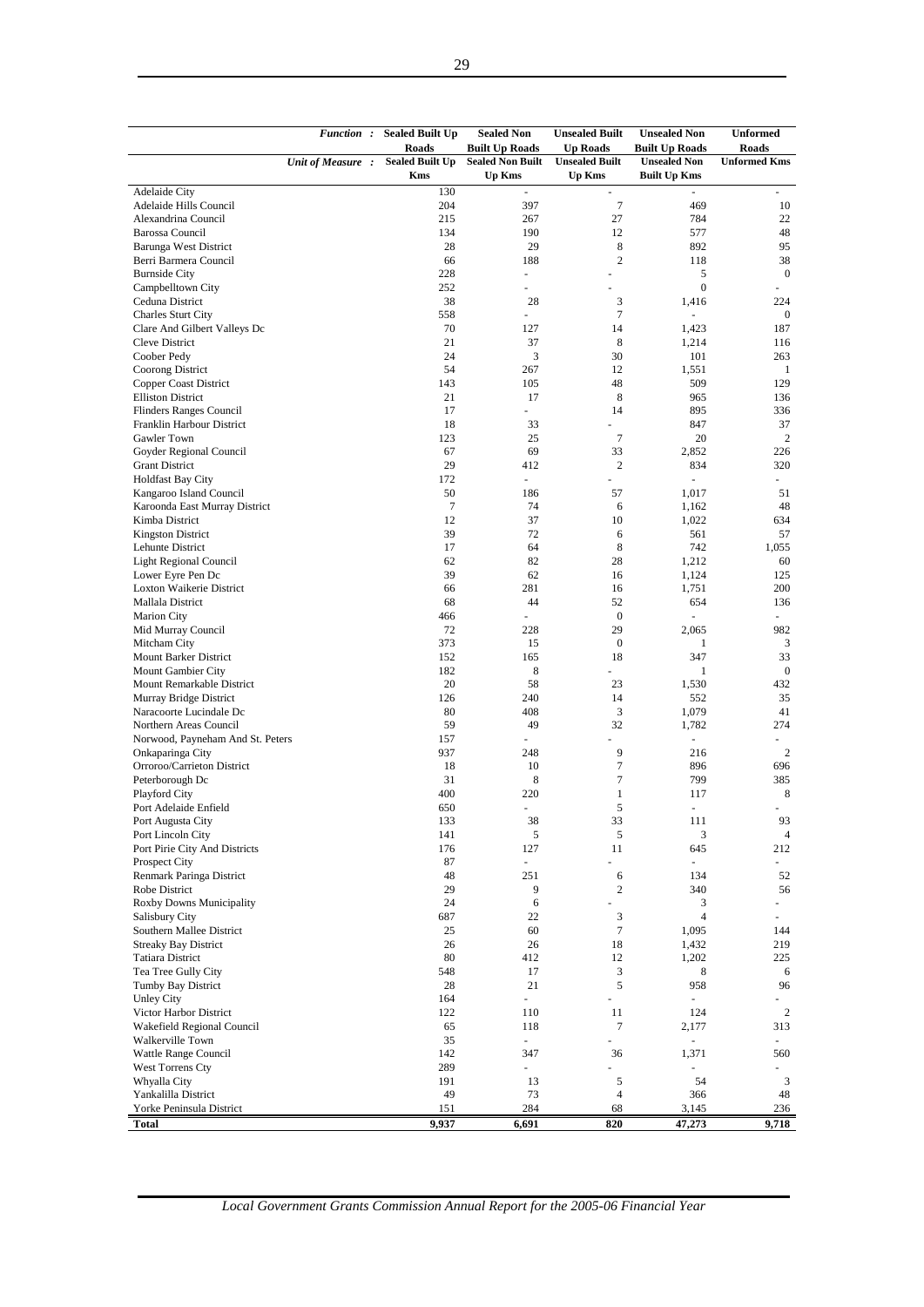| Function : | Sealed Built Up Roads | Sealed Non Built Up Roads | Unsealed Built Up Roads | Unsealed Non Built Up Roads | Unformed Roads |
|---|---|---|---|---|---|
| Unit of Measure : | Sealed Built Up Kms | Sealed Non Built Up Kms | Unsealed Built Up Kms | Unsealed Non Built Up Kms | Unformed Kms |
| Adelaide City | 130 | - | - | - | - |
| Adelaide Hills Council | 204 | 397 | 7 | 469 | 10 |
| Alexandrina Council | 215 | 267 | 27 | 784 | 22 |
| Barossa Council | 134 | 190 | 12 | 577 | 48 |
| Barunga West District | 28 | 29 | 8 | 892 | 95 |
| Berri Barmera Council | 66 | 188 | 2 | 118 | 38 |
| Burnside City | 228 | - | - | 5 | 0 |
| Campbelltown City | 252 | - | - | 0 | - |
| Ceduna District | 38 | 28 | 3 | 1,416 | 224 |
| Charles Sturt City | 558 | - | 7 | - | 0 |
| Clare And Gilbert Valleys Dc | 70 | 127 | 14 | 1,423 | 187 |
| Cleve District | 21 | 37 | 8 | 1,214 | 116 |
| Coober Pedy | 24 | 3 | 30 | 101 | 263 |
| Coorong District | 54 | 267 | 12 | 1,551 | 1 |
| Copper Coast District | 143 | 105 | 48 | 509 | 129 |
| Elliston District | 21 | 17 | 8 | 965 | 136 |
| Flinders Ranges Council | 17 | - | 14 | 895 | 336 |
| Franklin Harbour District | 18 | 33 | - | 847 | 37 |
| Gawler Town | 123 | 25 | 7 | 20 | 2 |
| Goyder Regional Council | 67 | 69 | 33 | 2,852 | 226 |
| Grant District | 29 | 412 | 2 | 834 | 320 |
| Holdfast Bay City | 172 | - | - | - | - |
| Kangaroo Island Council | 50 | 186 | 57 | 1,017 | 51 |
| Karoonda East Murray District | 7 | 74 | 6 | 1,162 | 48 |
| Kimba District | 12 | 37 | 10 | 1,022 | 634 |
| Kingston District | 39 | 72 | 6 | 561 | 57 |
| Lehunte District | 17 | 64 | 8 | 742 | 1,055 |
| Light Regional Council | 62 | 82 | 28 | 1,212 | 60 |
| Lower Eyre Pen Dc | 39 | 62 | 16 | 1,124 | 125 |
| Loxton Waikerie District | 66 | 281 | 16 | 1,751 | 200 |
| Mallala District | 68 | 44 | 52 | 654 | 136 |
| Marion City | 466 | - | 0 | - | - |
| Mid Murray Council | 72 | 228 | 29 | 2,065 | 982 |
| Mitcham City | 373 | 15 | 0 | 1 | 3 |
| Mount Barker District | 152 | 165 | 18 | 347 | 33 |
| Mount Gambier City | 182 | 8 | - | 1 | 0 |
| Mount Remarkable District | 20 | 58 | 23 | 1,530 | 432 |
| Murray Bridge District | 126 | 240 | 14 | 552 | 35 |
| Naracoorte Lucindale Dc | 80 | 408 | 3 | 1,079 | 41 |
| Northern Areas Council | 59 | 49 | 32 | 1,782 | 274 |
| Norwood, Payneham And St. Peters | 157 | - | - | - | - |
| Onkaparinga City | 937 | 248 | 9 | 216 | 2 |
| Orroroo/Carrieton District | 18 | 10 | 7 | 896 | 696 |
| Peterborough Dc | 31 | 8 | 7 | 799 | 385 |
| Playford City | 400 | 220 | 1 | 117 | 8 |
| Port Adelaide Enfield | 650 | - | 5 | - | - |
| Port Augusta City | 133 | 38 | 33 | 111 | 93 |
| Port Lincoln City | 141 | 5 | 5 | 3 | 4 |
| Port Pirie City And Districts | 176 | 127 | 11 | 645 | 212 |
| Prospect City | 87 | - | - | - | - |
| Renmark Paringa District | 48 | 251 | 6 | 134 | 52 |
| Robe District | 29 | 9 | 2 | 340 | 56 |
| Roxby Downs Municipality | 24 | 6 | - | 3 | - |
| Salisbury City | 687 | 22 | 3 | 4 | - |
| Southern Mallee District | 25 | 60 | 7 | 1,095 | 144 |
| Streaky Bay District | 26 | 26 | 18 | 1,432 | 219 |
| Tatiara District | 80 | 412 | 12 | 1,202 | 225 |
| Tea Tree Gully City | 548 | 17 | 3 | 8 | 6 |
| Tumby Bay District | 28 | 21 | 5 | 958 | 96 |
| Unley City | 164 | - | - | - | - |
| Victor Harbor District | 122 | 110 | 11 | 124 | 2 |
| Wakefield Regional Council | 65 | 118 | 7 | 2,177 | 313 |
| Walkerville Town | 35 | - | - | - | - |
| Wattle Range Council | 142 | 347 | 36 | 1,371 | 560 |
| West Torrens Cty | 289 | - | - | - | - |
| Whyalla City | 191 | 13 | 5 | 54 | 3 |
| Yankalilla District | 49 | 73 | 4 | 366 | 48 |
| Yorke Peninsula District | 151 | 284 | 68 | 3,145 | 236 |
| **Total** | **9,937** | **6,691** | **820** | **47,273** | **9,718** |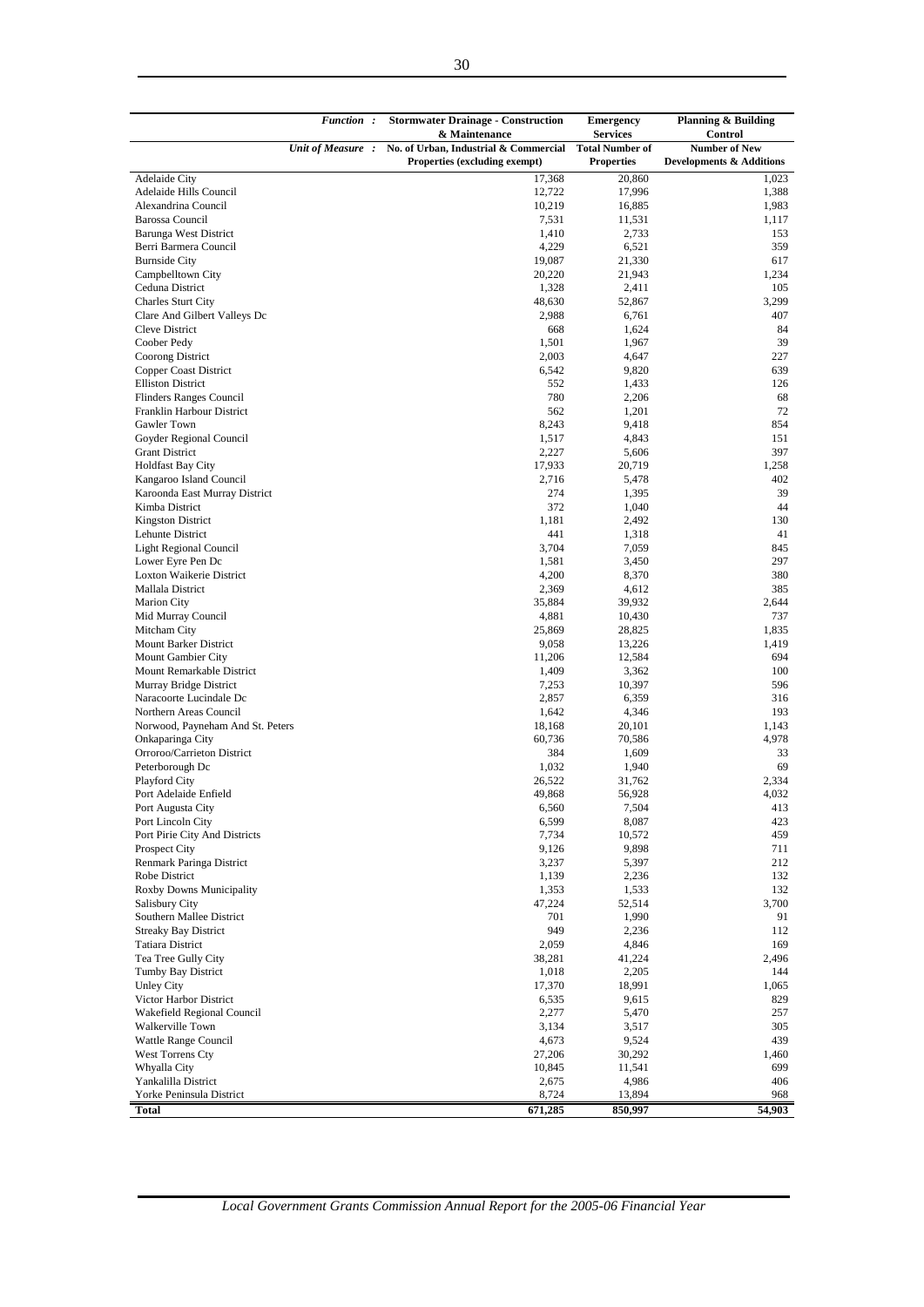| *Function :* | Stormwater Drainage - Construction & Maintenance | Emergency Services | Planning & Building Control |
|---|---|---|---|
| *Unit of Measure :* | No. of Urban, Industrial & Commercial Properties (excluding exempt) | Total Number of Properties | Number of New Developments & Additions |
| Adelaide City | 17,368 | 20,860 | 1,023 |
| Adelaide Hills Council | 12,722 | 17,996 | 1,388 |
| Alexandrina Council | 10,219 | 16,885 | 1,983 |
| Barossa Council | 7,531 | 11,531 | 1,117 |
| Barunga West District | 1,410 | 2,733 | 153 |
| Berri Barmera Council | 4,229 | 6,521 | 359 |
| Burnside City | 19,087 | 21,330 | 617 |
| Campbelltown City | 20,220 | 21,943 | 1,234 |
| Ceduna District | 1,328 | 2,411 | 105 |
| Charles Sturt City | 48,630 | 52,867 | 3,299 |
| Clare And Gilbert Valleys Dc | 2,988 | 6,761 | 407 |
| Cleve District | 668 | 1,624 | 84 |
| Coober Pedy | 1,501 | 1,967 | 39 |
| Coorong District | 2,003 | 4,647 | 227 |
| Copper Coast District | 6,542 | 9,820 | 639 |
| Elliston District | 552 | 1,433 | 126 |
| Flinders Ranges Council | 780 | 2,206 | 68 |
| Franklin Harbour District | 562 | 1,201 | 72 |
| Gawler Town | 8,243 | 9,418 | 854 |
| Goyder Regional Council | 1,517 | 4,843 | 151 |
| Grant District | 2,227 | 5,606 | 397 |
| Holdfast Bay City | 17,933 | 20,719 | 1,258 |
| Kangaroo Island Council | 2,716 | 5,478 | 402 |
| Karoonda East Murray District | 274 | 1,395 | 39 |
| Kimba District | 372 | 1,040 | 44 |
| Kingston District | 1,181 | 2,492 | 130 |
| Lehunte District | 441 | 1,318 | 41 |
| Light Regional Council | 3,704 | 7,059 | 845 |
| Lower Eyre Pen Dc | 1,581 | 3,450 | 297 |
| Loxton Waikerie District | 4,200 | 8,370 | 380 |
| Mallala District | 2,369 | 4,612 | 385 |
| Marion City | 35,884 | 39,932 | 2,644 |
| Mid Murray Council | 4,881 | 10,430 | 737 |
| Mitcham City | 25,869 | 28,825 | 1,835 |
| Mount Barker District | 9,058 | 13,226 | 1,419 |
| Mount Gambier City | 11,206 | 12,584 | 694 |
| Mount Remarkable District | 1,409 | 3,362 | 100 |
| Murray Bridge District | 7,253 | 10,397 | 596 |
| Naracoorte Lucindale Dc | 2,857 | 6,359 | 316 |
| Northern Areas Council | 1,642 | 4,346 | 193 |
| Norwood, Payneham And St. Peters | 18,168 | 20,101 | 1,143 |
| Onkaparinga City | 60,736 | 70,586 | 4,978 |
| Orroroo/Carrieton District | 384 | 1,609 | 33 |
| Peterborough Dc | 1,032 | 1,940 | 69 |
| Playford City | 26,522 | 31,762 | 2,334 |
| Port Adelaide Enfield | 49,868 | 56,928 | 4,032 |
| Port Augusta City | 6,560 | 7,504 | 413 |
| Port Lincoln City | 6,599 | 8,087 | 423 |
| Port Pirie City And Districts | 7,734 | 10,572 | 459 |
| Prospect City | 9,126 | 9,898 | 711 |
| Renmark Paringa District | 3,237 | 5,397 | 212 |
| Robe District | 1,139 | 2,236 | 132 |
| Roxby Downs Municipality | 1,353 | 1,533 | 132 |
| Salisbury City | 47,224 | 52,514 | 3,700 |
| Southern Mallee District | 701 | 1,990 | 91 |
| Streaky Bay District | 949 | 2,236 | 112 |
| Tatiara District | 2,059 | 4,846 | 169 |
| Tea Tree Gully City | 38,281 | 41,224 | 2,496 |
| Tumby Bay District | 1,018 | 2,205 | 144 |
| Unley City | 17,370 | 18,991 | 1,065 |
| Victor Harbor District | 6,535 | 9,615 | 829 |
| Wakefield Regional Council | 2,277 | 5,470 | 257 |
| Walkerville Town | 3,134 | 3,517 | 305 |
| Wattle Range Council | 4,673 | 9,524 | 439 |
| West Torrens Cty | 27,206 | 30,292 | 1,460 |
| Whyalla City | 10,845 | 11,541 | 699 |
| Yankalilla District | 2,675 | 4,986 | 406 |
| Yorke Peninsula District | 8,724 | 13,894 | 968 |
| **Total** | **671,285** | **850,997** | **54,903** |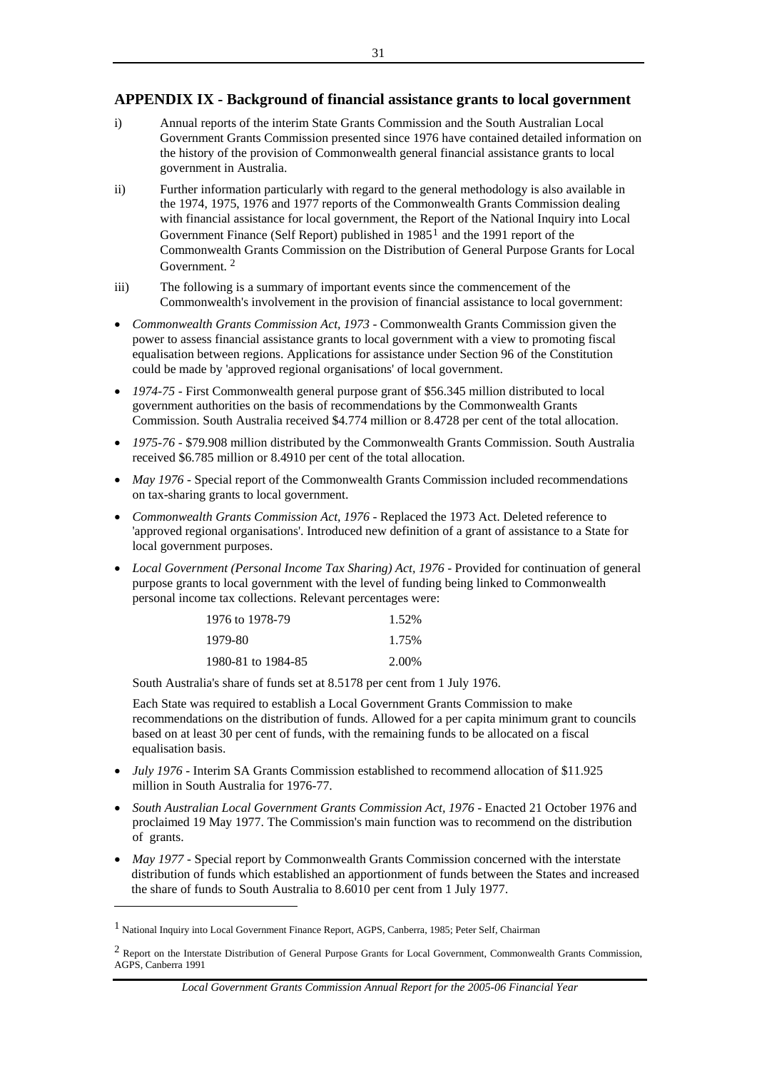## APPENDIX IX - Background of financial assistance grants to local government

i) Annual reports of the interim State Grants Commission and the South Australian Local Government Grants Commission presented since 1976 have contained detailed information on the history of the provision of Commonwealth general financial assistance grants to local government in Australia.

ii) Further information particularly with regard to the general methodology is also available in the 1974, 1975, 1976 and 1977 reports of the Commonwealth Grants Commission dealing with financial assistance for local government, the Report of the National Inquiry into Local Government Finance (Self Report) published in 1985[1] and the 1991 report of the Commonwealth Grants Commission on the Distribution of General Purpose Grants for Local Government. [2]

iii) The following is a summary of important events since the commencement of the Commonwealth's involvement in the provision of financial assistance to local government:

- *Commonwealth Grants Commission Act, 1973* - Commonwealth Grants Commission given the power to assess financial assistance grants to local government with a view to promoting fiscal equalisation between regions. Applications for assistance under Section 96 of the Constitution could be made by 'approved regional organisations' of local government.
- *1974-75* - First Commonwealth general purpose grant of $56.345 million distributed to local government authorities on the basis of recommendations by the Commonwealth Grants Commission. South Australia received $4.774 million or 8.4728 per cent of the total allocation.
- *1975-76* - $79.908 million distributed by the Commonwealth Grants Commission. South Australia received $6.785 million or 8.4910 per cent of the total allocation.
- *May 1976* - Special report of the Commonwealth Grants Commission included recommendations on tax-sharing grants to local government.
- *Commonwealth Grants Commission Act, 1976* - Replaced the 1973 Act. Deleted reference to 'approved regional organisations'. Introduced new definition of a grant of assistance to a State for local government purposes.
- *Local Government (Personal Income Tax Sharing) Act, 1976* - Provided for continuation of general purpose grants to local government with the level of funding being linked to Commonwealth personal income tax collections. Relevant percentages were:

  | | |
  |---|---|
  | 1976 to 1978-79 | 1.52% |
  | 1979-80 | 1.75% |
  | 1980-81 to 1984-85 | 2.00% |

  South Australia's share of funds set at 8.5178 per cent from 1 July 1976.

  Each State was required to establish a Local Government Grants Commission to make recommendations on the distribution of funds. Allowed for a per capita minimum grant to councils based on at least 30 per cent of funds, with the remaining funds to be allocated on a fiscal equalisation basis.
- *July 1976* - Interim SA Grants Commission established to recommend allocation of $11.925 million in South Australia for 1976-77.
- *South Australian Local Government Grants Commission Act, 1976* - Enacted 21 October 1976 and proclaimed 19 May 1977. The Commission's main function was to recommend on the distribution of grants.
- *May 1977* - Special report by Commonwealth Grants Commission concerned with the interstate distribution of funds which established an apportionment of funds between the States and increased the share of funds to South Australia to 8.6010 per cent from 1 July 1977.

[1] National Inquiry into Local Government Finance Report, AGPS, Canberra, 1985; Peter Self, Chairman

[2] Report on the Interstate Distribution of General Purpose Grants for Local Government, Commonwealth Grants Commission, AGPS, Canberra 1991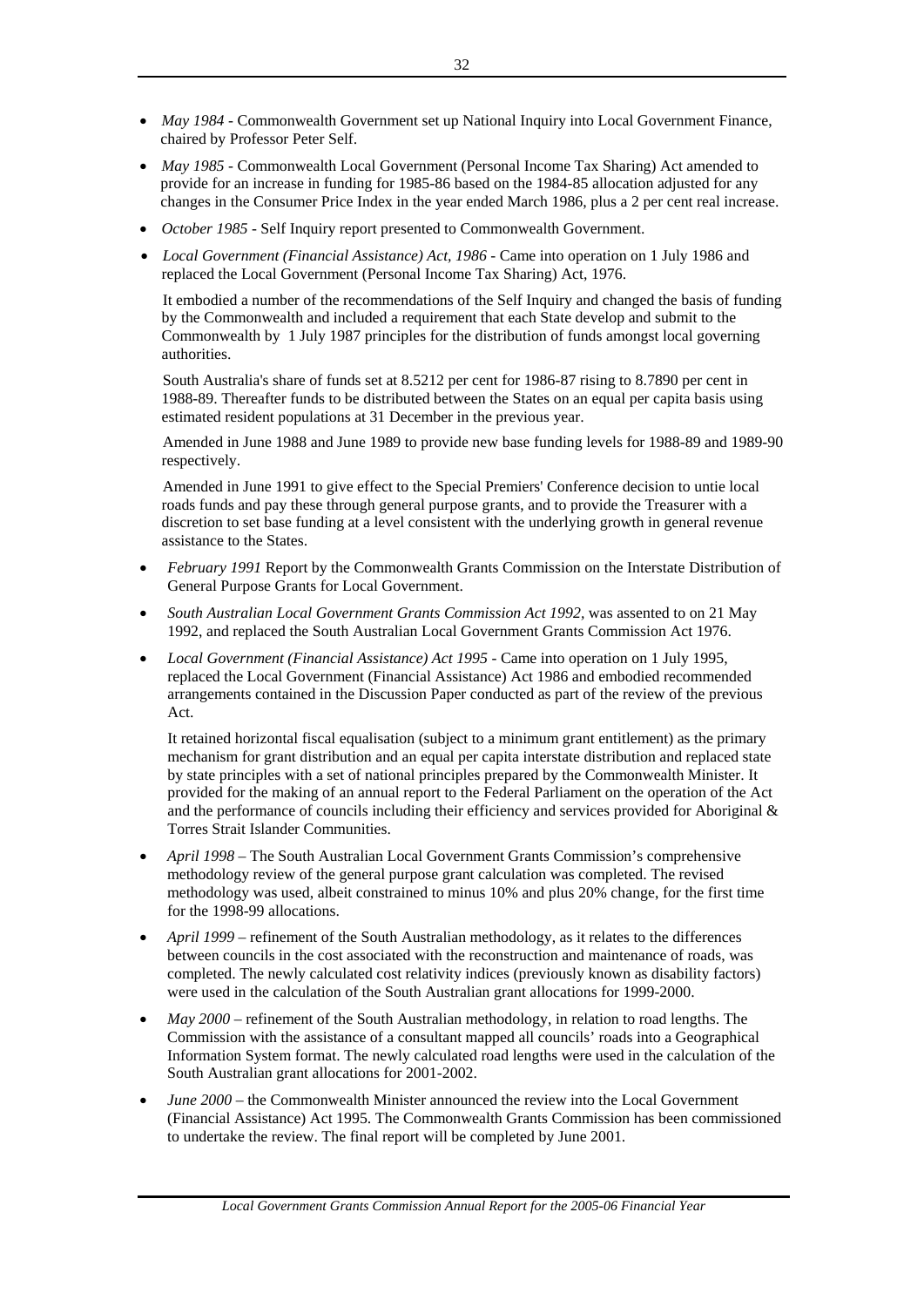- *May 1984* - Commonwealth Government set up National Inquiry into Local Government Finance, chaired by Professor Peter Self.
- *May 1985* - Commonwealth Local Government (Personal Income Tax Sharing) Act amended to provide for an increase in funding for 1985-86 based on the 1984-85 allocation adjusted for any changes in the Consumer Price Index in the year ended March 1986, plus a 2 per cent real increase.
- *October 1985* - Self Inquiry report presented to Commonwealth Government.
- *Local Government (Financial Assistance) Act, 1986* - Came into operation on 1 July 1986 and replaced the Local Government (Personal Income Tax Sharing) Act, 1976.

  It embodied a number of the recommendations of the Self Inquiry and changed the basis of funding by the Commonwealth and included a requirement that each State develop and submit to the Commonwealth by 1 July 1987 principles for the distribution of funds amongst local governing authorities.

  South Australia's share of funds set at 8.5212 per cent for 1986-87 rising to 8.7890 per cent in 1988-89. Thereafter funds to be distributed between the States on an equal per capita basis using estimated resident populations at 31 December in the previous year.

  Amended in June 1988 and June 1989 to provide new base funding levels for 1988-89 and 1989-90 respectively.

  Amended in June 1991 to give effect to the Special Premiers' Conference decision to untie local roads funds and pay these through general purpose grants, and to provide the Treasurer with a discretion to set base funding at a level consistent with the underlying growth in general revenue assistance to the States.

- *February 1991* Report by the Commonwealth Grants Commission on the Interstate Distribution of General Purpose Grants for Local Government.
- *South Australian Local Government Grants Commission Act 1992,* was assented to on 21 May 1992, and replaced the South Australian Local Government Grants Commission Act 1976.
- *Local Government (Financial Assistance) Act 1995* - Came into operation on 1 July 1995, replaced the Local Government (Financial Assistance) Act 1986 and embodied recommended arrangements contained in the Discussion Paper conducted as part of the review of the previous Act.

  It retained horizontal fiscal equalisation (subject to a minimum grant entitlement) as the primary mechanism for grant distribution and an equal per capita interstate distribution and replaced state by state principles with a set of national principles prepared by the Commonwealth Minister. It provided for the making of an annual report to the Federal Parliament on the operation of the Act and the performance of councils including their efficiency and services provided for Aboriginal & Torres Strait Islander Communities.

- *April 1998* – The South Australian Local Government Grants Commission's comprehensive methodology review of the general purpose grant calculation was completed. The revised methodology was used, albeit constrained to minus 10% and plus 20% change, for the first time for the 1998-99 allocations.
- *April 1999* – refinement of the South Australian methodology, as it relates to the differences between councils in the cost associated with the reconstruction and maintenance of roads, was completed. The newly calculated cost relativity indices (previously known as disability factors) were used in the calculation of the South Australian grant allocations for 1999-2000.
- *May 2000* – refinement of the South Australian methodology, in relation to road lengths. The Commission with the assistance of a consultant mapped all councils' roads into a Geographical Information System format. The newly calculated road lengths were used in the calculation of the South Australian grant allocations for 2001-2002.
- *June 2000* – the Commonwealth Minister announced the review into the Local Government (Financial Assistance) Act 1995. The Commonwealth Grants Commission has been commissioned to undertake the review. The final report will be completed by June 2001.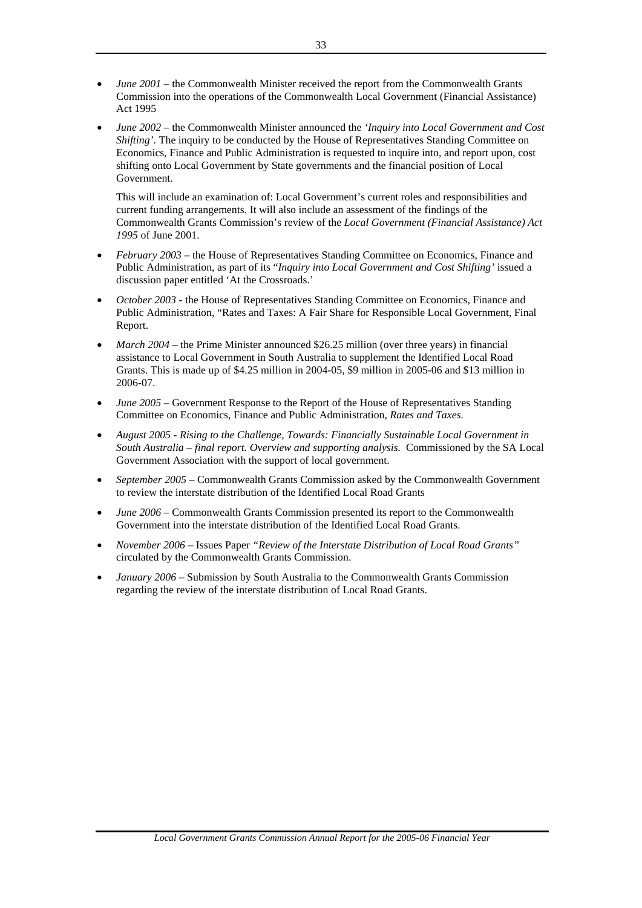- *June 2001* – the Commonwealth Minister received the report from the Commonwealth Grants Commission into the operations of the Commonwealth Local Government (Financial Assistance) Act 1995

- *June 2002* – the Commonwealth Minister announced the *'Inquiry into Local Government and Cost Shifting'*. The inquiry to be conducted by the House of Representatives Standing Committee on Economics, Finance and Public Administration is requested to inquire into, and report upon, cost shifting onto Local Government by State governments and the financial position of Local Government.

  This will include an examination of: Local Government's current roles and responsibilities and current funding arrangements. It will also include an assessment of the findings of the Commonwealth Grants Commission's review of the *Local Government (Financial Assistance) Act 1995* of June 2001.

- *February 2003* – the House of Representatives Standing Committee on Economics, Finance and Public Administration, as part of its "*Inquiry into Local Government and Cost Shifting'* issued a discussion paper entitled 'At the Crossroads.'

- *October 2003* - the House of Representatives Standing Committee on Economics, Finance and Public Administration, "Rates and Taxes: A Fair Share for Responsible Local Government, Final Report.

- *March 2004* – the Prime Minister announced $26.25 million (over three years) in financial assistance to Local Government in South Australia to supplement the Identified Local Road Grants. This is made up of $4.25 million in 2004-05, $9 million in 2005-06 and $13 million in 2006-07.

- *June 2005* – Government Response to the Report of the House of Representatives Standing Committee on Economics, Finance and Public Administration, *Rates and Taxes.*

- *August 2005 - Rising to the Challenge, Towards: Financially Sustainable Local Government in South Australia – final report. Overview and supporting analysis.* Commissioned by the SA Local Government Association with the support of local government.

- *September 2005* – Commonwealth Grants Commission asked by the Commonwealth Government to review the interstate distribution of the Identified Local Road Grants

- *June 2006* – Commonwealth Grants Commission presented its report to the Commonwealth Government into the interstate distribution of the Identified Local Road Grants.

- *November 2006* – Issues Paper *"Review of the Interstate Distribution of Local Road Grants"* circulated by the Commonwealth Grants Commission.

- *January 2006* – Submission by South Australia to the Commonwealth Grants Commission regarding the review of the interstate distribution of Local Road Grants.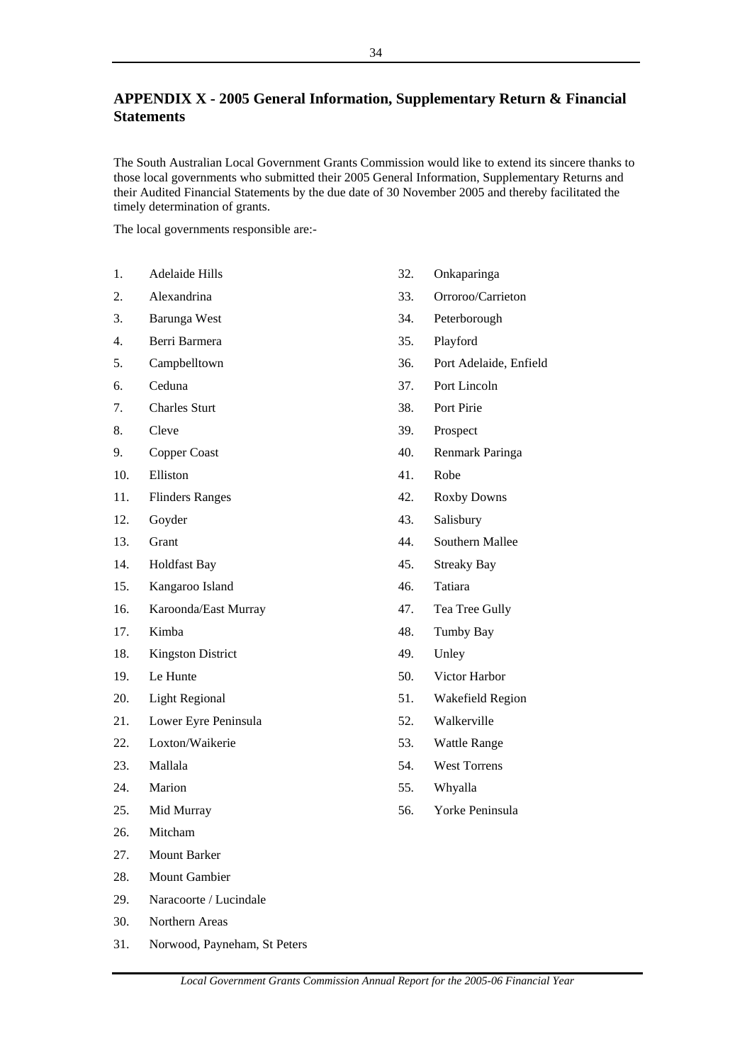## APPENDIX X - 2005 General Information, Supplementary Return & Financial Statements

The South Australian Local Government Grants Commission would like to extend its sincere thanks to those local governments who submitted their 2005 General Information, Supplementary Returns and their Audited Financial Statements by the due date of 30 November 2005 and thereby facilitated the timely determination of grants.

The local governments responsible are:-

1. Adelaide Hills
2. Alexandrina
3. Barunga West
4. Berri Barmera
5. Campbelltown
6. Ceduna
7. Charles Sturt
8. Cleve
9. Copper Coast
10. Elliston
11. Flinders Ranges
12. Goyder
13. Grant
14. Holdfast Bay
15. Kangaroo Island
16. Karoonda/East Murray
17. Kimba
18. Kingston District
19. Le Hunte
20. Light Regional
21. Lower Eyre Peninsula
22. Loxton/Waikerie
23. Mallala
24. Marion
25. Mid Murray
26. Mitcham
27. Mount Barker
28. Mount Gambier
29. Naracoorte / Lucindale
30. Northern Areas
31. Norwood, Payneham, St Peters
32. Onkaparinga
33. Orroroo/Carrieton
34. Peterborough
35. Playford
36. Port Adelaide, Enfield
37. Port Lincoln
38. Port Pirie
39. Prospect
40. Renmark Paringa
41. Robe
42. Roxby Downs
43. Salisbury
44. Southern Mallee
45. Streaky Bay
46. Tatiara
47. Tea Tree Gully
48. Tumby Bay
49. Unley
50. Victor Harbor
51. Wakefield Region
52. Walkerville
53. Wattle Range
54. West Torrens
55. Whyalla
56. Yorke Peninsula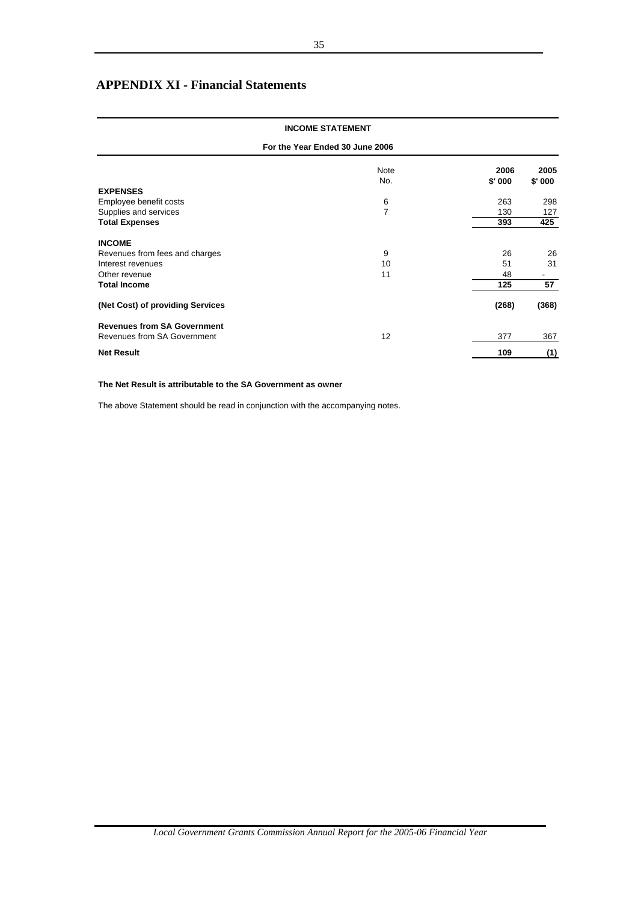# APPENDIX XI - Financial Statements

**INCOME STATEMENT**

**For the Year Ended 30 June 2006**

| | Note No. | 2006 $' 000 | 2005 $' 000 |
|---|---|---|---|
| **EXPENSES** | | | |
| Employee benefit costs | 6 | 263 | 298 |
| Supplies and services | 7 | 130 | 127 |
| **Total Expenses** | | **393** | **425** |
| **INCOME** | | | |
| Revenues from fees and charges | 9 | 26 | 26 |
| Interest revenues | 10 | 51 | 31 |
| Other revenue | 11 | 48 | - |
| **Total Income** | | **125** | **57** |
| **(Net Cost) of providing Services** | | **(268)** | **(368)** |
| **Revenues from SA Government** | | | |
| Revenues from SA Government | 12 | 377 | 367 |
| **Net Result** | | **109** | **(1)** |

**The Net Result is attributable to the SA Government as owner**

The above Statement should be read in conjunction with the accompanying notes.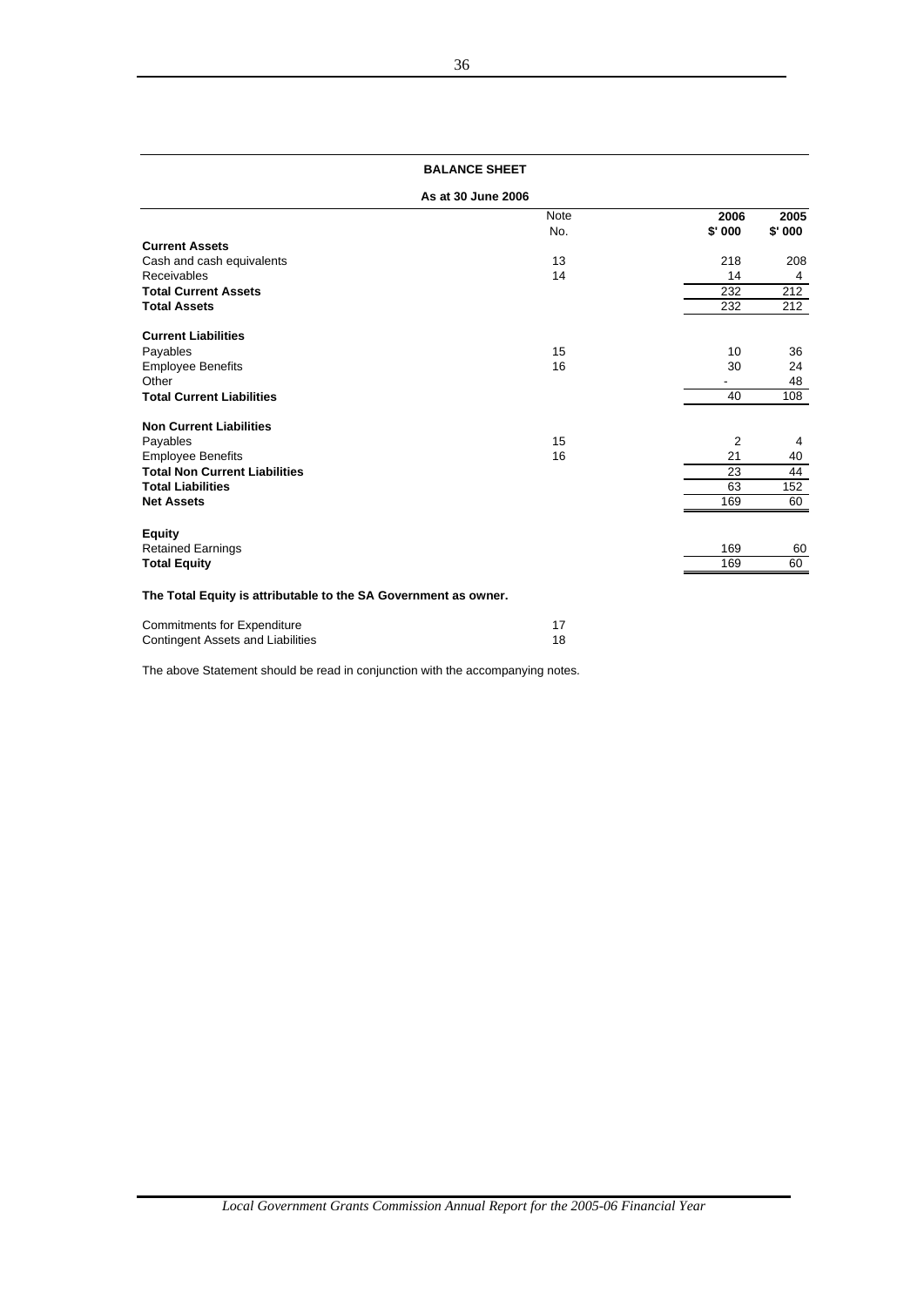## BALANCE SHEET

### As at 30 June 2006

| | Note No. | 2006 $' 000 | 2005 $' 000 |
|---|---|---|---|
| **Current Assets** | | | |
| Cash and cash equivalents | 13 | 218 | 208 |
| Receivables | 14 | 14 | 4 |
| **Total Current Assets** | | 232 | 212 |
| **Total Assets** | | 232 | 212 |
| **Current Liabilities** | | | |
| Payables | 15 | 10 | 36 |
| Employee Benefits | 16 | 30 | 24 |
| Other | | - | 48 |
| **Total Current Liabilities** | | 40 | 108 |
| **Non Current Liabilities** | | | |
| Payables | 15 | 2 | 4 |
| Employee Benefits | 16 | 21 | 40 |
| **Total Non Current Liabilities** | | 23 | 44 |
| **Total Liabilities** | | 63 | 152 |
| **Net Assets** | | 169 | 60 |
| **Equity** | | | |
| Retained Earnings | | 169 | 60 |
| **Total Equity** | | 169 | 60 |

**The Total Equity is attributable to the SA Government as owner.**

| | Note No. |
|---|---|
| Commitments for Expenditure | 17 |
| Contingent Assets and Liabilities | 18 |

The above Statement should be read in conjunction with the accompanying notes.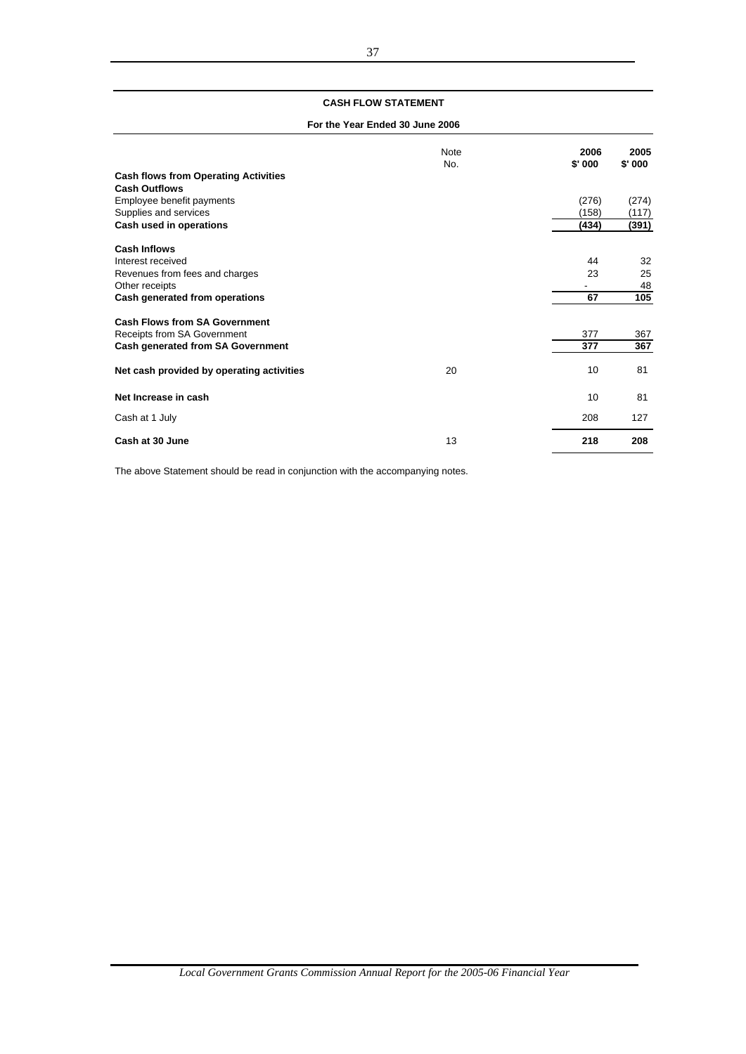## CASH FLOW STATEMENT

**For the Year Ended 30 June 2006**

| | Note No. | 2006 $' 000 | 2005 $' 000 |
|---|---|---|---|
| **Cash flows from Operating Activities** | | | |
| **Cash Outflows** | | | |
| Employee benefit payments | | (276) | (274) |
| Supplies and services | | (158) | (117) |
| **Cash used in operations** | | **(434)** | **(391)** |
| **Cash Inflows** | | | |
| Interest received | | 44 | 32 |
| Revenues from fees and charges | | 23 | 25 |
| Other receipts | | - | 48 |
| **Cash generated from operations** | | **67** | **105** |
| **Cash Flows from SA Government** | | | |
| Receipts from SA Government | | 377 | 367 |
| **Cash generated from SA Government** | | **377** | **367** |
| **Net cash provided by operating activities** | 20 | 10 | 81 |
| **Net Increase in cash** | | 10 | 81 |
| Cash at 1 July | | 208 | 127 |
| **Cash at 30 June** | 13 | **218** | **208** |

The above Statement should be read in conjunction with the accompanying notes.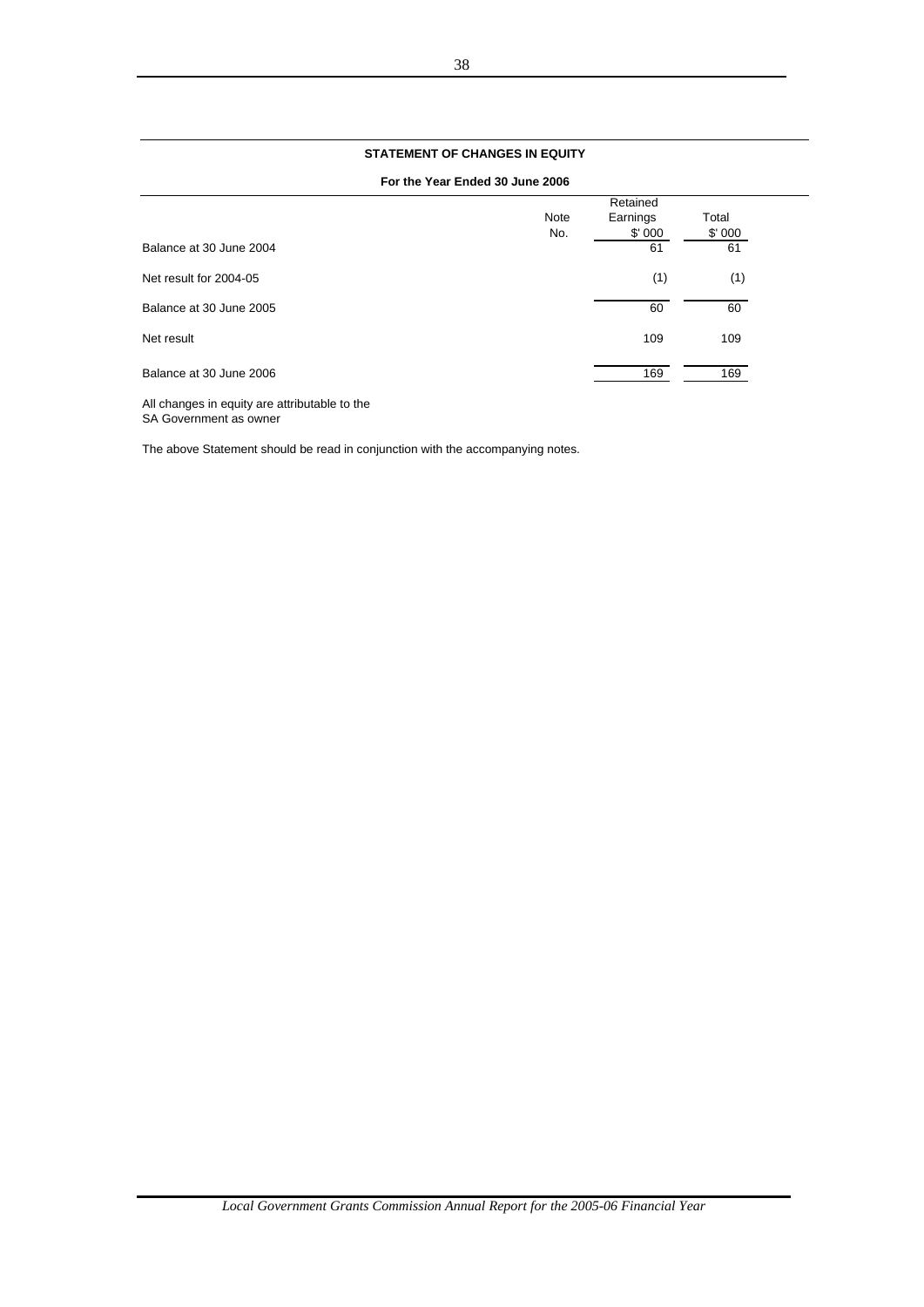## STATEMENT OF CHANGES IN EQUITY

**For the Year Ended 30 June 2006**

| | Note No. | Retained Earnings $' 000 | Total $' 000 |
|---|---|---|---|
| Balance at 30 June 2004 | | 61 | 61 |
| Net result for 2004-05 | | (1) | (1) |
| Balance at 30 June 2005 | | 60 | 60 |
| Net result | | 109 | 109 |
| Balance at 30 June 2006 | | 169 | 169 |

All changes in equity are attributable to the SA Government as owner

The above Statement should be read in conjunction with the accompanying notes.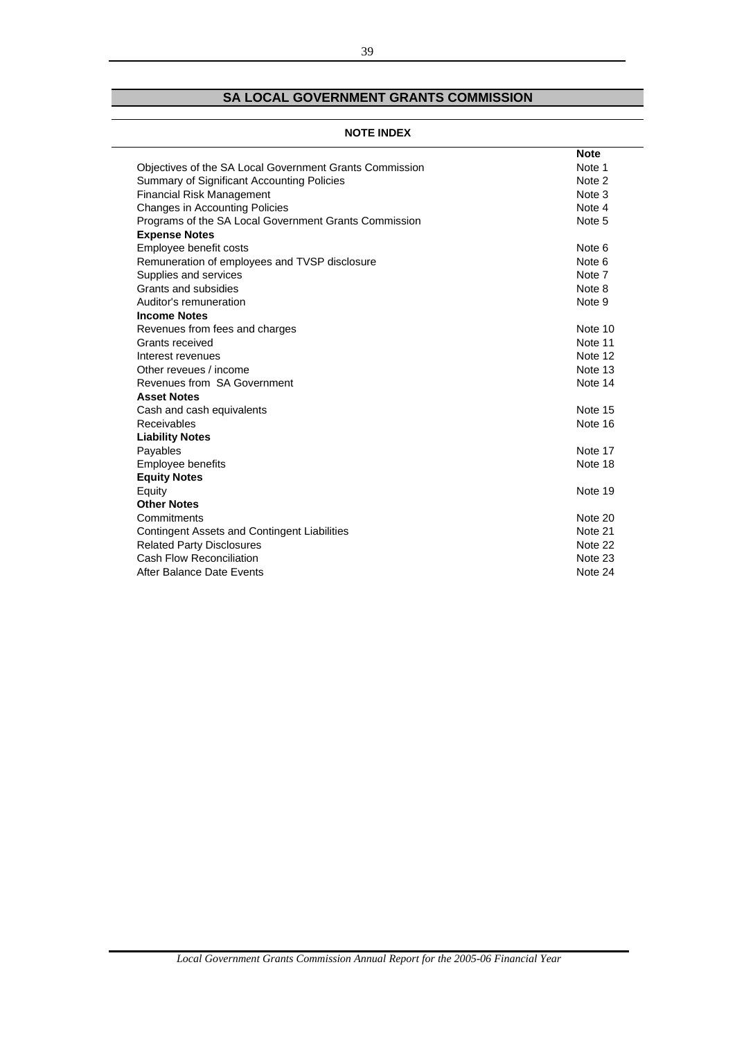# SA LOCAL GOVERNMENT GRANTS COMMISSION

## NOTE INDEX

| | Note |
|---|---|
| Objectives of the SA Local Government Grants Commission | Note 1 |
| Summary of Significant Accounting Policies | Note 2 |
| Financial Risk Management | Note 3 |
| Changes in Accounting Policies | Note 4 |
| Programs of the SA Local Government Grants Commission | Note 5 |
| **Expense Notes** | |
| Employee benefit costs | Note 6 |
| Remuneration of employees and TVSP disclosure | Note 6 |
| Supplies and services | Note 7 |
| Grants and subsidies | Note 8 |
| Auditor's remuneration | Note 9 |
| **Income Notes** | |
| Revenues from fees and charges | Note 10 |
| Grants received | Note 11 |
| Interest revenues | Note 12 |
| Other reveues / income | Note 13 |
| Revenues from SA Government | Note 14 |
| **Asset Notes** | |
| Cash and cash equivalents | Note 15 |
| Receivables | Note 16 |
| **Liability Notes** | |
| Payables | Note 17 |
| Employee benefits | Note 18 |
| **Equity Notes** | |
| Equity | Note 19 |
| **Other Notes** | |
| Commitments | Note 20 |
| Contingent Assets and Contingent Liabilities | Note 21 |
| Related Party Disclosures | Note 22 |
| Cash Flow Reconciliation | Note 23 |
| After Balance Date Events | Note 24 |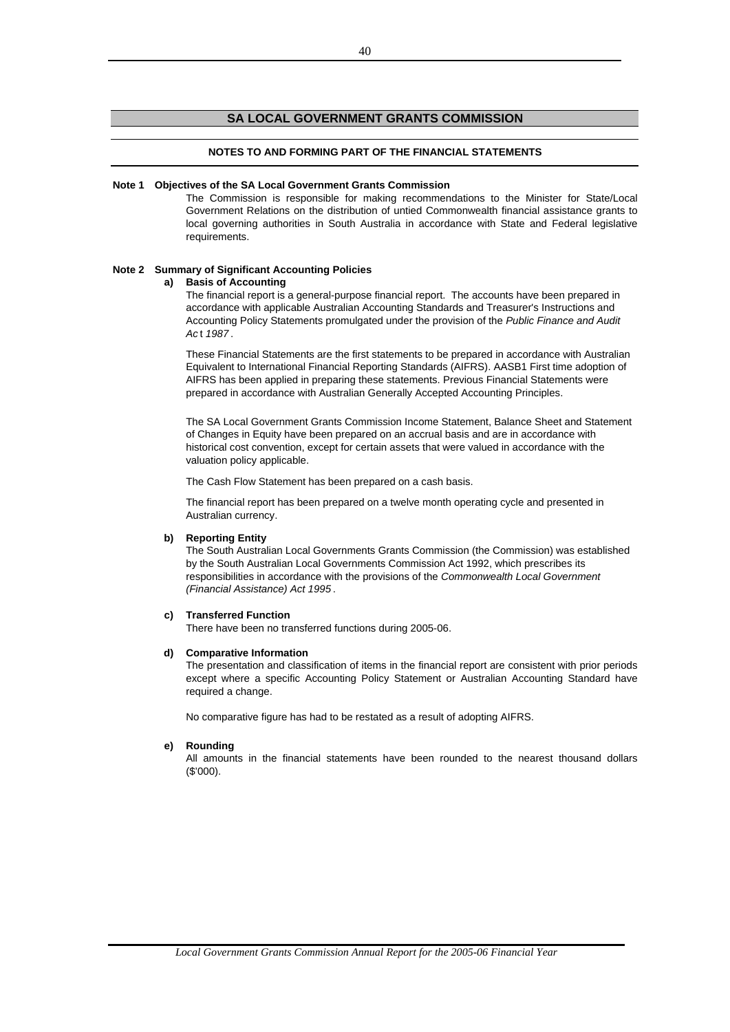## SA LOCAL GOVERNMENT GRANTS COMMISSION

### NOTES TO AND FORMING PART OF THE FINANCIAL STATEMENTS

**Note 1 Objectives of the SA Local Government Grants Commission**

The Commission is responsible for making recommendations to the Minister for State/Local Government Relations on the distribution of untied Commonwealth financial assistance grants to local governing authorities in South Australia in accordance with State and Federal legislative requirements.

**Note 2 Summary of Significant Accounting Policies**

**a) Basis of Accounting**

The financial report is a general-purpose financial report. The accounts have been prepared in accordance with applicable Australian Accounting Standards and Treasurer's Instructions and Accounting Policy Statements promulgated under the provision of the *Public Finance and Audit Act 1987*.

These Financial Statements are the first statements to be prepared in accordance with Australian Equivalent to International Financial Reporting Standards (AIFRS). AASB1 First time adoption of AIFRS has been applied in preparing these statements. Previous Financial Statements were prepared in accordance with Australian Generally Accepted Accounting Principles.

The SA Local Government Grants Commission Income Statement, Balance Sheet and Statement of Changes in Equity have been prepared on an accrual basis and are in accordance with historical cost convention, except for certain assets that were valued in accordance with the valuation policy applicable.

The Cash Flow Statement has been prepared on a cash basis.

The financial report has been prepared on a twelve month operating cycle and presented in Australian currency.

**b) Reporting Entity**

The South Australian Local Governments Grants Commission (the Commission) was established by the South Australian Local Governments Commission Act 1992, which prescribes its responsibilities in accordance with the provisions of the *Commonwealth Local Government (Financial Assistance) Act 1995*.

**c) Transferred Function**

There have been no transferred functions during 2005-06.

**d) Comparative Information**

The presentation and classification of items in the financial report are consistent with prior periods except where a specific Accounting Policy Statement or Australian Accounting Standard have required a change.

No comparative figure has had to be restated as a result of adopting AIFRS.

**e) Rounding**

All amounts in the financial statements have been rounded to the nearest thousand dollars ($'000).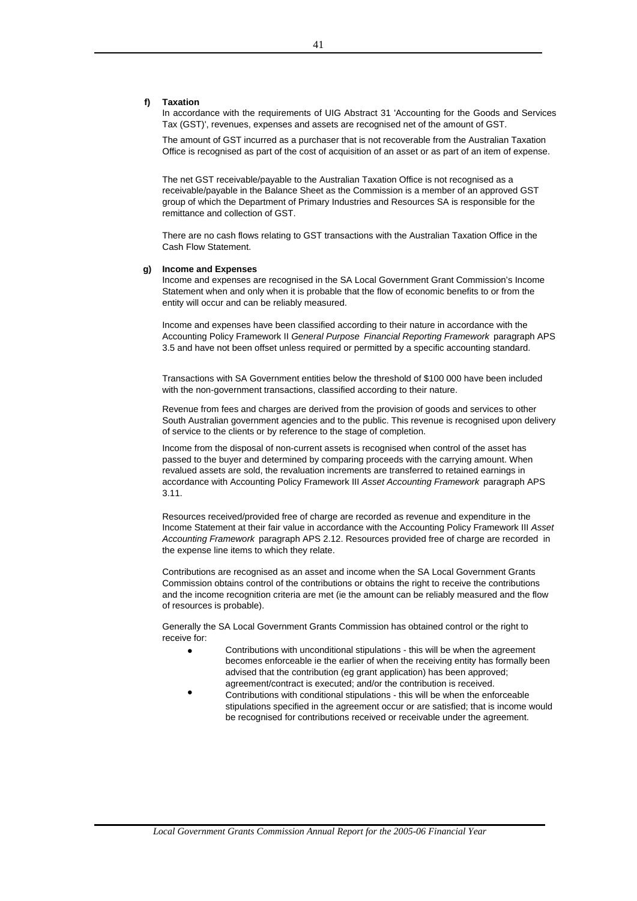**f) Taxation**

In accordance with the requirements of UIG Abstract 31 'Accounting for the Goods and Services Tax (GST)', revenues, expenses and assets are recognised net of the amount of GST.

The amount of GST incurred as a purchaser that is not recoverable from the Australian Taxation Office is recognised as part of the cost of acquisition of an asset or as part of an item of expense.

The net GST receivable/payable to the Australian Taxation Office is not recognised as a receivable/payable in the Balance Sheet as the Commission is a member of an approved GST group of which the Department of Primary Industries and Resources SA is responsible for the remittance and collection of GST.

There are no cash flows relating to GST transactions with the Australian Taxation Office in the Cash Flow Statement.

**g) Income and Expenses**

Income and expenses are recognised in the SA Local Government Grant Commission's Income Statement when and only when it is probable that the flow of economic benefits to or from the entity will occur and can be reliably measured.

Income and expenses have been classified according to their nature in accordance with the Accounting Policy Framework II *General Purpose Financial Reporting Framework* paragraph APS 3.5 and have not been offset unless required or permitted by a specific accounting standard.

Transactions with SA Government entities below the threshold of $100 000 have been included with the non-government transactions, classified according to their nature.

Revenue from fees and charges are derived from the provision of goods and services to other South Australian government agencies and to the public. This revenue is recognised upon delivery of service to the clients or by reference to the stage of completion.

Income from the disposal of non-current assets is recognised when control of the asset has passed to the buyer and determined by comparing proceeds with the carrying amount. When revalued assets are sold, the revaluation increments are transferred to retained earnings in accordance with Accounting Policy Framework III *Asset Accounting Framework* paragraph APS 3.11.

Resources received/provided free of charge are recorded as revenue and expenditure in the Income Statement at their fair value in accordance with the Accounting Policy Framework III *Asset Accounting Framework* paragraph APS 2.12. Resources provided free of charge are recorded in the expense line items to which they relate.

Contributions are recognised as an asset and income when the SA Local Government Grants Commission obtains control of the contributions or obtains the right to receive the contributions and the income recognition criteria are met (ie the amount can be reliably measured and the flow of resources is probable).

Generally the SA Local Government Grants Commission has obtained control or the right to receive for:

- Contributions with unconditional stipulations - this will be when the agreement becomes enforceable ie the earlier of when the receiving entity has formally been advised that the contribution (eg grant application) has been approved; agreement/contract is executed; and/or the contribution is received.
- Contributions with conditional stipulations - this will be when the enforceable stipulations specified in the agreement occur or are satisfied; that is income would be recognised for contributions received or receivable under the agreement.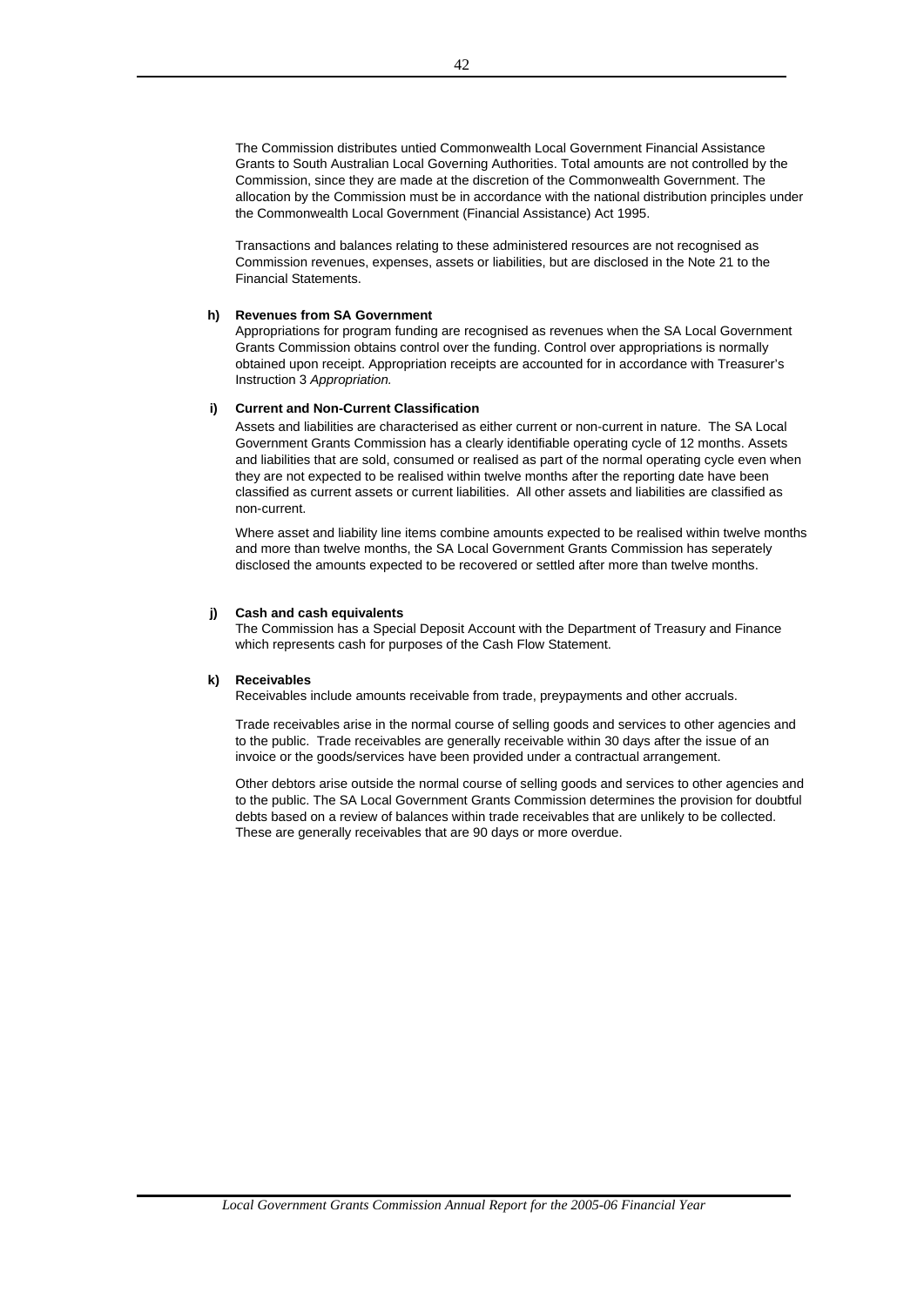The Commission distributes untied Commonwealth Local Government Financial Assistance Grants to South Australian Local Governing Authorities. Total amounts are not controlled by the Commission, since they are made at the discretion of the Commonwealth Government. The allocation by the Commission must be in accordance with the national distribution principles under the Commonwealth Local Government (Financial Assistance) Act 1995.

Transactions and balances relating to these administered resources are not recognised as Commission revenues, expenses, assets or liabilities, but are disclosed in the Note 21 to the Financial Statements.

**h) Revenues from SA Government**

Appropriations for program funding are recognised as revenues when the SA Local Government Grants Commission obtains control over the funding. Control over appropriations is normally obtained upon receipt. Appropriation receipts are accounted for in accordance with Treasurer's Instruction 3 *Appropriation.*

**i) Current and Non-Current Classification**

Assets and liabilities are characterised as either current or non-current in nature. The SA Local Government Grants Commission has a clearly identifiable operating cycle of 12 months. Assets and liabilities that are sold, consumed or realised as part of the normal operating cycle even when they are not expected to be realised within twelve months after the reporting date have been classified as current assets or current liabilities. All other assets and liabilities are classified as non-current.

Where asset and liability line items combine amounts expected to be realised within twelve months and more than twelve months, the SA Local Government Grants Commission has seperately disclosed the amounts expected to be recovered or settled after more than twelve months.

**j) Cash and cash equivalents**

The Commission has a Special Deposit Account with the Department of Treasury and Finance which represents cash for purposes of the Cash Flow Statement.

**k) Receivables**

Receivables include amounts receivable from trade, preypayments and other accruals.

Trade receivables arise in the normal course of selling goods and services to other agencies and to the public. Trade receivables are generally receivable within 30 days after the issue of an invoice or the goods/services have been provided under a contractual arrangement.

Other debtors arise outside the normal course of selling goods and services to other agencies and to the public. The SA Local Government Grants Commission determines the provision for doubtful debts based on a review of balances within trade receivables that are unlikely to be collected. These are generally receivables that are 90 days or more overdue.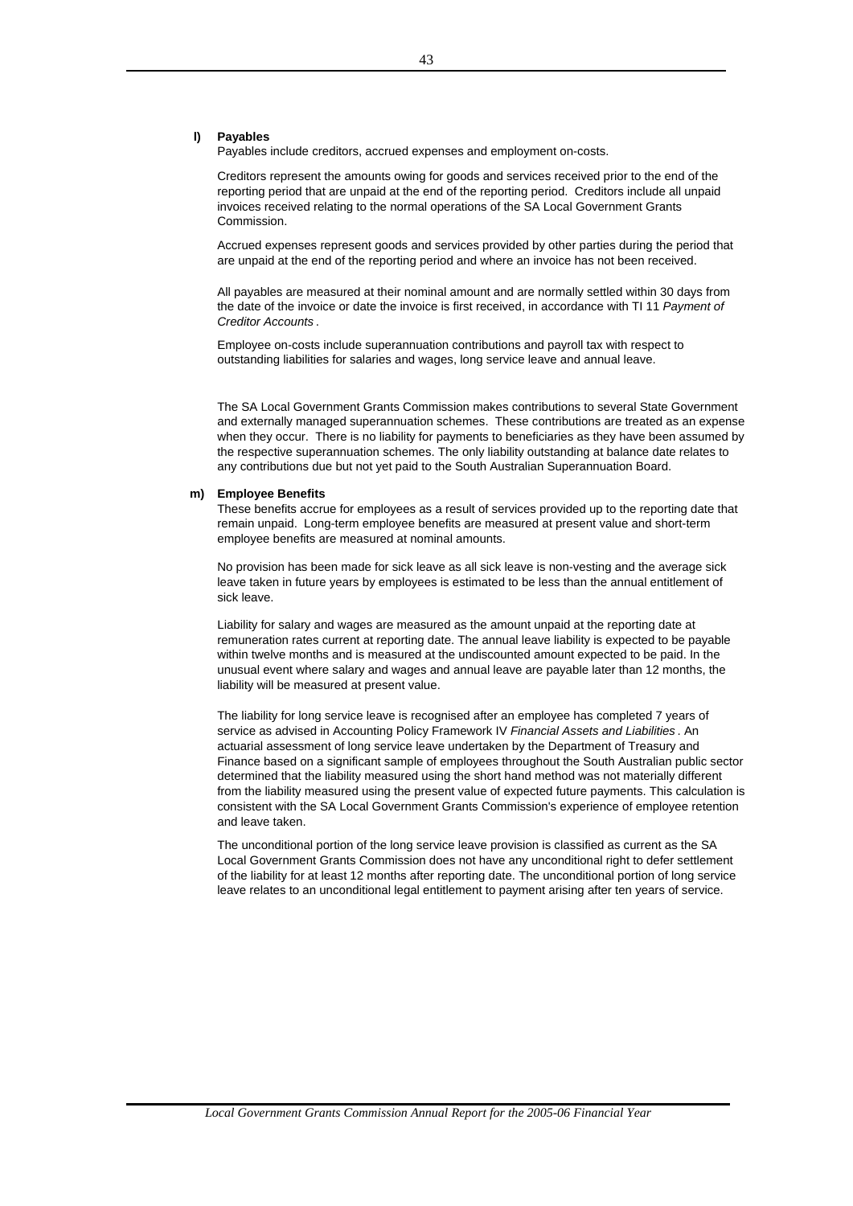**l) Payables**

Payables include creditors, accrued expenses and employment on-costs.

Creditors represent the amounts owing for goods and services received prior to the end of the reporting period that are unpaid at the end of the reporting period. Creditors include all unpaid invoices received relating to the normal operations of the SA Local Government Grants Commission.

Accrued expenses represent goods and services provided by other parties during the period that are unpaid at the end of the reporting period and where an invoice has not been received.

All payables are measured at their nominal amount and are normally settled within 30 days from the date of the invoice or date the invoice is first received, in accordance with TI 11 *Payment of Creditor Accounts*.

Employee on-costs include superannuation contributions and payroll tax with respect to outstanding liabilities for salaries and wages, long service leave and annual leave.

The SA Local Government Grants Commission makes contributions to several State Government and externally managed superannuation schemes. These contributions are treated as an expense when they occur. There is no liability for payments to beneficiaries as they have been assumed by the respective superannuation schemes. The only liability outstanding at balance date relates to any contributions due but not yet paid to the South Australian Superannuation Board.

**m) Employee Benefits**

These benefits accrue for employees as a result of services provided up to the reporting date that remain unpaid. Long-term employee benefits are measured at present value and short-term employee benefits are measured at nominal amounts.

No provision has been made for sick leave as all sick leave is non-vesting and the average sick leave taken in future years by employees is estimated to be less than the annual entitlement of sick leave.

Liability for salary and wages are measured as the amount unpaid at the reporting date at remuneration rates current at reporting date. The annual leave liability is expected to be payable within twelve months and is measured at the undiscounted amount expected to be paid. In the unusual event where salary and wages and annual leave are payable later than 12 months, the liability will be measured at present value.

The liability for long service leave is recognised after an employee has completed 7 years of service as advised in Accounting Policy Framework IV *Financial Assets and Liabilities*. An actuarial assessment of long service leave undertaken by the Department of Treasury and Finance based on a significant sample of employees throughout the South Australian public sector determined that the liability measured using the short hand method was not materially different from the liability measured using the present value of expected future payments. This calculation is consistent with the SA Local Government Grants Commission's experience of employee retention and leave taken.

The unconditional portion of the long service leave provision is classified as current as the SA Local Government Grants Commission does not have any unconditional right to defer settlement of the liability for at least 12 months after reporting date. The unconditional portion of long service leave relates to an unconditional legal entitlement to payment arising after ten years of service.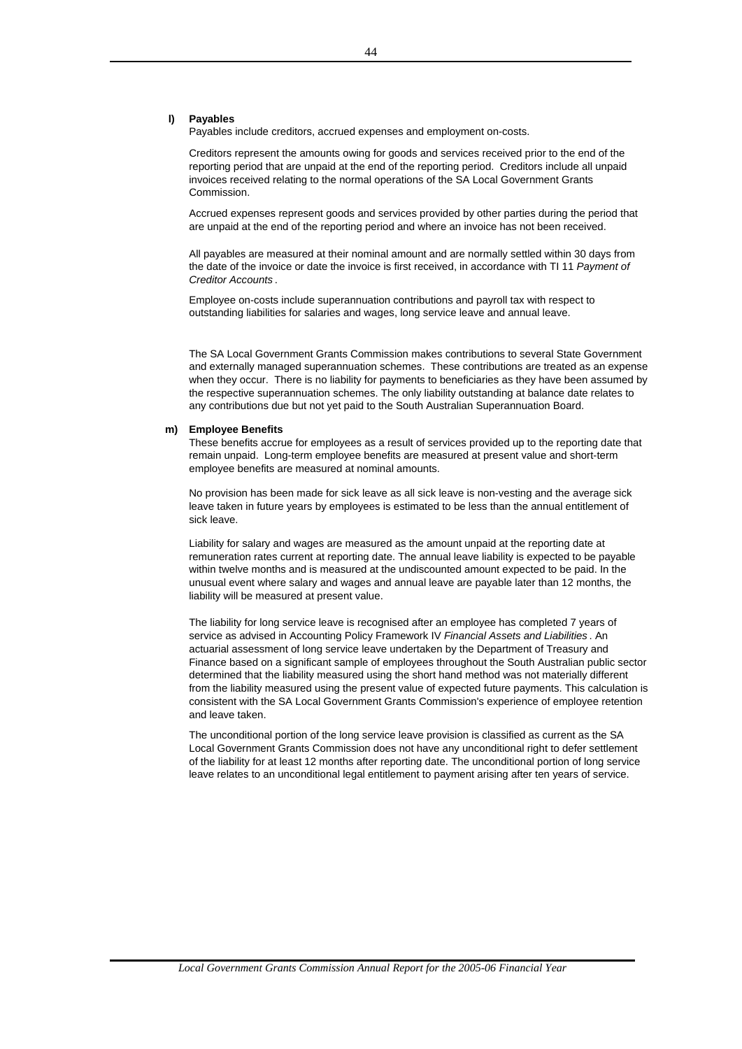**l) Payables**

Payables include creditors, accrued expenses and employment on-costs.

Creditors represent the amounts owing for goods and services received prior to the end of the reporting period that are unpaid at the end of the reporting period. Creditors include all unpaid invoices received relating to the normal operations of the SA Local Government Grants Commission.

Accrued expenses represent goods and services provided by other parties during the period that are unpaid at the end of the reporting period and where an invoice has not been received.

All payables are measured at their nominal amount and are normally settled within 30 days from the date of the invoice or date the invoice is first received, in accordance with TI 11 *Payment of Creditor Accounts* .

Employee on-costs include superannuation contributions and payroll tax with respect to outstanding liabilities for salaries and wages, long service leave and annual leave.

The SA Local Government Grants Commission makes contributions to several State Government and externally managed superannuation schemes. These contributions are treated as an expense when they occur. There is no liability for payments to beneficiaries as they have been assumed by the respective superannuation schemes. The only liability outstanding at balance date relates to any contributions due but not yet paid to the South Australian Superannuation Board.

**m) Employee Benefits**

These benefits accrue for employees as a result of services provided up to the reporting date that remain unpaid. Long-term employee benefits are measured at present value and short-term employee benefits are measured at nominal amounts.

No provision has been made for sick leave as all sick leave is non-vesting and the average sick leave taken in future years by employees is estimated to be less than the annual entitlement of sick leave.

Liability for salary and wages are measured as the amount unpaid at the reporting date at remuneration rates current at reporting date. The annual leave liability is expected to be payable within twelve months and is measured at the undiscounted amount expected to be paid. In the unusual event where salary and wages and annual leave are payable later than 12 months, the liability will be measured at present value.

The liability for long service leave is recognised after an employee has completed 7 years of service as advised in Accounting Policy Framework IV *Financial Assets and Liabilities* . An actuarial assessment of long service leave undertaken by the Department of Treasury and Finance based on a significant sample of employees throughout the South Australian public sector determined that the liability measured using the short hand method was not materially different from the liability measured using the present value of expected future payments. This calculation is consistent with the SA Local Government Grants Commission's experience of employee retention and leave taken.

The unconditional portion of the long service leave provision is classified as current as the SA Local Government Grants Commission does not have any unconditional right to defer settlement of the liability for at least 12 months after reporting date. The unconditional portion of long service leave relates to an unconditional legal entitlement to payment arising after ten years of service.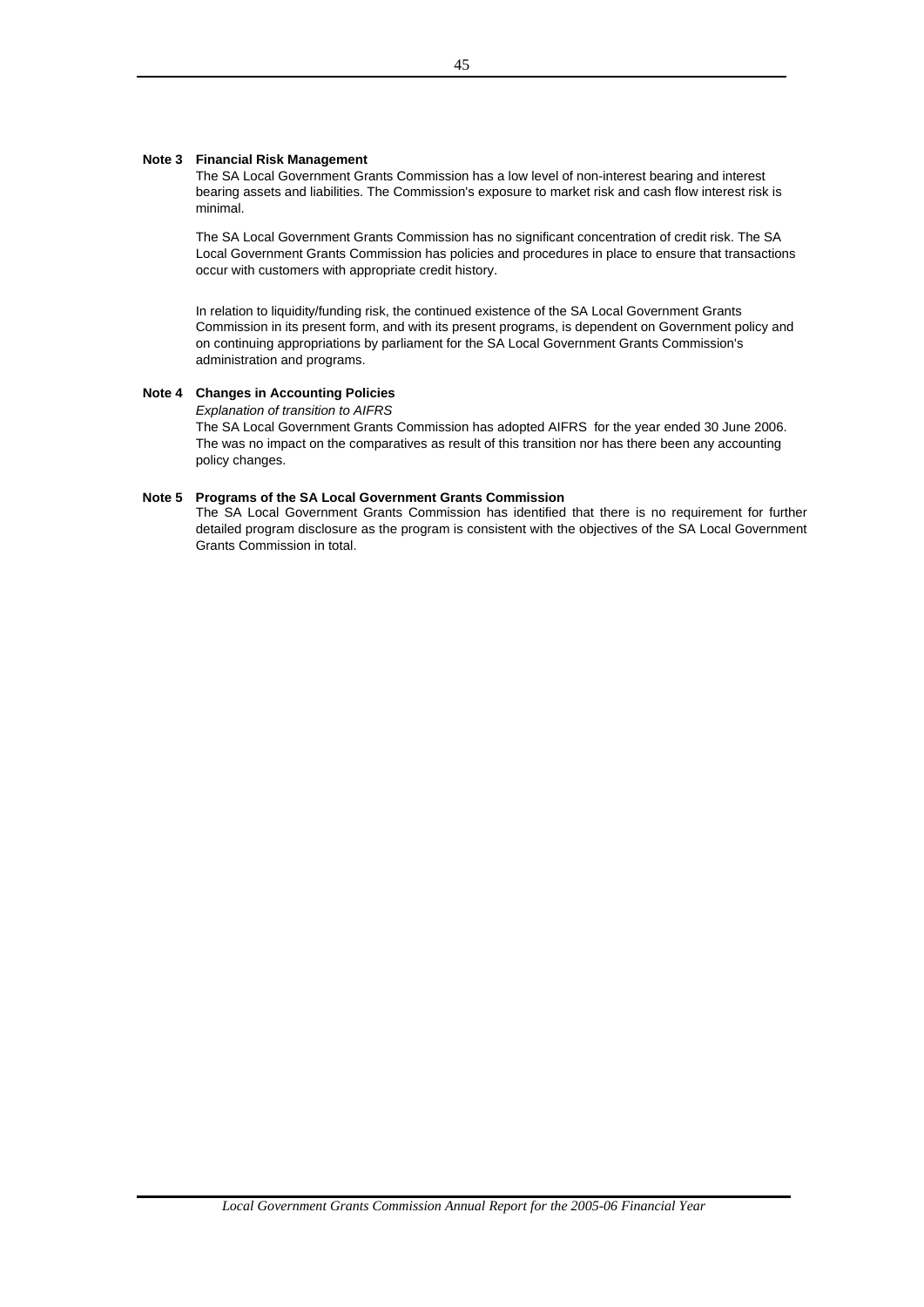**Note 3 Financial Risk Management**

The SA Local Government Grants Commission has a low level of non-interest bearing and interest bearing assets and liabilities. The Commission's exposure to market risk and cash flow interest risk is minimal.

The SA Local Government Grants Commission has no significant concentration of credit risk. The SA Local Government Grants Commission has policies and procedures in place to ensure that transactions occur with customers with appropriate credit history.

In relation to liquidity/funding risk, the continued existence of the SA Local Government Grants Commission in its present form, and with its present programs, is dependent on Government policy and on continuing appropriations by parliament for the SA Local Government Grants Commission's administration and programs.

**Note 4 Changes in Accounting Policies**

*Explanation of transition to AIFRS*

The SA Local Government Grants Commission has adopted AIFRS for the year ended 30 June 2006. The was no impact on the comparatives as result of this transition nor has there been any accounting policy changes.

**Note 5 Programs of the SA Local Government Grants Commission**

The SA Local Government Grants Commission has identified that there is no requirement for further detailed program disclosure as the program is consistent with the objectives of the SA Local Government Grants Commission in total.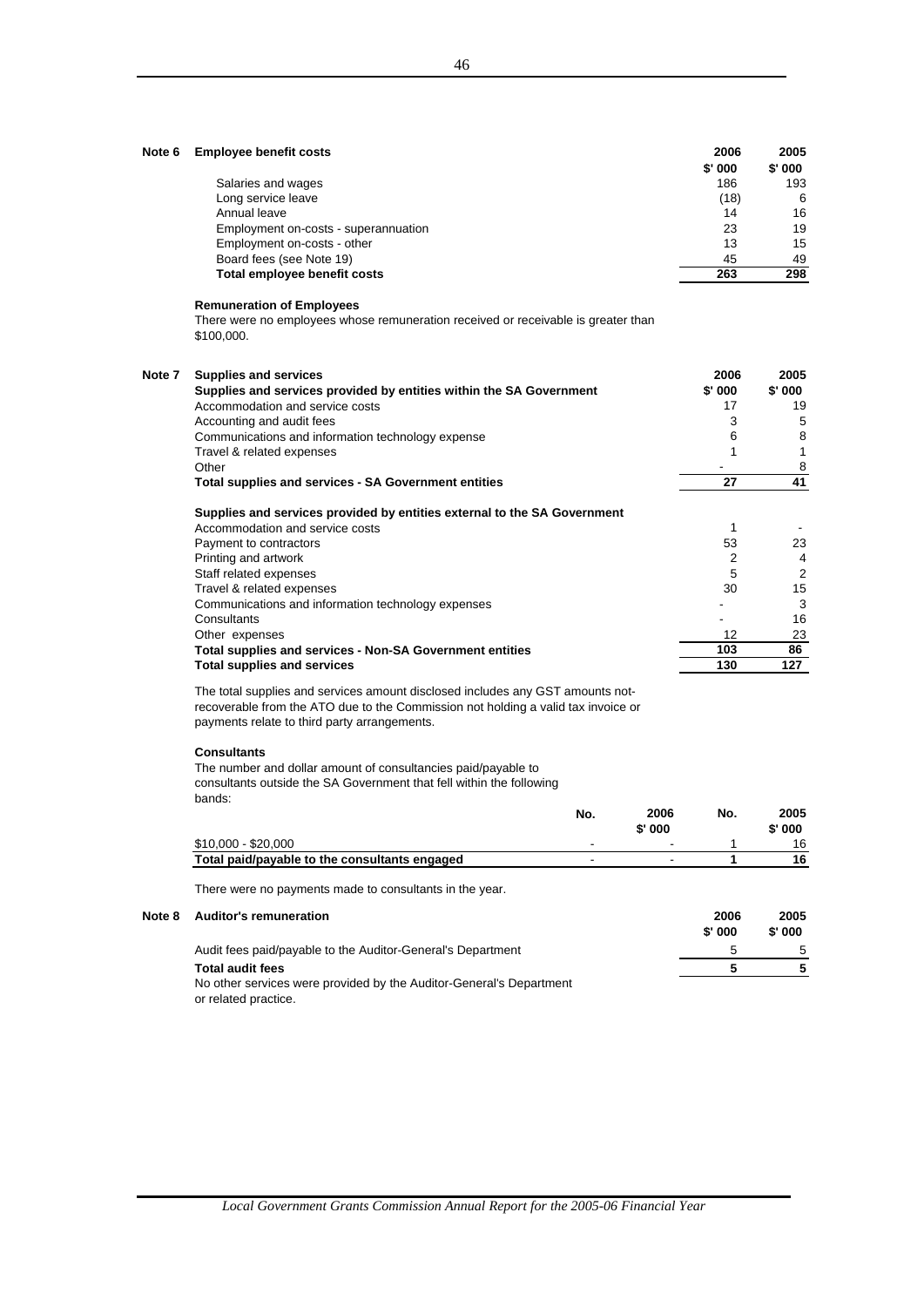## Note 6 Employee benefit costs

| | 2006 | 2005 |
|---|---|---|
| | $' 000 | $' 000 |
| Salaries and wages | 186 | 193 |
| Long service leave | (18) | 6 |
| Annual leave | 14 | 16 |
| Employment on-costs - superannuation | 23 | 19 |
| Employment on-costs - other | 13 | 15 |
| Board fees (see Note 19) | 45 | 49 |
| **Total employee benefit costs** | **263** | **298** |

**Remuneration of Employees**

There were no employees whose remuneration received or receivable is greater than $100,000.

## Note 7 Supplies and services

| | 2006 | 2005 |
|---|---|---|
| **Supplies and services provided by entities within the SA Government** | **$' 000** | **$' 000** |
| Accommodation and service costs | 17 | 19 |
| Accounting and audit fees | 3 | 5 |
| Communications and information technology expense | 6 | 8 |
| Travel & related expenses | 1 | 1 |
| Other | - | 8 |
| **Total supplies and services - SA Government entities** | **27** | **41** |
| **Supplies and services provided by entities external to the SA Government** | | |
| Accommodation and service costs | 1 | - |
| Payment to contractors | 53 | 23 |
| Printing and artwork | 2 | 4 |
| Staff related expenses | 5 | 2 |
| Travel & related expenses | 30 | 15 |
| Communications and information technology expenses | - | 3 |
| Consultants | - | 16 |
| Other expenses | 12 | 23 |
| **Total supplies and services - Non-SA Government entities** | **103** | **86** |
| **Total supplies and services** | **130** | **127** |

The total supplies and services amount disclosed includes any GST amounts not-recoverable from the ATO due to the Commission not holding a valid tax invoice or payments relate to third party arrangements.

**Consultants**

The number and dollar amount of consultancies paid/payable to consultants outside the SA Government that fell within the following bands:

| | No. | 2006 | No. | 2005 |
|---|---|---|---|---|
| | | $' 000 | | $' 000 |
| $10,000 - $20,000 | - | - | 1 | 16 |
| **Total paid/payable to the consultants engaged** | - | - | **1** | **16** |

There were no payments made to consultants in the year.

## Note 8 Auditor's remuneration

| | 2006 | 2005 |
|---|---|---|
| | $' 000 | $' 000 |
| Audit fees paid/payable to the Auditor-General's Department | 5 | 5 |
| **Total audit fees** | **5** | **5** |

No other services were provided by the Auditor-General's Department or related practice.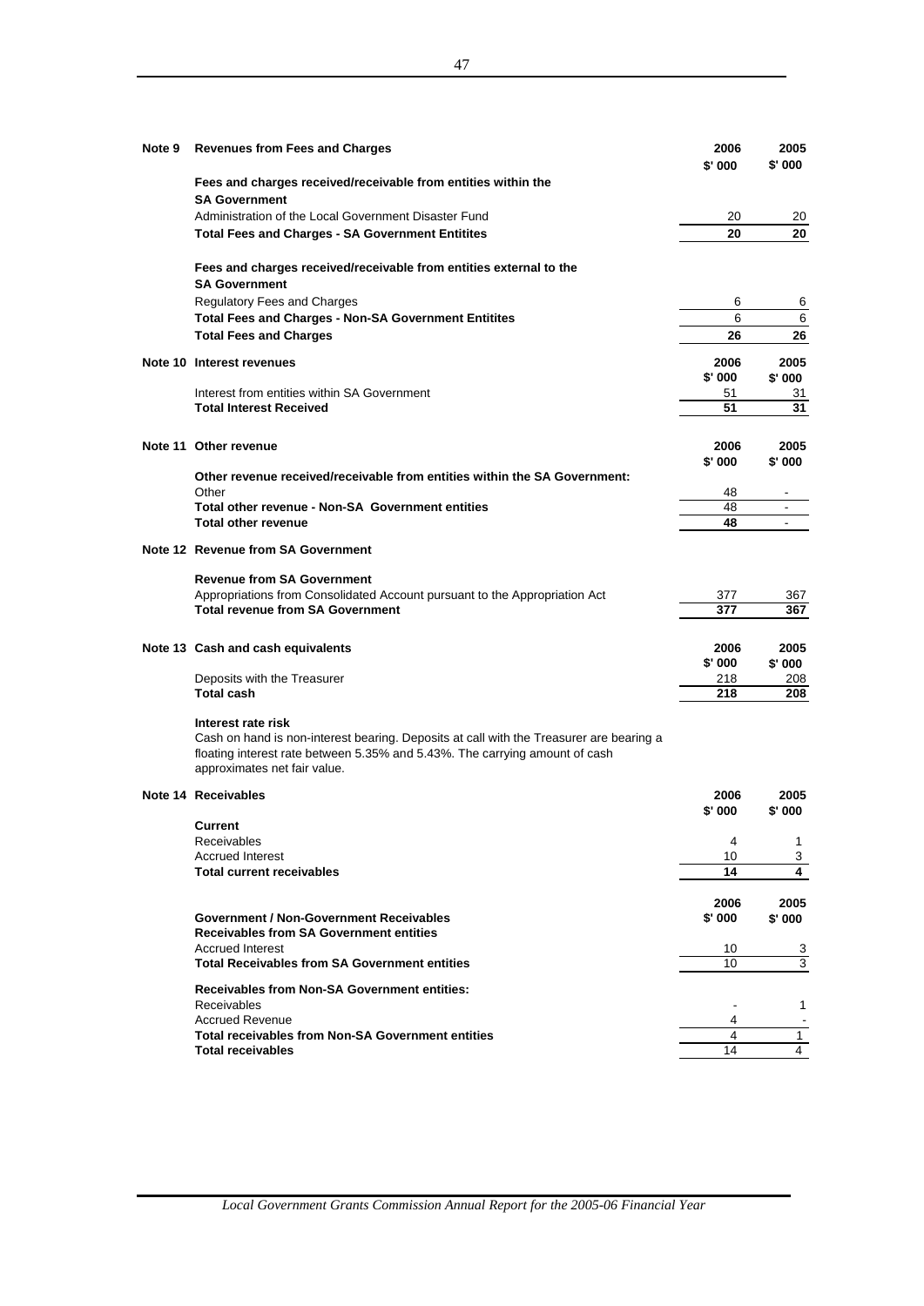## Note 9 Revenues from Fees and Charges

| | 2006 $' 000 | 2005 $' 000 |
|---|---|---|
| **Fees and charges received/receivable from entities within the SA Government** | | |
| Administration of the Local Government Disaster Fund | 20 | 20 |
| **Total Fees and Charges - SA Government Entitites** | **20** | **20** |
| **Fees and charges received/receivable from entities external to the SA Government** | | |
| Regulatory Fees and Charges | 6 | 6 |
| **Total Fees and Charges - Non-SA Government Entitites** | 6 | 6 |
| **Total Fees and Charges** | **26** | **26** |

## Note 10 Interest revenues

| | 2006 $' 000 | 2005 $' 000 |
|---|---|---|
| Interest from entities within SA Government | 51 | 31 |
| **Total Interest Received** | **51** | **31** |

## Note 11 Other revenue

| | 2006 $' 000 | 2005 $' 000 |
|---|---|---|
| **Other revenue received/receivable from entities within the SA Government:** | | |
| Other | 48 | - |
| **Total other revenue - Non-SA Government entities** | 48 | - |
| **Total other revenue** | **48** | - |

## Note 12 Revenue from SA Government

| | 2006 | 2005 |
|---|---|---|
| **Revenue from SA Government** | | |
| Appropriations from Consolidated Account pursuant to the Appropriation Act | 377 | 367 |
| **Total revenue from SA Government** | **377** | **367** |

## Note 13 Cash and cash equivalents

| | 2006 $' 000 | 2005 $' 000 |
|---|---|---|
| Deposits with the Treasurer | 218 | 208 |
| **Total cash** | **218** | **208** |

**Interest rate risk**

Cash on hand is non-interest bearing. Deposits at call with the Treasurer are bearing a floating interest rate between 5.35% and 5.43%. The carrying amount of cash approximates net fair value.

## Note 14 Receivables

| | 2006 $' 000 | 2005 $' 000 |
|---|---|---|
| **Current** | | |
| Receivables | 4 | 1 |
| Accrued Interest | 10 | 3 |
| **Total current receivables** | **14** | **4** |

| | 2006 $' 000 | 2005 $' 000 |
|---|---|---|
| **Government / Non-Government Receivables** | | |
| **Receivables from SA Government entities** | | |
| Accrued Interest | 10 | 3 |
| **Total Receivables from SA Government entities** | 10 | 3 |
| **Receivables from Non-SA Government entities:** | | |
| Receivables | - | 1 |
| Accrued Revenue | 4 | - |
| **Total receivables from Non-SA Government entities** | 4 | 1 |
| **Total receivables** | 14 | 4 |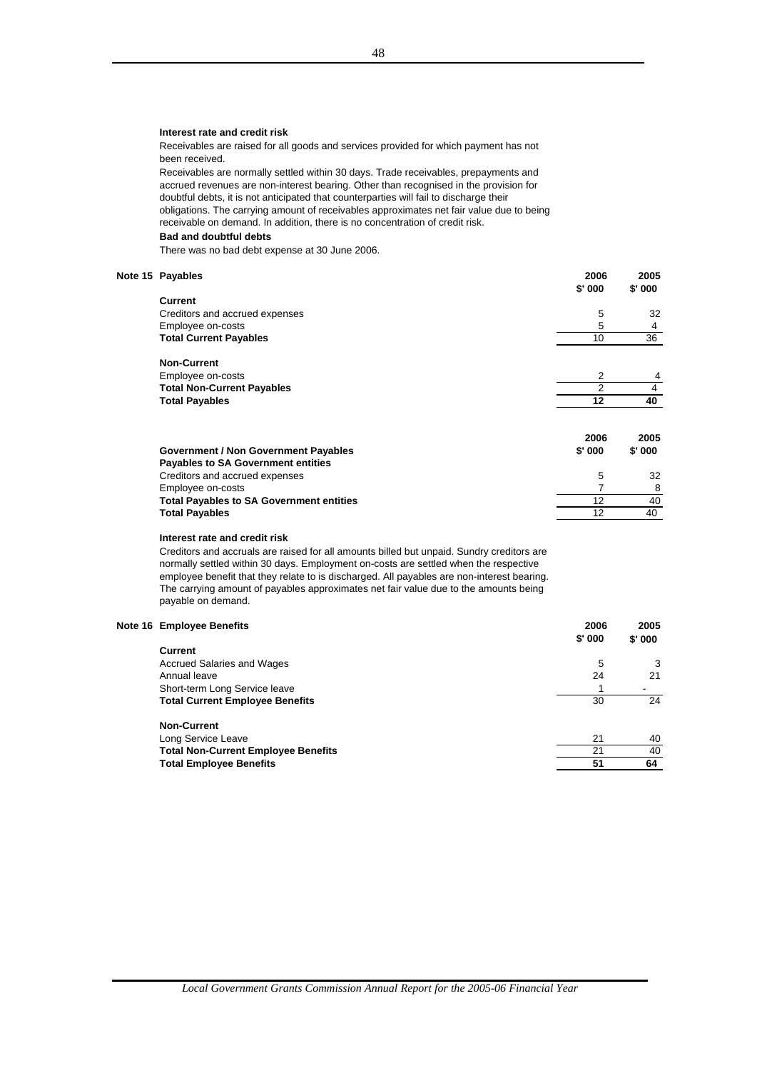#### Interest rate and credit risk

Receivables are raised for all goods and services provided for which payment has not been received.

Receivables are normally settled within 30 days. Trade receivables, prepayments and accrued revenues are non-interest bearing. Other than recognised in the provision for doubtful debts, it is not anticipated that counterparties will fail to discharge their obligations. The carrying amount of receivables approximates net fair value due to being receivable on demand. In addition, there is no concentration of credit risk.

#### Bad and doubtful debts

There was no bad debt expense at 30 June 2006.

## Note 15 Payables

| | 2006 $' 000 | 2005 $' 000 |
|---|---|---|
| **Current** | | |
| Creditors and accrued expenses | 5 | 32 |
| Employee on-costs | 5 | 4 |
| **Total Current Payables** | 10 | 36 |
| **Non-Current** | | |
| Employee on-costs | 2 | 4 |
| **Total Non-Current Payables** | 2 | 4 |
| **Total Payables** | **12** | **40** |

| **Government / Non Government Payables** | 2006 $' 000 | 2005 $' 000 |
|---|---|---|
| **Payables to SA Government entities** | | |
| Creditors and accrued expenses | 5 | 32 |
| Employee on-costs | 7 | 8 |
| **Total Payables to SA Government entities** | 12 | 40 |
| **Total Payables** | 12 | 40 |

#### Interest rate and credit risk

Creditors and accruals are raised for all amounts billed but unpaid. Sundry creditors are normally settled within 30 days. Employment on-costs are settled when the respective employee benefit that they relate to is discharged. All payables are non-interest bearing. The carrying amount of payables approximates net fair value due to the amounts being payable on demand.

## Note 16 Employee Benefits

| | 2006 $' 000 | 2005 $' 000 |
|---|---|---|
| **Current** | | |
| Accrued Salaries and Wages | 5 | 3 |
| Annual leave | 24 | 21 |
| Short-term Long Service leave | 1 | - |
| **Total Current Employee Benefits** | 30 | 24 |
| **Non-Current** | | |
| Long Service Leave | 21 | 40 |
| **Total Non-Current Employee Benefits** | 21 | 40 |
| **Total Employee Benefits** | **51** | **64** |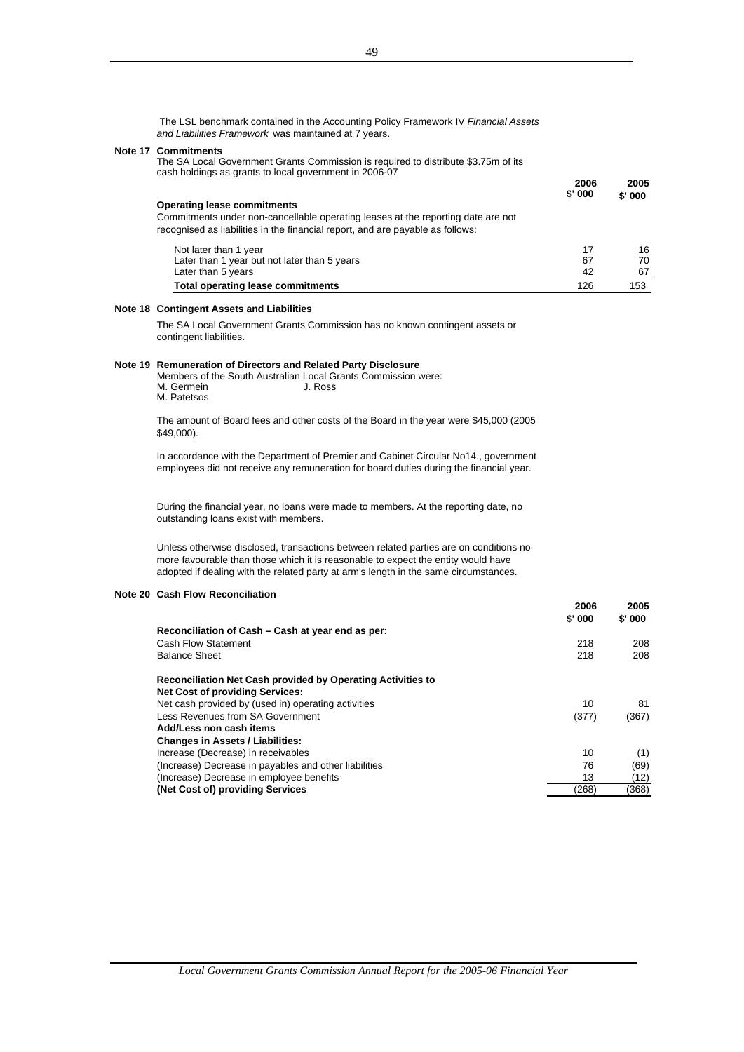The LSL benchmark contained in the Accounting Policy Framework IV *Financial Assets and Liabilities Framework* was maintained at 7 years.

**Note 17 Commitments**

The SA Local Government Grants Commission is required to distribute $3.75m of its cash holdings as grants to local government in 2006-07

| | 2006 $' 000 | 2005 $' 000 |
|---|---|---|
| **Operating lease commitments** | | |
| Commitments under non-cancellable operating leases at the reporting date are not recognised as liabilities in the financial report, and are payable as follows: | | |
| Not later than 1 year | 17 | 16 |
| Later than 1 year but not later than 5 years | 67 | 70 |
| Later than 5 years | 42 | 67 |
| **Total operating lease commitments** | 126 | 153 |

**Note 18 Contingent Assets and Liabilities**

The SA Local Government Grants Commission has no known contingent assets or contingent liabilities.

**Note 19 Remuneration of Directors and Related Party Disclosure**

Members of the South Australian Local Grants Commission were:

M. Germein J. Ross
M. Patetsos

The amount of Board fees and other costs of the Board in the year were $45,000 (2005 $49,000).

In accordance with the Department of Premier and Cabinet Circular No14., government employees did not receive any remuneration for board duties during the financial year.

During the financial year, no loans were made to members. At the reporting date, no outstanding loans exist with members.

Unless otherwise disclosed, transactions between related parties are on conditions no more favourable than those which it is reasonable to expect the entity would have adopted if dealing with the related party at arm's length in the same circumstances.

**Note 20 Cash Flow Reconciliation**

| | 2006 $' 000 | 2005 $' 000 |
|---|---|---|
| **Reconciliation of Cash – Cash at year end as per:** | | |
| Cash Flow Statement | 218 | 208 |
| Balance Sheet | 218 | 208 |
| **Reconciliation Net Cash provided by Operating Activities to Net Cost of providing Services:** | | |
| Net cash provided by (used in) operating activities | 10 | 81 |
| Less Revenues from SA Government | (377) | (367) |
| **Add/Less non cash items** | | |
| **Changes in Assets / Liabilities:** | | |
| Increase (Decrease) in receivables | 10 | (1) |
| (Increase) Decrease in payables and other liabilities | 76 | (69) |
| (Increase) Decrease in employee benefits | 13 | (12) |
| **(Net Cost of) providing Services** | (268) | (368) |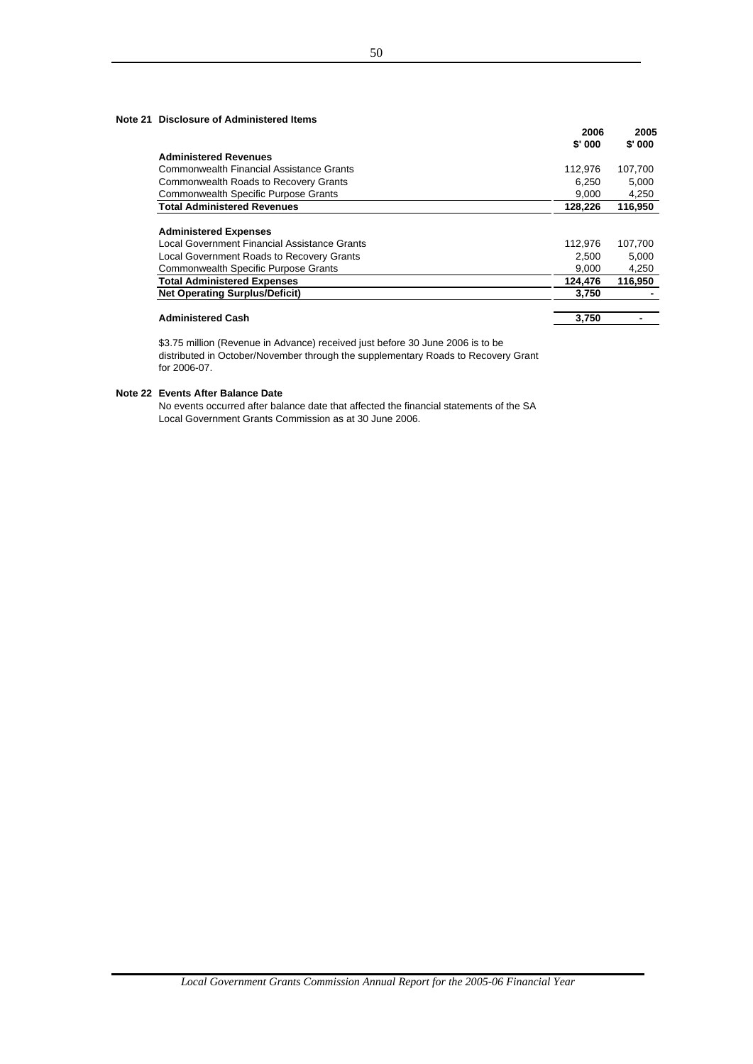### Note 21 Disclosure of Administered Items

| | 2006 $' 000 | 2005 $' 000 |
|---|---|---|
| **Administered Revenues** | | |
| Commonwealth Financial Assistance Grants | 112,976 | 107,700 |
| Commonwealth Roads to Recovery Grants | 6,250 | 5,000 |
| Commonwealth Specific Purpose Grants | 9,000 | 4,250 |
| **Total Administered Revenues** | **128,226** | **116,950** |
| | | |
| **Administered Expenses** | | |
| Local Government Financial Assistance Grants | 112,976 | 107,700 |
| Local Government Roads to Recovery Grants | 2,500 | 5,000 |
| Commonwealth Specific Purpose Grants | 9,000 | 4,250 |
| **Total Administered Expenses** | **124,476** | **116,950** |
| **Net Operating Surplus/Deficit)** | **3,750** | **-** |
| | | |
| **Administered Cash** | **3,750** | **-** |

$3.75 million (Revenue in Advance) received just before 30 June 2006 is to be distributed in October/November through the supplementary Roads to Recovery Grant for 2006-07.

### Note 22 Events After Balance Date

No events occurred after balance date that affected the financial statements of the SA Local Government Grants Commission as at 30 June 2006.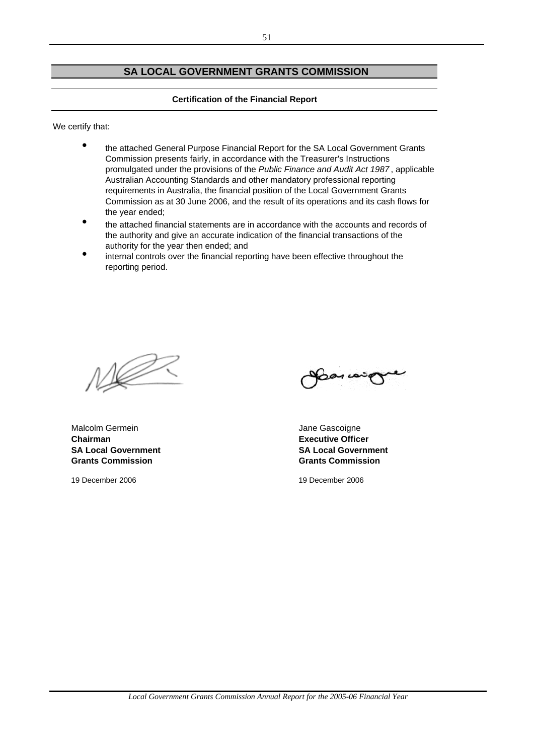## SA LOCAL GOVERNMENT GRANTS COMMISSION

**Certification of the Financial Report**

We certify that:

- the attached General Purpose Financial Report for the SA Local Government Grants Commission presents fairly, in accordance with the Treasurer's Instructions promulgated under the provisions of the *Public Finance and Audit Act 1987*, applicable Australian Accounting Standards and other mandatory professional reporting requirements in Australia, the financial position of the Local Government Grants Commission as at 30 June 2006, and the result of its operations and its cash flows for the year ended;
- the attached financial statements are in accordance with the accounts and records of the authority and give an accurate indication of the financial transactions of the authority for the year then ended; and
- internal controls over the financial reporting have been effective throughout the reporting period.

Malcolm Germein
**Chairman**
**SA Local Government**
**Grants Commission**

19 December 2006

Jane Gascoigne
**Executive Officer**
**SA Local Government**
**Grants Commission**

19 December 2006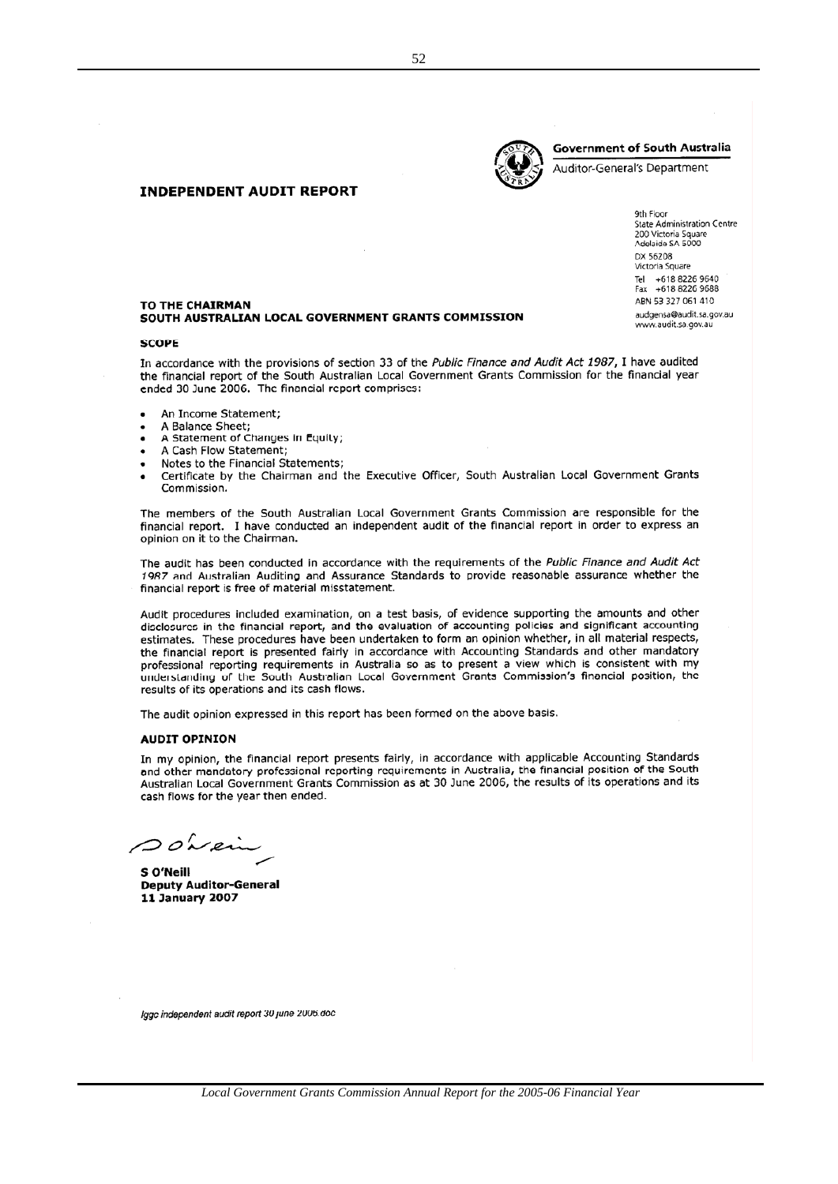**Government of South Australia**

Auditor-General's Department

# INDEPENDENT AUDIT REPORT

9th Floor
State Administration Centre
200 Victoria Square
Adelaide SA 5000
DX 56208
Victoria Square
Tel +618 8226 9640
Fax +618 8226 9688
ABN 53 327 061 410
audgensa@audit.sa.gov.au
www.audit.sa.gov.au

**TO THE CHAIRMAN**
**SOUTH AUSTRALIAN LOCAL GOVERNMENT GRANTS COMMISSION**

## SCOPE

In accordance with the provisions of section 33 of the *Public Finance and Audit Act 1987*, I have audited the financial report of the South Australian Local Government Grants Commission for the financial year ended 30 June 2006. The financial report comprises:

- An Income Statement;
- A Balance Sheet;
- A Statement of Changes in Equity;
- A Cash Flow Statement;
- Notes to the Financial Statements;
- Certificate by the Chairman and the Executive Officer, South Australian Local Government Grants Commission.

The members of the South Australian Local Government Grants Commission are responsible for the financial report. I have conducted an independent audit of the financial report in order to express an opinion on it to the Chairman.

The audit has been conducted in accordance with the requirements of the *Public Finance and Audit Act 1987* and Australian Auditing and Assurance Standards to provide reasonable assurance whether the financial report is free of material misstatement.

Audit procedures included examination, on a test basis, of evidence supporting the amounts and other disclosures in the financial report, and the evaluation of accounting policies and significant accounting estimates. These procedures have been undertaken to form an opinion whether, in all material respects, the financial report is presented fairly in accordance with Accounting Standards and other mandatory professional reporting requirements in Australia so as to present a view which is consistent with my understanding of the South Australian Local Government Grants Commission's financial position, the results of its operations and its cash flows.

The audit opinion expressed in this report has been formed on the above basis.

## AUDIT OPINION

In my opinion, the financial report presents fairly, in accordance with applicable Accounting Standards and other mandatory professional reporting requirements in Australia, the financial position of the South Australian Local Government Grants Commission as at 30 June 2006, the results of its operations and its cash flows for the year then ended.

**S O'Neill**
**Deputy Auditor-General**
**11 January 2007**

*lggc independent audit report 30 june 2006.doc*